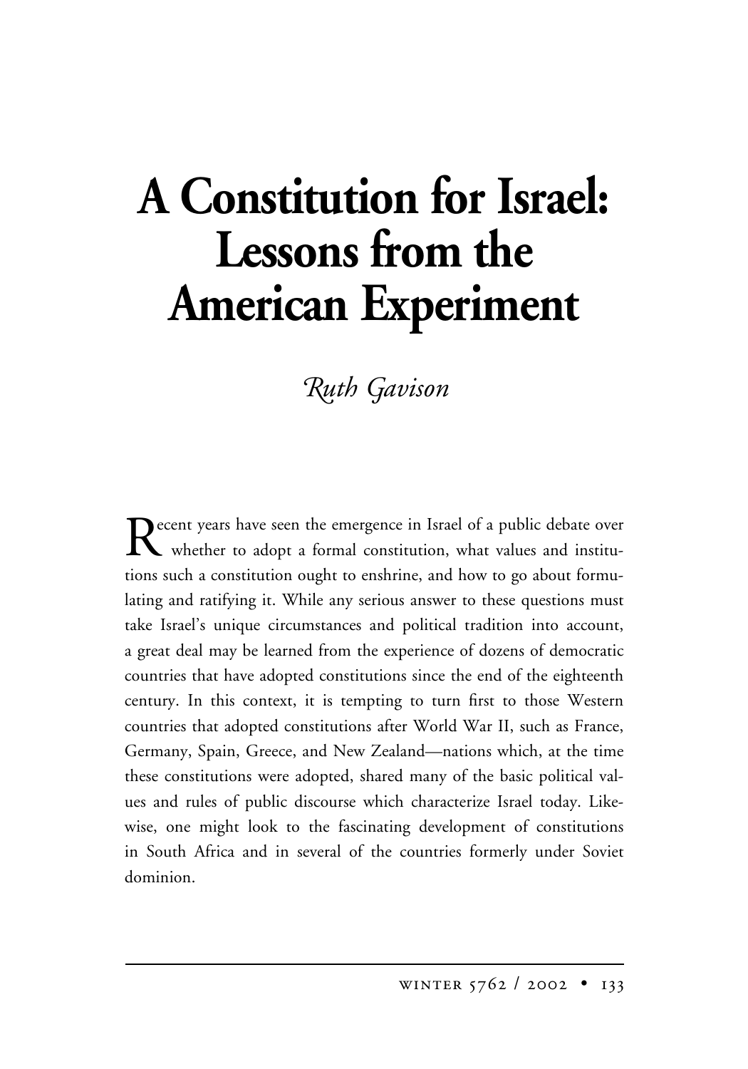# A Constitution for Israel: Lessons from the American Experiment

*Ruth Gavison*

Recent years have seen the emergence in Israel of a public debate over whether to adopt a formal constitution, what values and institutions such a constitution ought to enshrine, and how to go about formulating and ratifying it. While any serious answer to these questions must take Israel's unique circumstances and political tradition into account, a great deal may be learned from the experience of dozens of democratic countries that have adopted constitutions since the end of the eighteenth century. In this context, it is tempting to turn first to those Western countries that adopted constitutions after World War II, such as France, Germany, Spain, Greece, and New Zealand—nations which, at the time these constitutions were adopted, shared many of the basic political values and rules of public discourse which characterize Israel today. Likewise, one might look to the fascinating development of constitutions in South Africa and in several of the countries formerly under Soviet dominion.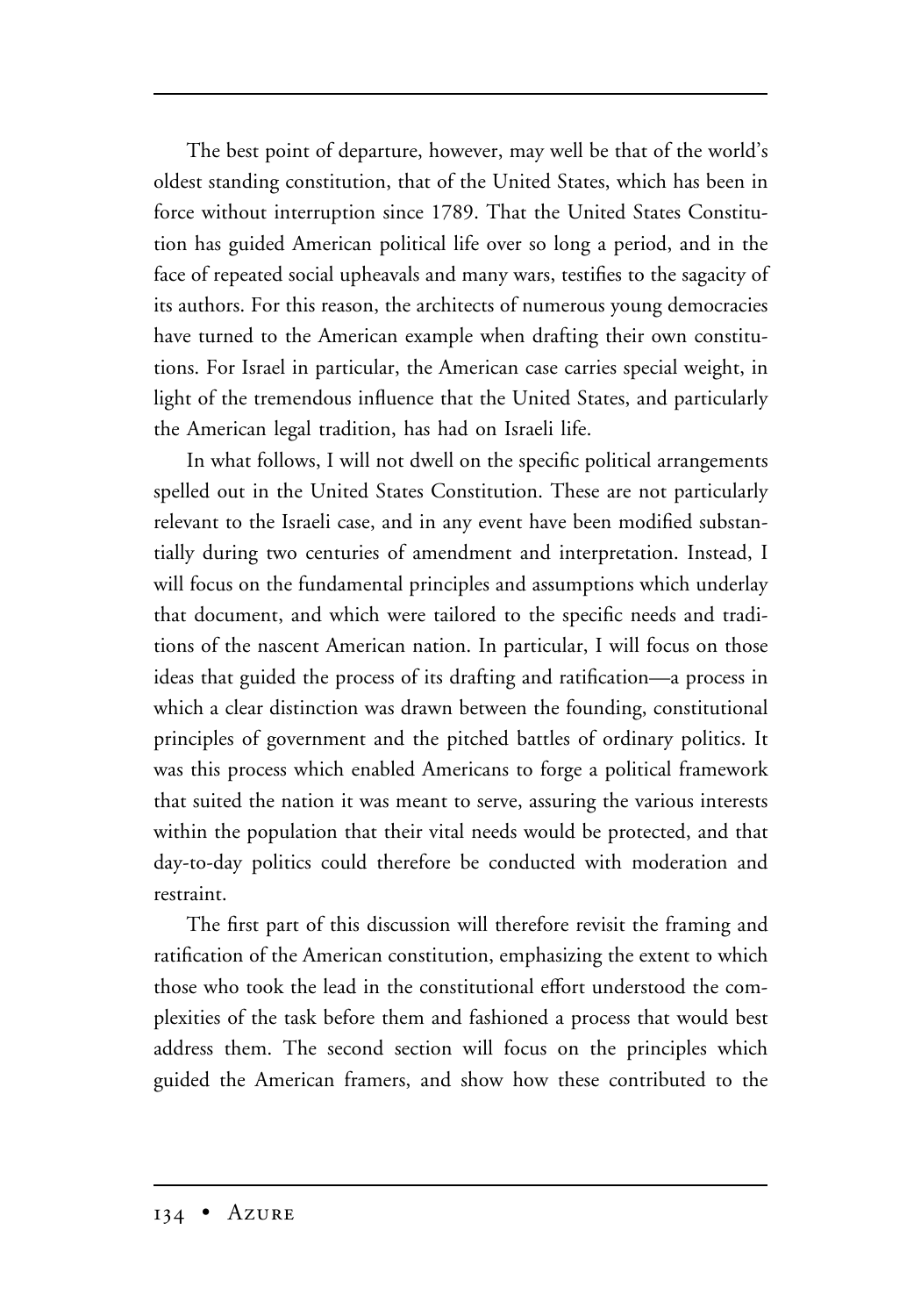The best point of departure, however, may well be that of the world's oldest standing constitution, that of the United States, which has been in force without interruption since 1789. That the United States Constitution has guided American political life over so long a period, and in the face of repeated social upheavals and many wars, testifies to the sagacity of its authors. For this reason, the architects of numerous young democracies have turned to the American example when drafting their own constitutions. For Israel in particular, the American case carries special weight, in light of the tremendous influence that the United States, and particularly the American legal tradition, has had on Israeli life.

In what follows, I will not dwell on the specific political arrangements spelled out in the United States Constitution. These are not particularly relevant to the Israeli case, and in any event have been modified substantially during two centuries of amendment and interpretation. Instead, I will focus on the fundamental principles and assumptions which underlay that document, and which were tailored to the specific needs and traditions of the nascent American nation. In particular, I will focus on those ideas that guided the process of its drafting and ratification—a process in which a clear distinction was drawn between the founding, constitutional principles of government and the pitched battles of ordinary politics. It was this process which enabled Americans to forge a political framework that suited the nation it was meant to serve, assuring the various interests within the population that their vital needs would be protected, and that day-to-day politics could therefore be conducted with moderation and restraint.

The first part of this discussion will therefore revisit the framing and ratification of the American constitution, emphasizing the extent to which those who took the lead in the constitutional effort understood the complexities of the task before them and fashioned a process that would best address them. The second section will focus on the principles which guided the American framers, and show how these contributed to the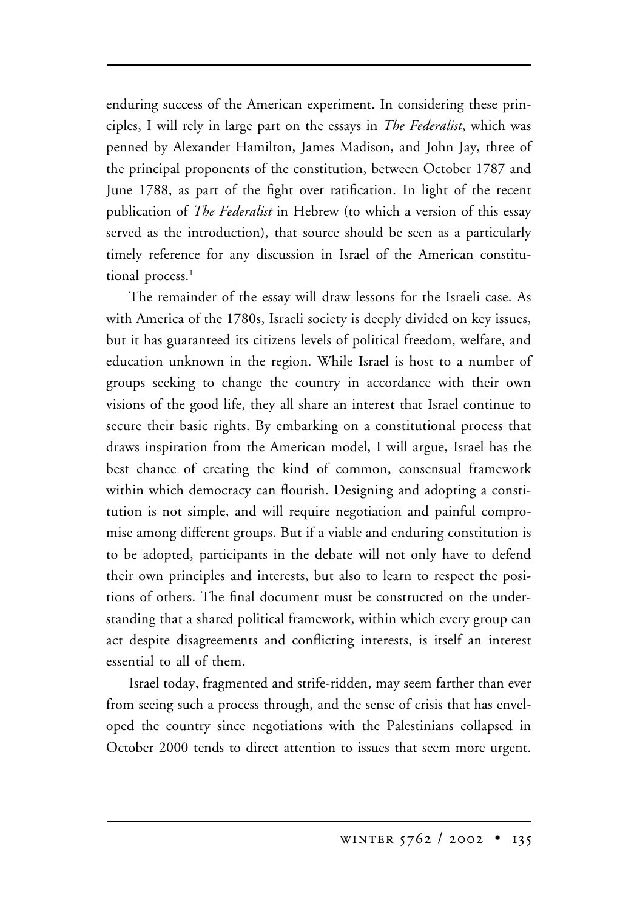enduring success of the American experiment. In considering these principles, I will rely in large part on the essays in *The Federalist*, which was penned by Alexander Hamilton, James Madison, and John Jay, three of the principal proponents of the constitution, between October 1787 and June 1788, as part of the fight over ratification. In light of the recent publication of *The Federalist* in Hebrew (to which a version of this essay served as the introduction), that source should be seen as a particularly timely reference for any discussion in Israel of the American constitutional process.[1]

The remainder of the essay will draw lessons for the Israeli case. As with America of the 1780s, Israeli society is deeply divided on key issues, but it has guaranteed its citizens levels of political freedom, welfare, and education unknown in the region. While Israel is host to a number of groups seeking to change the country in accordance with their own visions of the good life, they all share an interest that Israel continue to secure their basic rights. By embarking on a constitutional process that draws inspiration from the American model, I will argue, Israel has the best chance of creating the kind of common, consensual framework within which democracy can flourish. Designing and adopting a constitution is not simple, and will require negotiation and painful compromise among different groups. But if a viable and enduring constitution is to be adopted, participants in the debate will not only have to defend their own principles and interests, but also to learn to respect the positions of others. The final document must be constructed on the understanding that a shared political framework, within which every group can act despite disagreements and conflicting interests, is itself an interest essential to all of them.

Israel today, fragmented and strife-ridden, may seem farther than ever from seeing such a process through, and the sense of crisis that has enveloped the country since negotiations with the Palestinians collapsed in October 2000 tends to direct attention to issues that seem more urgent.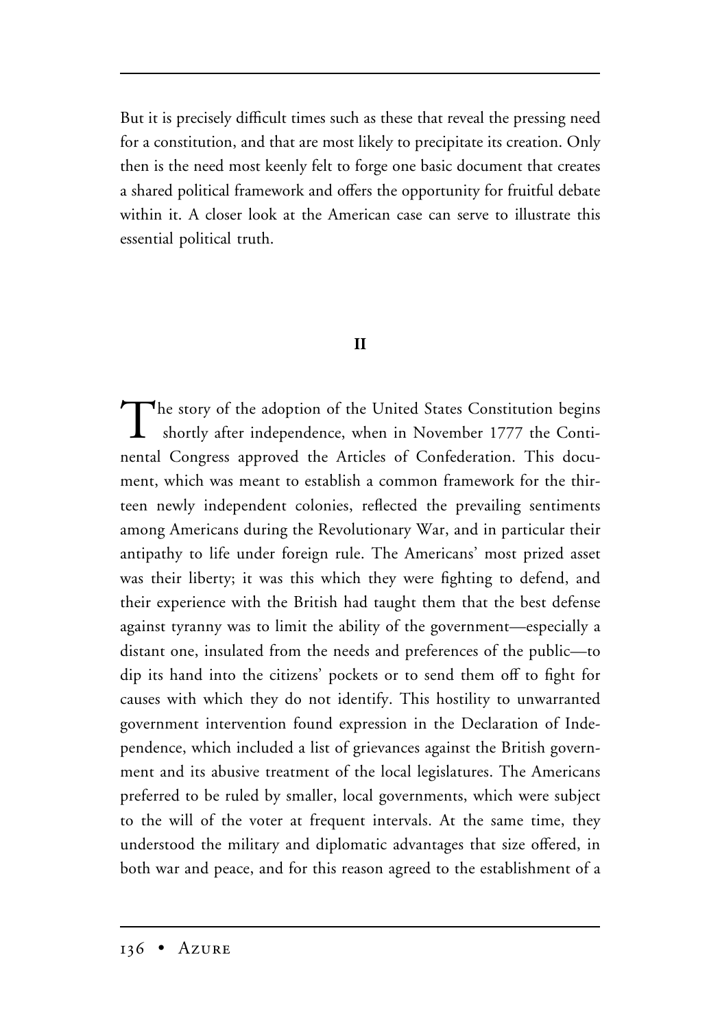But it is precisely difficult times such as these that reveal the pressing need for a constitution, and that are most likely to precipitate its creation. Only then is the need most keenly felt to forge one basic document that creates a shared political framework and offers the opportunity for fruitful debate within it. A closer look at the American case can serve to illustrate this essential political truth.

## II

The story of the adoption of the United States Constitution begins shortly after independence, when in November 1777 the Continental Congress approved the Articles of Confederation. This document, which was meant to establish a common framework for the thirteen newly independent colonies, reflected the prevailing sentiments among Americans during the Revolutionary War, and in particular their antipathy to life under foreign rule. The Americans' most prized asset was their liberty; it was this which they were fighting to defend, and their experience with the British had taught them that the best defense against tyranny was to limit the ability of the government—especially a distant one, insulated from the needs and preferences of the public—to dip its hand into the citizens' pockets or to send them off to fight for causes with which they do not identify. This hostility to unwarranted government intervention found expression in the Declaration of Independence, which included a list of grievances against the British government and its abusive treatment of the local legislatures. The Americans preferred to be ruled by smaller, local governments, which were subject to the will of the voter at frequent intervals. At the same time, they understood the military and diplomatic advantages that size offered, in both war and peace, and for this reason agreed to the establishment of a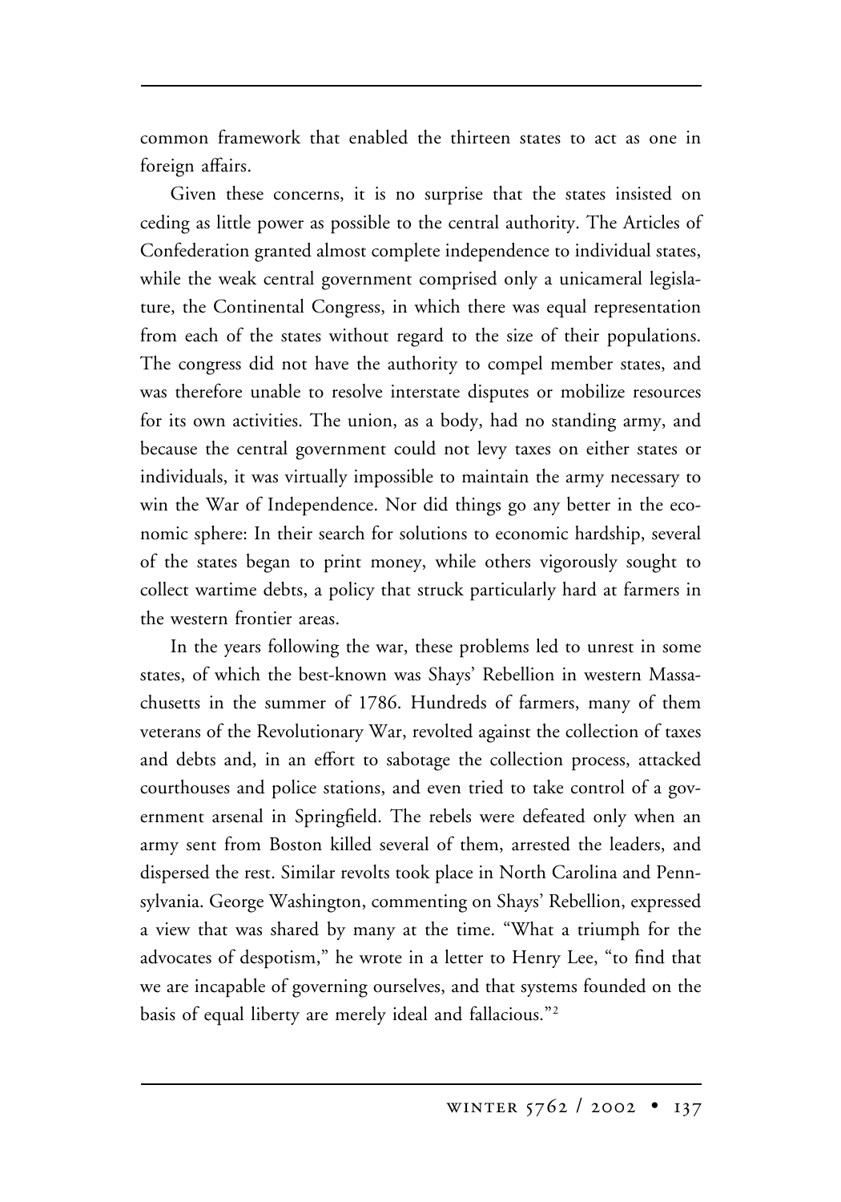common framework that enabled the thirteen states to act as one in foreign affairs.

Given these concerns, it is no surprise that the states insisted on ceding as little power as possible to the central authority. The Articles of Confederation granted almost complete independence to individual states, while the weak central government comprised only a unicameral legislature, the Continental Congress, in which there was equal representation from each of the states without regard to the size of their populations. The congress did not have the authority to compel member states, and was therefore unable to resolve interstate disputes or mobilize resources for its own activities. The union, as a body, had no standing army, and because the central government could not levy taxes on either states or individuals, it was virtually impossible to maintain the army necessary to win the War of Independence. Nor did things go any better in the economic sphere: In their search for solutions to economic hardship, several of the states began to print money, while others vigorously sought to collect wartime debts, a policy that struck particularly hard at farmers in the western frontier areas.

In the years following the war, these problems led to unrest in some states, of which the best-known was Shays' Rebellion in western Massachusetts in the summer of 1786. Hundreds of farmers, many of them veterans of the Revolutionary War, revolted against the collection of taxes and debts and, in an effort to sabotage the collection process, attacked courthouses and police stations, and even tried to take control of a government arsenal in Springfield. The rebels were defeated only when an army sent from Boston killed several of them, arrested the leaders, and dispersed the rest. Similar revolts took place in North Carolina and Pennsylvania. George Washington, commenting on Shays' Rebellion, expressed a view that was shared by many at the time. "What a triumph for the advocates of despotism," he wrote in a letter to Henry Lee, "to find that we are incapable of governing ourselves, and that systems founded on the basis of equal liberty are merely ideal and fallacious."[2]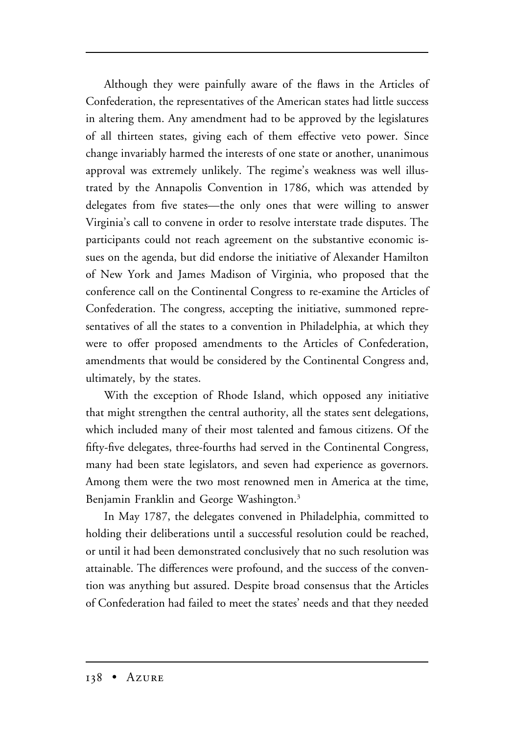Although they were painfully aware of the flaws in the Articles of Confederation, the representatives of the American states had little success in altering them. Any amendment had to be approved by the legislatures of all thirteen states, giving each of them effective veto power. Since change invariably harmed the interests of one state or another, unanimous approval was extremely unlikely. The regime's weakness was well illustrated by the Annapolis Convention in 1786, which was attended by delegates from five states—the only ones that were willing to answer Virginia's call to convene in order to resolve interstate trade disputes. The participants could not reach agreement on the substantive economic issues on the agenda, but did endorse the initiative of Alexander Hamilton of New York and James Madison of Virginia, who proposed that the conference call on the Continental Congress to re-examine the Articles of Confederation. The congress, accepting the initiative, summoned representatives of all the states to a convention in Philadelphia, at which they were to offer proposed amendments to the Articles of Confederation, amendments that would be considered by the Continental Congress and, ultimately, by the states.

With the exception of Rhode Island, which opposed any initiative that might strengthen the central authority, all the states sent delegations, which included many of their most talented and famous citizens. Of the fifty-five delegates, three-fourths had served in the Continental Congress, many had been state legislators, and seven had experience as governors. Among them were the two most renowned men in America at the time, Benjamin Franklin and George Washington.[3]

In May 1787, the delegates convened in Philadelphia, committed to holding their deliberations until a successful resolution could be reached, or until it had been demonstrated conclusively that no such resolution was attainable. The differences were profound, and the success of the convention was anything but assured. Despite broad consensus that the Articles of Confederation had failed to meet the states' needs and that they needed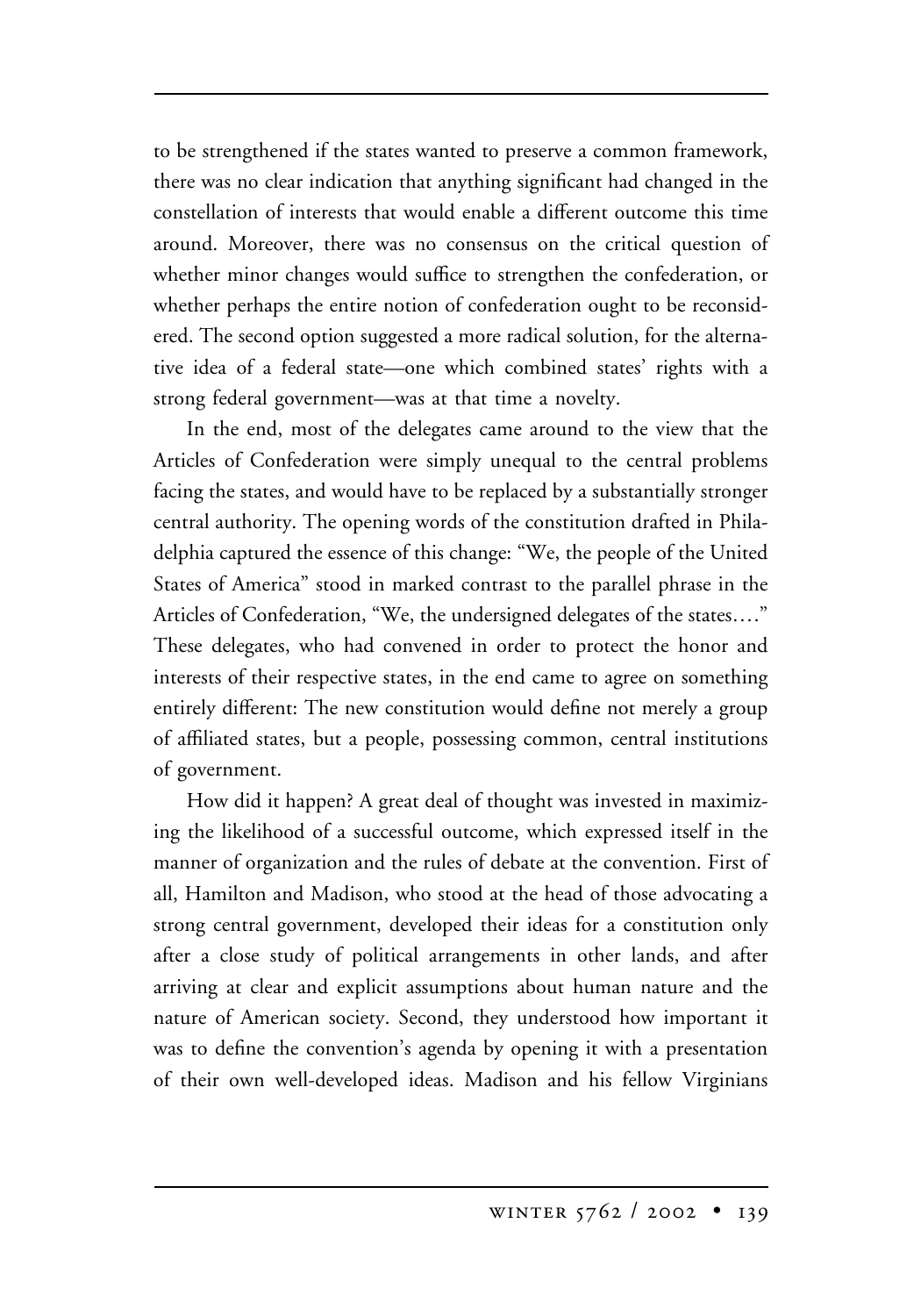to be strengthened if the states wanted to preserve a common framework, there was no clear indication that anything significant had changed in the constellation of interests that would enable a different outcome this time around. Moreover, there was no consensus on the critical question of whether minor changes would suffice to strengthen the confederation, or whether perhaps the entire notion of confederation ought to be reconsidered. The second option suggested a more radical solution, for the alternative idea of a federal state—one which combined states' rights with a strong federal government—was at that time a novelty.

In the end, most of the delegates came around to the view that the Articles of Confederation were simply unequal to the central problems facing the states, and would have to be replaced by a substantially stronger central authority. The opening words of the constitution drafted in Philadelphia captured the essence of this change: "We, the people of the United States of America" stood in marked contrast to the parallel phrase in the Articles of Confederation, "We, the undersigned delegates of the states…." These delegates, who had convened in order to protect the honor and interests of their respective states, in the end came to agree on something entirely different: The new constitution would define not merely a group of affiliated states, but a people, possessing common, central institutions of government.

How did it happen? A great deal of thought was invested in maximizing the likelihood of a successful outcome, which expressed itself in the manner of organization and the rules of debate at the convention. First of all, Hamilton and Madison, who stood at the head of those advocating a strong central government, developed their ideas for a constitution only after a close study of political arrangements in other lands, and after arriving at clear and explicit assumptions about human nature and the nature of American society. Second, they understood how important it was to define the convention's agenda by opening it with a presentation of their own well-developed ideas. Madison and his fellow Virginians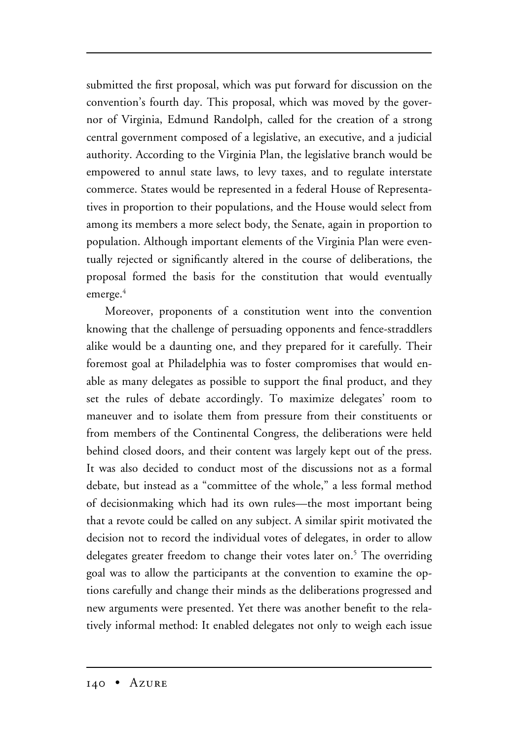submitted the first proposal, which was put forward for discussion on the convention's fourth day. This proposal, which was moved by the governor of Virginia, Edmund Randolph, called for the creation of a strong central government composed of a legislative, an executive, and a judicial authority. According to the Virginia Plan, the legislative branch would be empowered to annul state laws, to levy taxes, and to regulate interstate commerce. States would be represented in a federal House of Representatives in proportion to their populations, and the House would select from among its members a more select body, the Senate, again in proportion to population. Although important elements of the Virginia Plan were eventually rejected or significantly altered in the course of deliberations, the proposal formed the basis for the constitution that would eventually emerge.[4]

Moreover, proponents of a constitution went into the convention knowing that the challenge of persuading opponents and fence-straddlers alike would be a daunting one, and they prepared for it carefully. Their foremost goal at Philadelphia was to foster compromises that would enable as many delegates as possible to support the final product, and they set the rules of debate accordingly. To maximize delegates' room to maneuver and to isolate them from pressure from their constituents or from members of the Continental Congress, the deliberations were held behind closed doors, and their content was largely kept out of the press. It was also decided to conduct most of the discussions not as a formal debate, but instead as a "committee of the whole," a less formal method of decisionmaking which had its own rules—the most important being that a revote could be called on any subject. A similar spirit motivated the decision not to record the individual votes of delegates, in order to allow delegates greater freedom to change their votes later on.[5] The overriding goal was to allow the participants at the convention to examine the options carefully and change their minds as the deliberations progressed and new arguments were presented. Yet there was another benefit to the relatively informal method: It enabled delegates not only to weigh each issue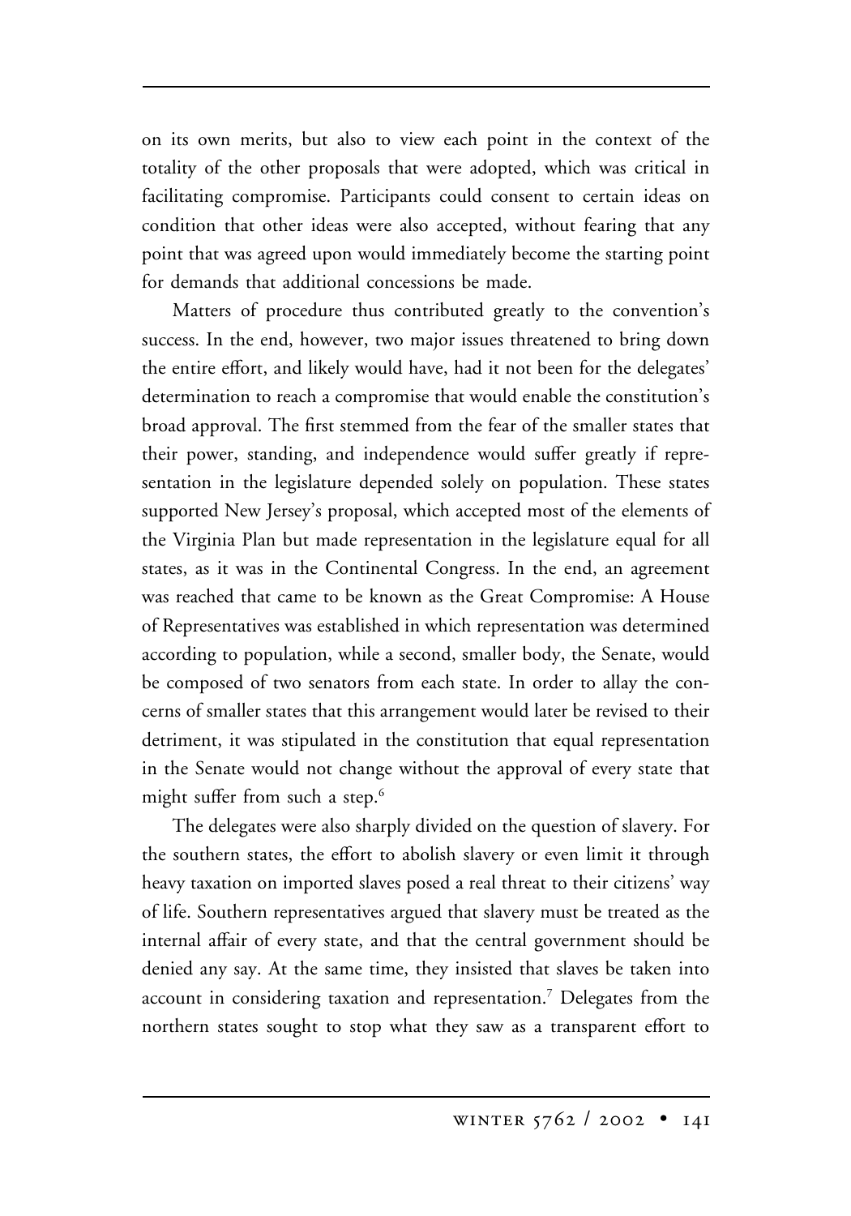on its own merits, but also to view each point in the context of the totality of the other proposals that were adopted, which was critical in facilitating compromise. Participants could consent to certain ideas on condition that other ideas were also accepted, without fearing that any point that was agreed upon would immediately become the starting point for demands that additional concessions be made.

Matters of procedure thus contributed greatly to the convention's success. In the end, however, two major issues threatened to bring down the entire effort, and likely would have, had it not been for the delegates' determination to reach a compromise that would enable the constitution's broad approval. The first stemmed from the fear of the smaller states that their power, standing, and independence would suffer greatly if representation in the legislature depended solely on population. These states supported New Jersey's proposal, which accepted most of the elements of the Virginia Plan but made representation in the legislature equal for all states, as it was in the Continental Congress. In the end, an agreement was reached that came to be known as the Great Compromise: A House of Representatives was established in which representation was determined according to population, while a second, smaller body, the Senate, would be composed of two senators from each state. In order to allay the concerns of smaller states that this arrangement would later be revised to their detriment, it was stipulated in the constitution that equal representation in the Senate would not change without the approval of every state that might suffer from such a step.[6]

The delegates were also sharply divided on the question of slavery. For the southern states, the effort to abolish slavery or even limit it through heavy taxation on imported slaves posed a real threat to their citizens' way of life. Southern representatives argued that slavery must be treated as the internal affair of every state, and that the central government should be denied any say. At the same time, they insisted that slaves be taken into account in considering taxation and representation.[7] Delegates from the northern states sought to stop what they saw as a transparent effort to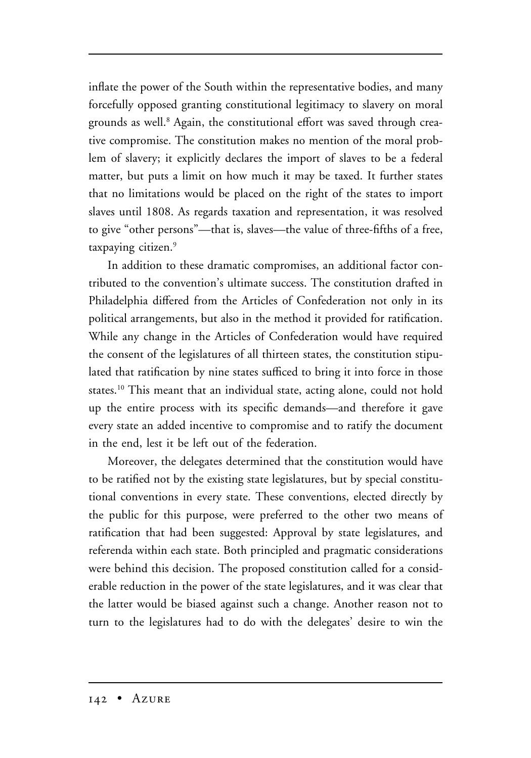inflate the power of the South within the representative bodies, and many forcefully opposed granting constitutional legitimacy to slavery on moral grounds as well.[8] Again, the constitutional effort was saved through creative compromise. The constitution makes no mention of the moral problem of slavery; it explicitly declares the import of slaves to be a federal matter, but puts a limit on how much it may be taxed. It further states that no limitations would be placed on the right of the states to import slaves until 1808. As regards taxation and representation, it was resolved to give "other persons"—that is, slaves—the value of three-fifths of a free, taxpaying citizen.[9]

In addition to these dramatic compromises, an additional factor contributed to the convention's ultimate success. The constitution drafted in Philadelphia differed from the Articles of Confederation not only in its political arrangements, but also in the method it provided for ratification. While any change in the Articles of Confederation would have required the consent of the legislatures of all thirteen states, the constitution stipulated that ratification by nine states sufficed to bring it into force in those states.[10] This meant that an individual state, acting alone, could not hold up the entire process with its specific demands—and therefore it gave every state an added incentive to compromise and to ratify the document in the end, lest it be left out of the federation.

Moreover, the delegates determined that the constitution would have to be ratified not by the existing state legislatures, but by special constitutional conventions in every state. These conventions, elected directly by the public for this purpose, were preferred to the other two means of ratification that had been suggested: Approval by state legislatures, and referenda within each state. Both principled and pragmatic considerations were behind this decision. The proposed constitution called for a considerable reduction in the power of the state legislatures, and it was clear that the latter would be biased against such a change. Another reason not to turn to the legislatures had to do with the delegates' desire to win the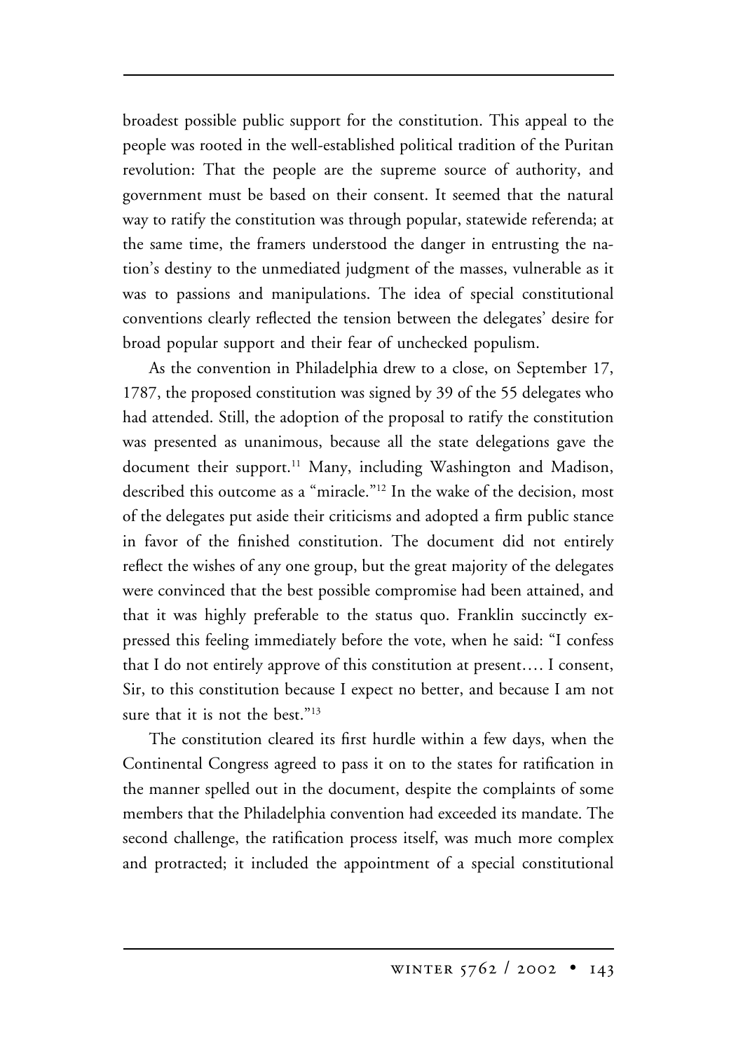broadest possible public support for the constitution. This appeal to the people was rooted in the well-established political tradition of the Puritan revolution: That the people are the supreme source of authority, and government must be based on their consent. It seemed that the natural way to ratify the constitution was through popular, statewide referenda; at the same time, the framers understood the danger in entrusting the nation's destiny to the unmediated judgment of the masses, vulnerable as it was to passions and manipulations. The idea of special constitutional conventions clearly reflected the tension between the delegates' desire for broad popular support and their fear of unchecked populism.

As the convention in Philadelphia drew to a close, on September 17, 1787, the proposed constitution was signed by 39 of the 55 delegates who had attended. Still, the adoption of the proposal to ratify the constitution was presented as unanimous, because all the state delegations gave the document their support.[11] Many, including Washington and Madison, described this outcome as a "miracle."[12] In the wake of the decision, most of the delegates put aside their criticisms and adopted a firm public stance in favor of the finished constitution. The document did not entirely reflect the wishes of any one group, but the great majority of the delegates were convinced that the best possible compromise had been attained, and that it was highly preferable to the status quo. Franklin succinctly expressed this feeling immediately before the vote, when he said: "I confess that I do not entirely approve of this constitution at present.... I consent, Sir, to this constitution because I expect no better, and because I am not sure that it is not the best."[13]

The constitution cleared its first hurdle within a few days, when the Continental Congress agreed to pass it on to the states for ratification in the manner spelled out in the document, despite the complaints of some members that the Philadelphia convention had exceeded its mandate. The second challenge, the ratification process itself, was much more complex and protracted; it included the appointment of a special constitutional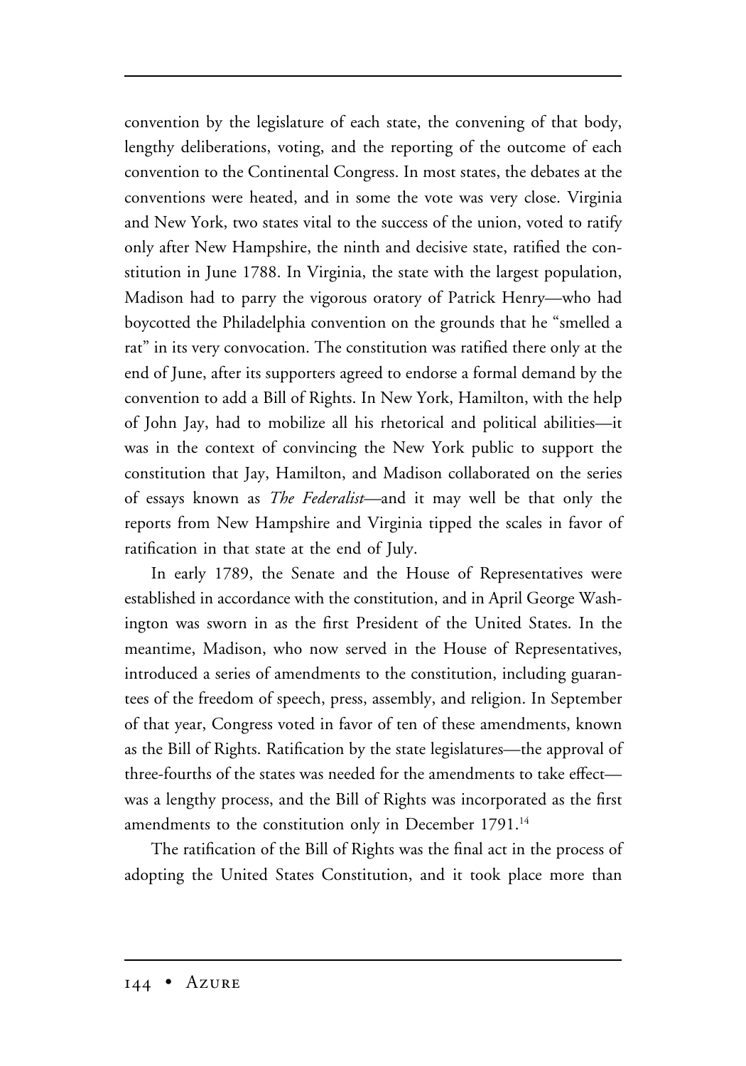convention by the legislature of each state, the convening of that body, lengthy deliberations, voting, and the reporting of the outcome of each convention to the Continental Congress. In most states, the debates at the conventions were heated, and in some the vote was very close. Virginia and New York, two states vital to the success of the union, voted to ratify only after New Hampshire, the ninth and decisive state, ratified the constitution in June 1788. In Virginia, the state with the largest population, Madison had to parry the vigorous oratory of Patrick Henry—who had boycotted the Philadelphia convention on the grounds that he "smelled a rat" in its very convocation. The constitution was ratified there only at the end of June, after its supporters agreed to endorse a formal demand by the convention to add a Bill of Rights. In New York, Hamilton, with the help of John Jay, had to mobilize all his rhetorical and political abilities—it was in the context of convincing the New York public to support the constitution that Jay, Hamilton, and Madison collaborated on the series of essays known as *The Federalist*—and it may well be that only the reports from New Hampshire and Virginia tipped the scales in favor of ratification in that state at the end of July.

In early 1789, the Senate and the House of Representatives were established in accordance with the constitution, and in April George Washington was sworn in as the first President of the United States. In the meantime, Madison, who now served in the House of Representatives, introduced a series of amendments to the constitution, including guarantees of the freedom of speech, press, assembly, and religion. In September of that year, Congress voted in favor of ten of these amendments, known as the Bill of Rights. Ratification by the state legislatures—the approval of three-fourths of the states was needed for the amendments to take effect—was a lengthy process, and the Bill of Rights was incorporated as the first amendments to the constitution only in December 1791.[14]

The ratification of the Bill of Rights was the final act in the process of adopting the United States Constitution, and it took place more than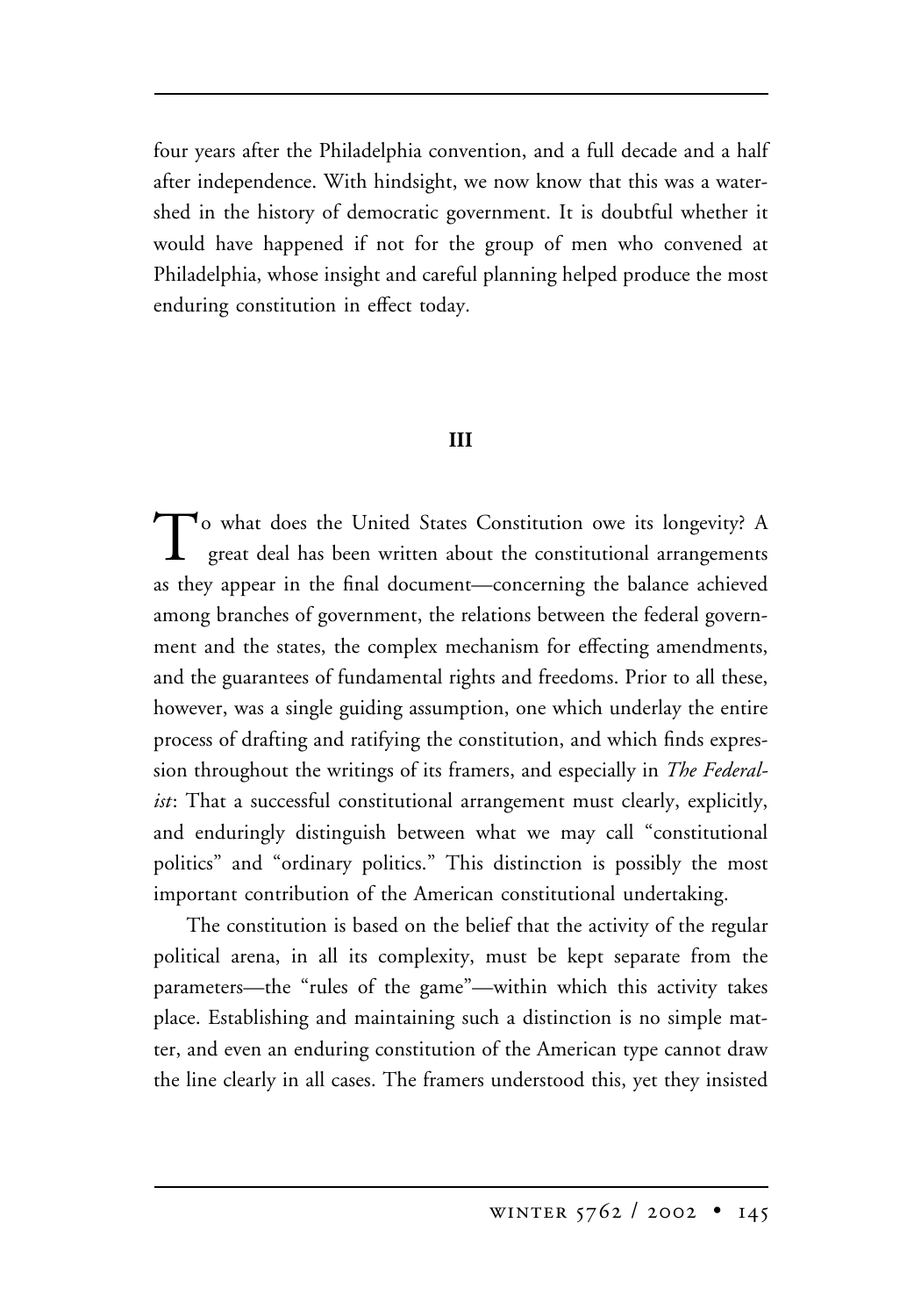four years after the Philadelphia convention, and a full decade and a half after independence. With hindsight, we now know that this was a watershed in the history of democratic government. It is doubtful whether it would have happened if not for the group of men who convened at Philadelphia, whose insight and careful planning helped produce the most enduring constitution in effect today.

## III

To what does the United States Constitution owe its longevity? A great deal has been written about the constitutional arrangements as they appear in the final document—concerning the balance achieved among branches of government, the relations between the federal government and the states, the complex mechanism for effecting amendments, and the guarantees of fundamental rights and freedoms. Prior to all these, however, was a single guiding assumption, one which underlay the entire process of drafting and ratifying the constitution, and which finds expression throughout the writings of its framers, and especially in *The Federalist*: That a successful constitutional arrangement must clearly, explicitly, and enduringly distinguish between what we may call "constitutional politics" and "ordinary politics." This distinction is possibly the most important contribution of the American constitutional undertaking.

The constitution is based on the belief that the activity of the regular political arena, in all its complexity, must be kept separate from the parameters—the "rules of the game"—within which this activity takes place. Establishing and maintaining such a distinction is no simple matter, and even an enduring constitution of the American type cannot draw the line clearly in all cases. The framers understood this, yet they insisted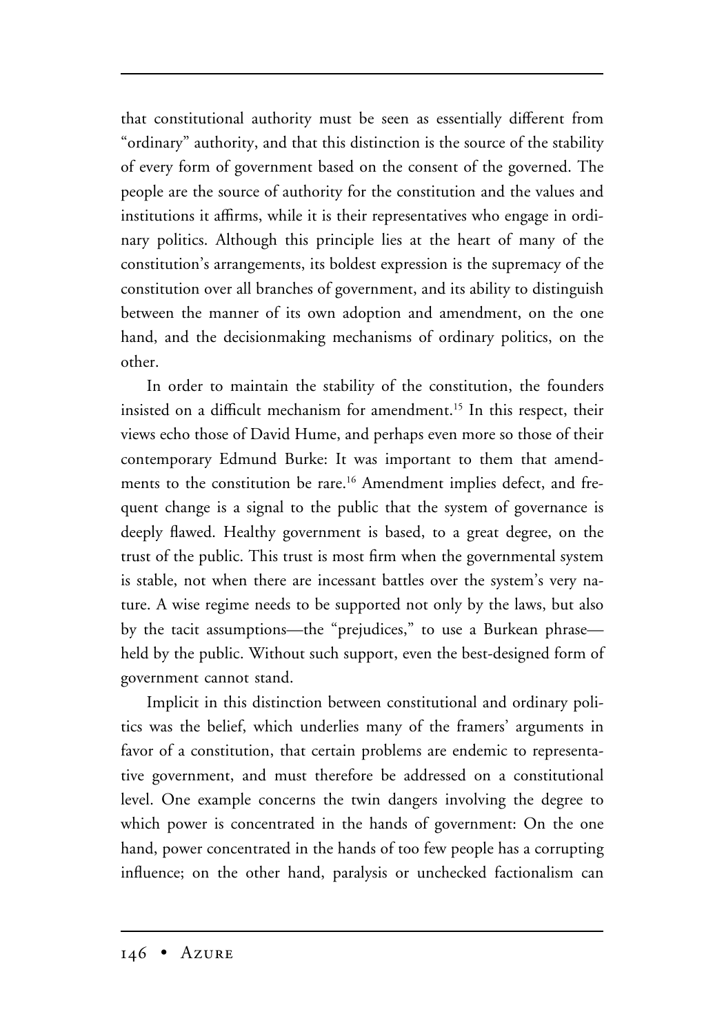that constitutional authority must be seen as essentially different from "ordinary" authority, and that this distinction is the source of the stability of every form of government based on the consent of the governed. The people are the source of authority for the constitution and the values and institutions it affirms, while it is their representatives who engage in ordinary politics. Although this principle lies at the heart of many of the constitution's arrangements, its boldest expression is the supremacy of the constitution over all branches of government, and its ability to distinguish between the manner of its own adoption and amendment, on the one hand, and the decisionmaking mechanisms of ordinary politics, on the other.

In order to maintain the stability of the constitution, the founders insisted on a difficult mechanism for amendment.[15] In this respect, their views echo those of David Hume, and perhaps even more so those of their contemporary Edmund Burke: It was important to them that amendments to the constitution be rare.[16] Amendment implies defect, and frequent change is a signal to the public that the system of governance is deeply flawed. Healthy government is based, to a great degree, on the trust of the public. This trust is most firm when the governmental system is stable, not when there are incessant battles over the system's very nature. A wise regime needs to be supported not only by the laws, but also by the tacit assumptions—the "prejudices," to use a Burkean phrase—held by the public. Without such support, even the best-designed form of government cannot stand.

Implicit in this distinction between constitutional and ordinary politics was the belief, which underlies many of the framers' arguments in favor of a constitution, that certain problems are endemic to representative government, and must therefore be addressed on a constitutional level. One example concerns the twin dangers involving the degree to which power is concentrated in the hands of government: On the one hand, power concentrated in the hands of too few people has a corrupting influence; on the other hand, paralysis or unchecked factionalism can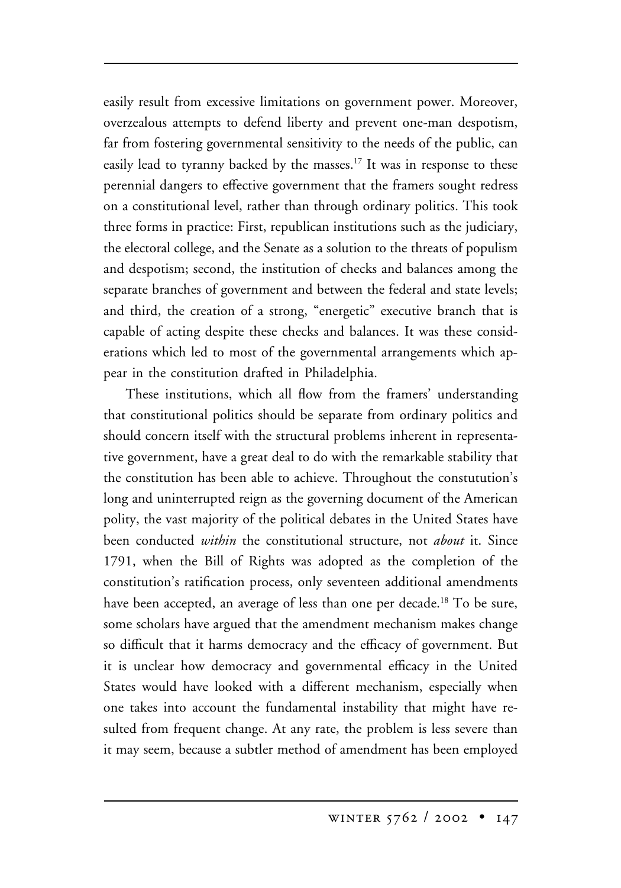easily result from excessive limitations on government power. Moreover, overzealous attempts to defend liberty and prevent one-man despotism, far from fostering governmental sensitivity to the needs of the public, can easily lead to tyranny backed by the masses.[17] It was in response to these perennial dangers to effective government that the framers sought redress on a constitutional level, rather than through ordinary politics. This took three forms in practice: First, republican institutions such as the judiciary, the electoral college, and the Senate as a solution to the threats of populism and despotism; second, the institution of checks and balances among the separate branches of government and between the federal and state levels; and third, the creation of a strong, "energetic" executive branch that is capable of acting despite these checks and balances. It was these considerations which led to most of the governmental arrangements which appear in the constitution drafted in Philadelphia.

These institutions, which all flow from the framers' understanding that constitutional politics should be separate from ordinary politics and should concern itself with the structural problems inherent in representative government, have a great deal to do with the remarkable stability that the constitution has been able to achieve. Throughout the constutution's long and uninterrupted reign as the governing document of the American polity, the vast majority of the political debates in the United States have been conducted *within* the constitutional structure, not *about* it. Since 1791, when the Bill of Rights was adopted as the completion of the constitution's ratification process, only seventeen additional amendments have been accepted, an average of less than one per decade.[18] To be sure, some scholars have argued that the amendment mechanism makes change so difficult that it harms democracy and the efficacy of government. But it is unclear how democracy and governmental efficacy in the United States would have looked with a different mechanism, especially when one takes into account the fundamental instability that might have resulted from frequent change. At any rate, the problem is less severe than it may seem, because a subtler method of amendment has been employed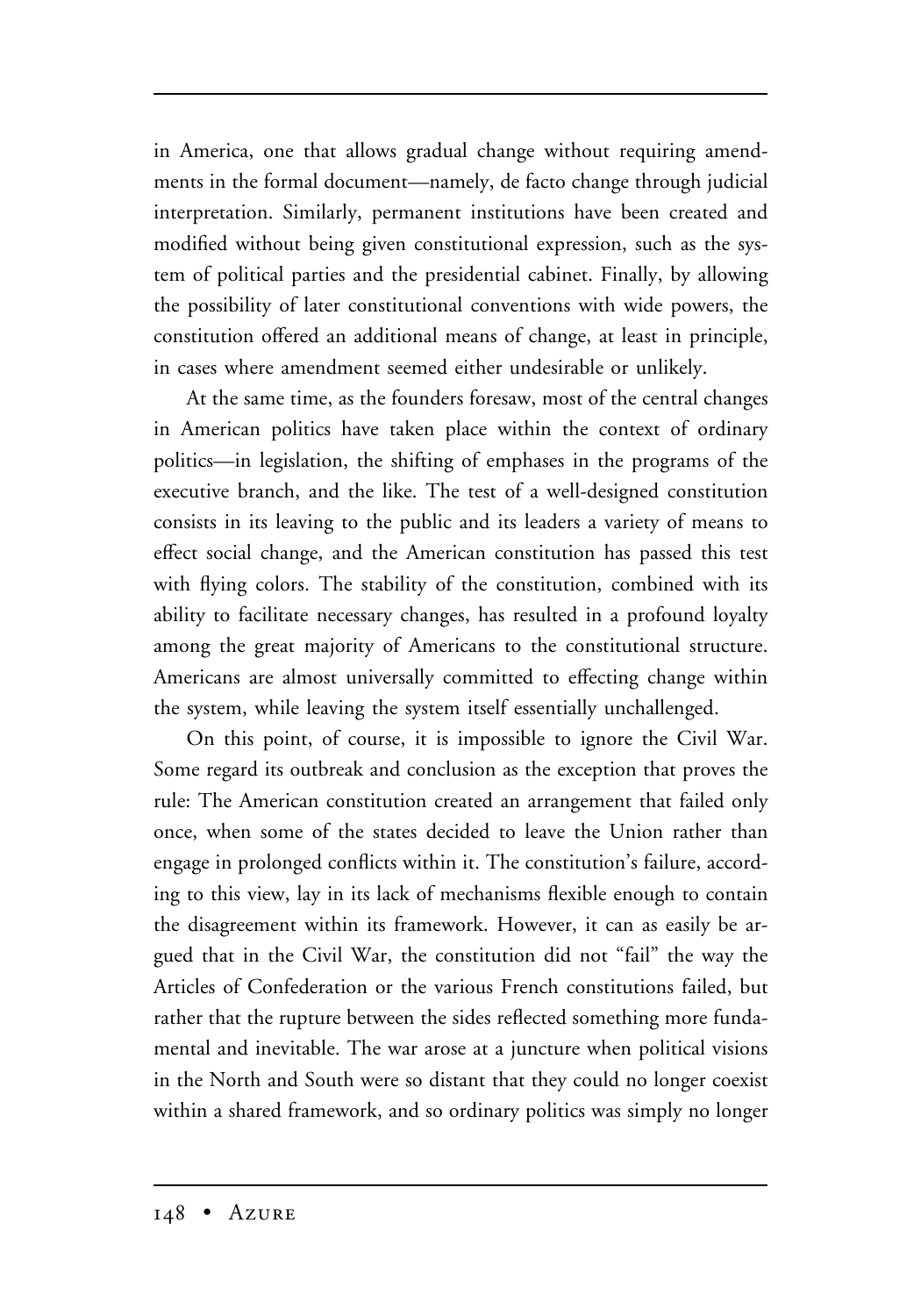in America, one that allows gradual change without requiring amendments in the formal document—namely, de facto change through judicial interpretation. Similarly, permanent institutions have been created and modified without being given constitutional expression, such as the system of political parties and the presidential cabinet. Finally, by allowing the possibility of later constitutional conventions with wide powers, the constitution offered an additional means of change, at least in principle, in cases where amendment seemed either undesirable or unlikely.

At the same time, as the founders foresaw, most of the central changes in American politics have taken place within the context of ordinary politics—in legislation, the shifting of emphases in the programs of the executive branch, and the like. The test of a well-designed constitution consists in its leaving to the public and its leaders a variety of means to effect social change, and the American constitution has passed this test with flying colors. The stability of the constitution, combined with its ability to facilitate necessary changes, has resulted in a profound loyalty among the great majority of Americans to the constitutional structure. Americans are almost universally committed to effecting change within the system, while leaving the system itself essentially unchallenged.

On this point, of course, it is impossible to ignore the Civil War. Some regard its outbreak and conclusion as the exception that proves the rule: The American constitution created an arrangement that failed only once, when some of the states decided to leave the Union rather than engage in prolonged conflicts within it. The constitution's failure, according to this view, lay in its lack of mechanisms flexible enough to contain the disagreement within its framework. However, it can as easily be argued that in the Civil War, the constitution did not "fail" the way the Articles of Confederation or the various French constitutions failed, but rather that the rupture between the sides reflected something more fundamental and inevitable. The war arose at a juncture when political visions in the North and South were so distant that they could no longer coexist within a shared framework, and so ordinary politics was simply no longer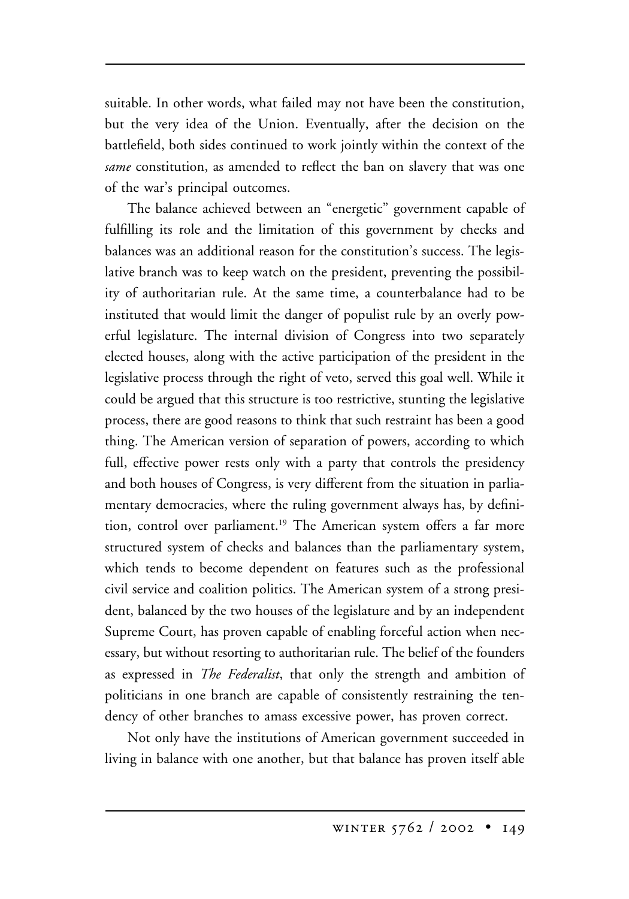suitable. In other words, what failed may not have been the constitution, but the very idea of the Union. Eventually, after the decision on the battlefield, both sides continued to work jointly within the context of the *same* constitution, as amended to reflect the ban on slavery that was one of the war's principal outcomes.

The balance achieved between an "energetic" government capable of fulfilling its role and the limitation of this government by checks and balances was an additional reason for the constitution's success. The legislative branch was to keep watch on the president, preventing the possibility of authoritarian rule. At the same time, a counterbalance had to be instituted that would limit the danger of populist rule by an overly powerful legislature. The internal division of Congress into two separately elected houses, along with the active participation of the president in the legislative process through the right of veto, served this goal well. While it could be argued that this structure is too restrictive, stunting the legislative process, there are good reasons to think that such restraint has been a good thing. The American version of separation of powers, according to which full, effective power rests only with a party that controls the presidency and both houses of Congress, is very different from the situation in parliamentary democracies, where the ruling government always has, by definition, control over parliament.[19] The American system offers a far more structured system of checks and balances than the parliamentary system, which tends to become dependent on features such as the professional civil service and coalition politics. The American system of a strong president, balanced by the two houses of the legislature and by an independent Supreme Court, has proven capable of enabling forceful action when necessary, but without resorting to authoritarian rule. The belief of the founders as expressed in *The Federalist*, that only the strength and ambition of politicians in one branch are capable of consistently restraining the tendency of other branches to amass excessive power, has proven correct.

Not only have the institutions of American government succeeded in living in balance with one another, but that balance has proven itself able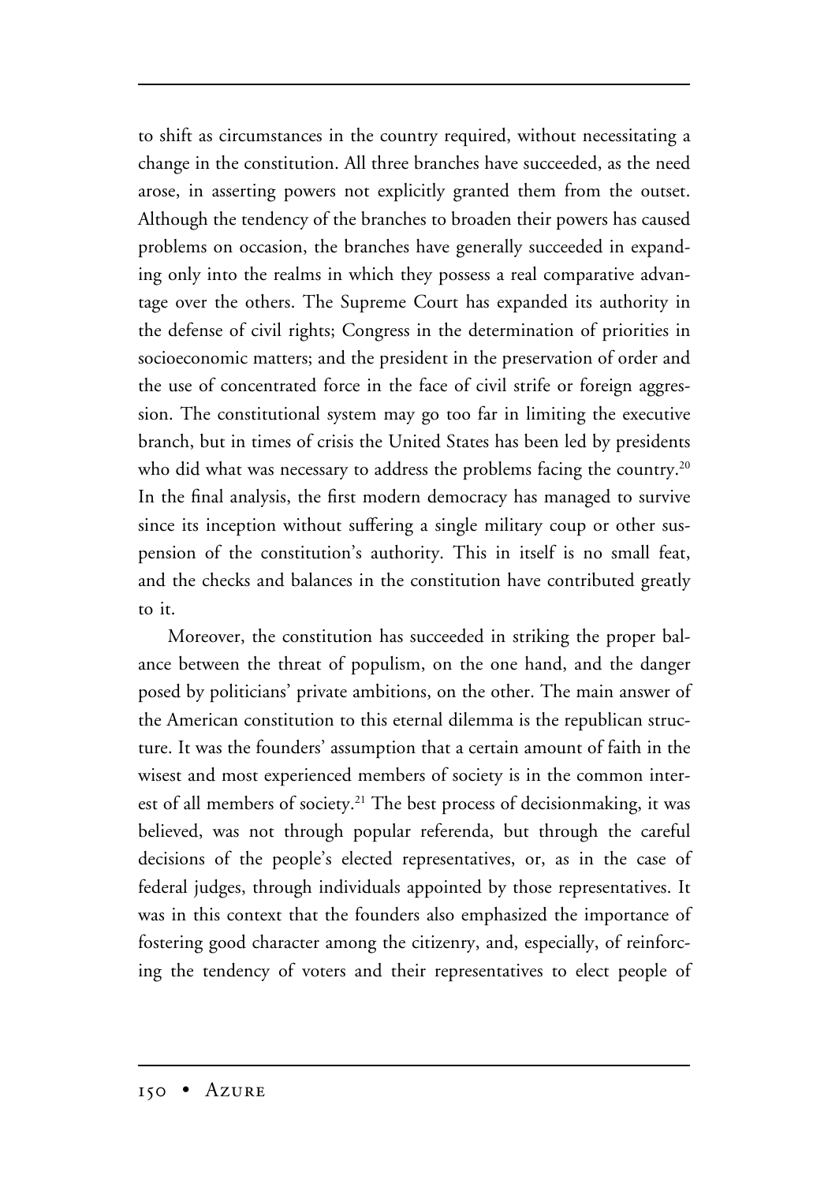to shift as circumstances in the country required, without necessitating a change in the constitution. All three branches have succeeded, as the need arose, in asserting powers not explicitly granted them from the outset. Although the tendency of the branches to broaden their powers has caused problems on occasion, the branches have generally succeeded in expanding only into the realms in which they possess a real comparative advantage over the others. The Supreme Court has expanded its authority in the defense of civil rights; Congress in the determination of priorities in socioeconomic matters; and the president in the preservation of order and the use of concentrated force in the face of civil strife or foreign aggression. The constitutional system may go too far in limiting the executive branch, but in times of crisis the United States has been led by presidents who did what was necessary to address the problems facing the country.[20] In the final analysis, the first modern democracy has managed to survive since its inception without suffering a single military coup or other suspension of the constitution's authority. This in itself is no small feat, and the checks and balances in the constitution have contributed greatly to it.

Moreover, the constitution has succeeded in striking the proper balance between the threat of populism, on the one hand, and the danger posed by politicians' private ambitions, on the other. The main answer of the American constitution to this eternal dilemma is the republican structure. It was the founders' assumption that a certain amount of faith in the wisest and most experienced members of society is in the common interest of all members of society.[21] The best process of decisionmaking, it was believed, was not through popular referenda, but through the careful decisions of the people's elected representatives, or, as in the case of federal judges, through individuals appointed by those representatives. It was in this context that the founders also emphasized the importance of fostering good character among the citizenry, and, especially, of reinforcing the tendency of voters and their representatives to elect people of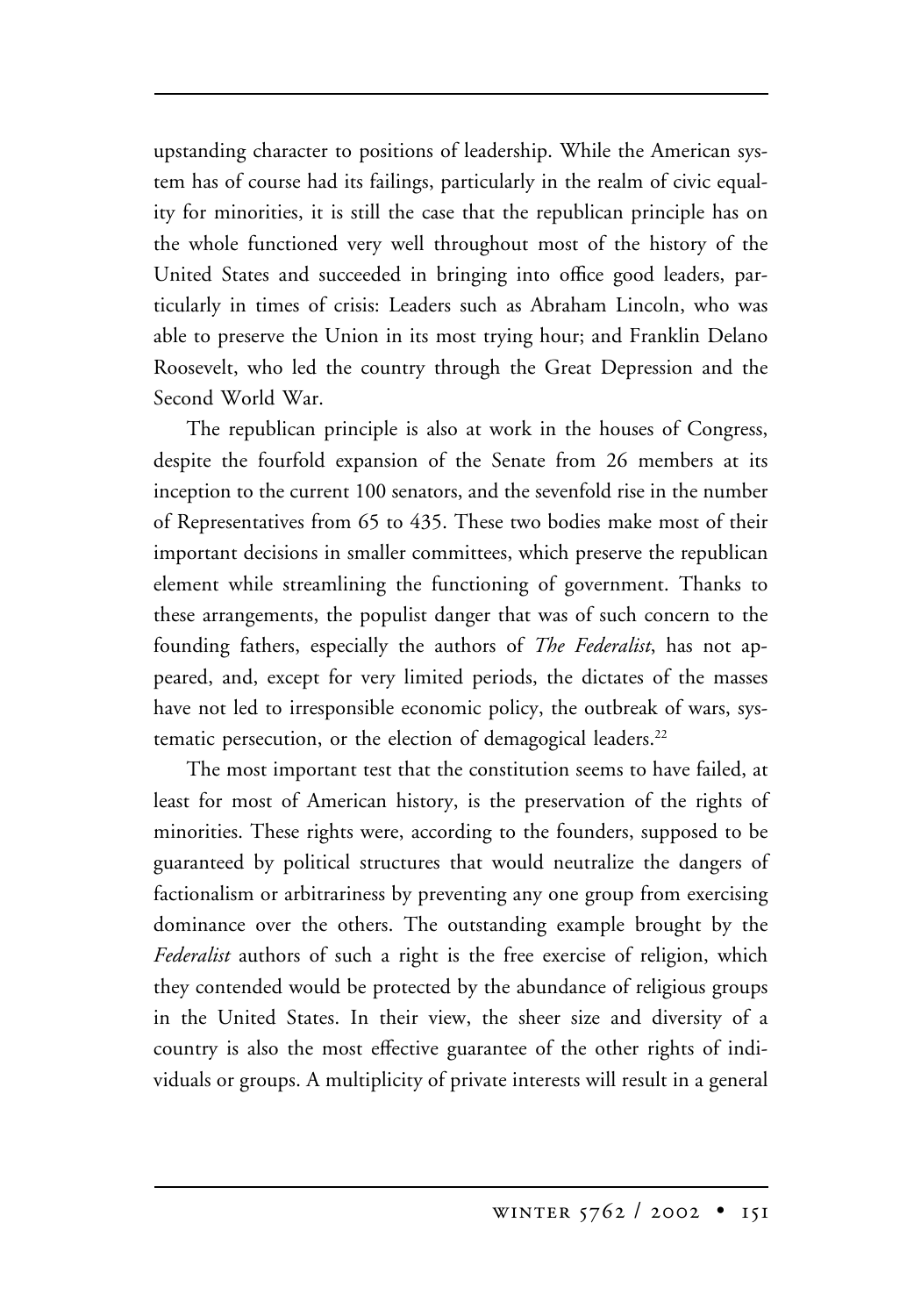upstanding character to positions of leadership. While the American system has of course had its failings, particularly in the realm of civic equality for minorities, it is still the case that the republican principle has on the whole functioned very well throughout most of the history of the United States and succeeded in bringing into office good leaders, particularly in times of crisis: Leaders such as Abraham Lincoln, who was able to preserve the Union in its most trying hour; and Franklin Delano Roosevelt, who led the country through the Great Depression and the Second World War.

The republican principle is also at work in the houses of Congress, despite the fourfold expansion of the Senate from 26 members at its inception to the current 100 senators, and the sevenfold rise in the number of Representatives from 65 to 435. These two bodies make most of their important decisions in smaller committees, which preserve the republican element while streamlining the functioning of government. Thanks to these arrangements, the populist danger that was of such concern to the founding fathers, especially the authors of *The Federalist*, has not appeared, and, except for very limited periods, the dictates of the masses have not led to irresponsible economic policy, the outbreak of wars, systematic persecution, or the election of demagogical leaders.[22]

The most important test that the constitution seems to have failed, at least for most of American history, is the preservation of the rights of minorities. These rights were, according to the founders, supposed to be guaranteed by political structures that would neutralize the dangers of factionalism or arbitrariness by preventing any one group from exercising dominance over the others. The outstanding example brought by the *Federalist* authors of such a right is the free exercise of religion, which they contended would be protected by the abundance of religious groups in the United States. In their view, the sheer size and diversity of a country is also the most effective guarantee of the other rights of individuals or groups. A multiplicity of private interests will result in a general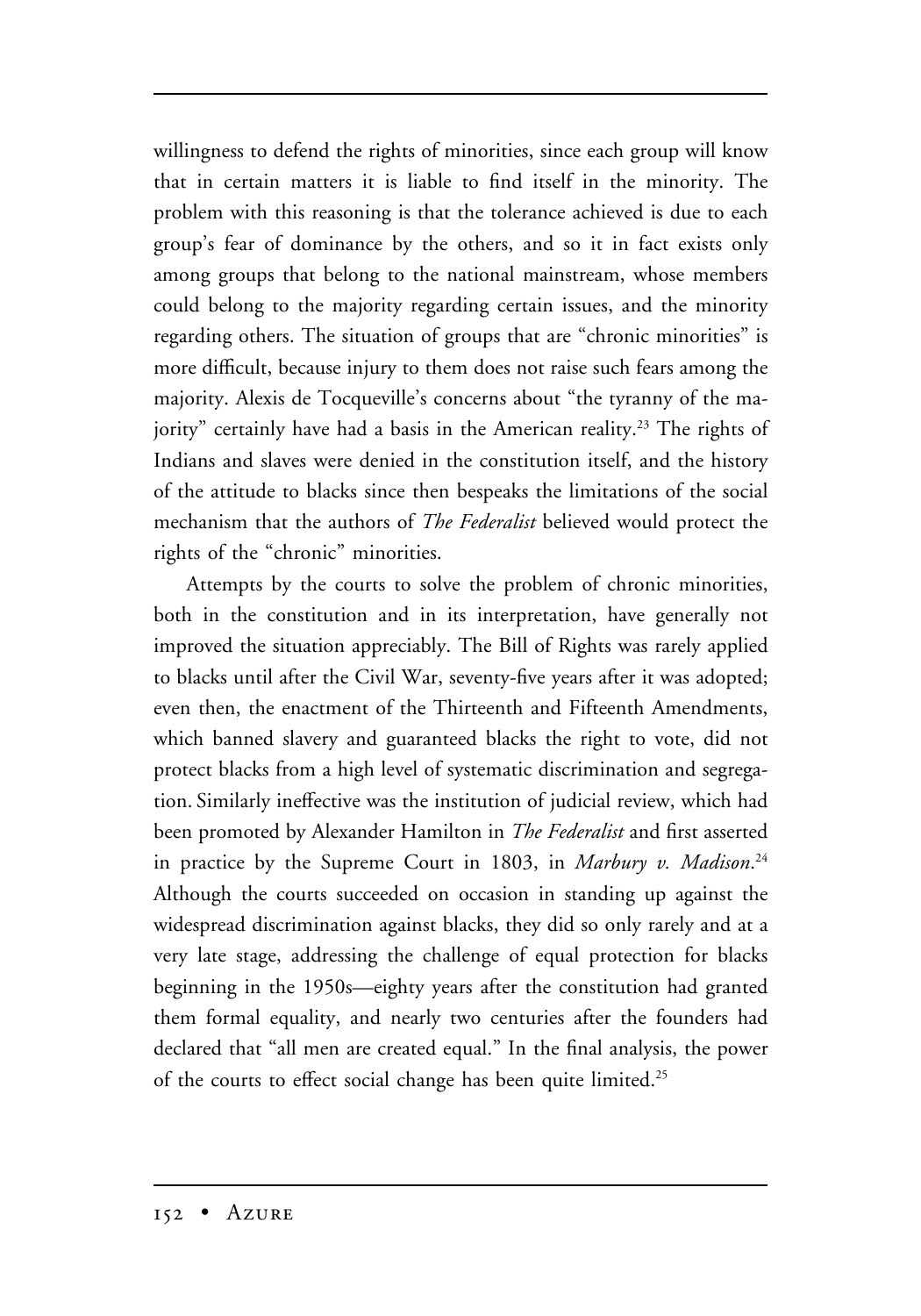willingness to defend the rights of minorities, since each group will know that in certain matters it is liable to find itself in the minority. The problem with this reasoning is that the tolerance achieved is due to each group's fear of dominance by the others, and so it in fact exists only among groups that belong to the national mainstream, whose members could belong to the majority regarding certain issues, and the minority regarding others. The situation of groups that are "chronic minorities" is more difficult, because injury to them does not raise such fears among the majority. Alexis de Tocqueville's concerns about "the tyranny of the majority" certainly have had a basis in the American reality.[23] The rights of Indians and slaves were denied in the constitution itself, and the history of the attitude to blacks since then bespeaks the limitations of the social mechanism that the authors of *The Federalist* believed would protect the rights of the "chronic" minorities.

Attempts by the courts to solve the problem of chronic minorities, both in the constitution and in its interpretation, have generally not improved the situation appreciably. The Bill of Rights was rarely applied to blacks until after the Civil War, seventy-five years after it was adopted; even then, the enactment of the Thirteenth and Fifteenth Amendments, which banned slavery and guaranteed blacks the right to vote, did not protect blacks from a high level of systematic discrimination and segregation. Similarly ineffective was the institution of judicial review, which had been promoted by Alexander Hamilton in *The Federalist* and first asserted in practice by the Supreme Court in 1803, in *Marbury v. Madison*.[24] Although the courts succeeded on occasion in standing up against the widespread discrimination against blacks, they did so only rarely and at a very late stage, addressing the challenge of equal protection for blacks beginning in the 1950s—eighty years after the constitution had granted them formal equality, and nearly two centuries after the founders had declared that "all men are created equal." In the final analysis, the power of the courts to effect social change has been quite limited.[25]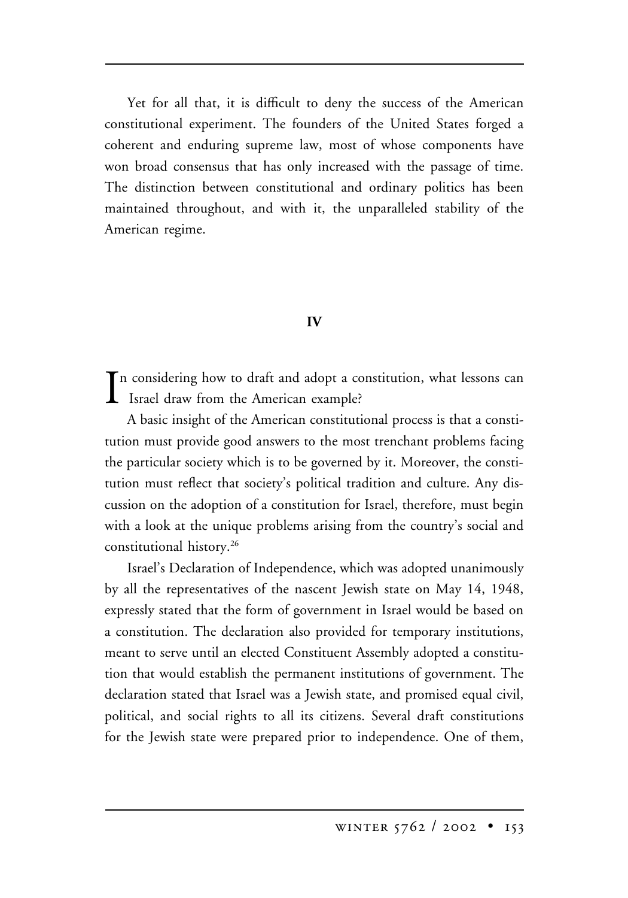Yet for all that, it is difficult to deny the success of the American constitutional experiment. The founders of the United States forged a coherent and enduring supreme law, most of whose components have won broad consensus that has only increased with the passage of time. The distinction between constitutional and ordinary politics has been maintained throughout, and with it, the unparalleled stability of the American regime.

## IV

In considering how to draft and adopt a constitution, what lessons can Israel draw from the American example?

A basic insight of the American constitutional process is that a constitution must provide good answers to the most trenchant problems facing the particular society which is to be governed by it. Moreover, the constitution must reflect that society's political tradition and culture. Any discussion on the adoption of a constitution for Israel, therefore, must begin with a look at the unique problems arising from the country's social and constitutional history.[26]

Israel's Declaration of Independence, which was adopted unanimously by all the representatives of the nascent Jewish state on May 14, 1948, expressly stated that the form of government in Israel would be based on a constitution. The declaration also provided for temporary institutions, meant to serve until an elected Constituent Assembly adopted a constitution that would establish the permanent institutions of government. The declaration stated that Israel was a Jewish state, and promised equal civil, political, and social rights to all its citizens. Several draft constitutions for the Jewish state were prepared prior to independence. One of them,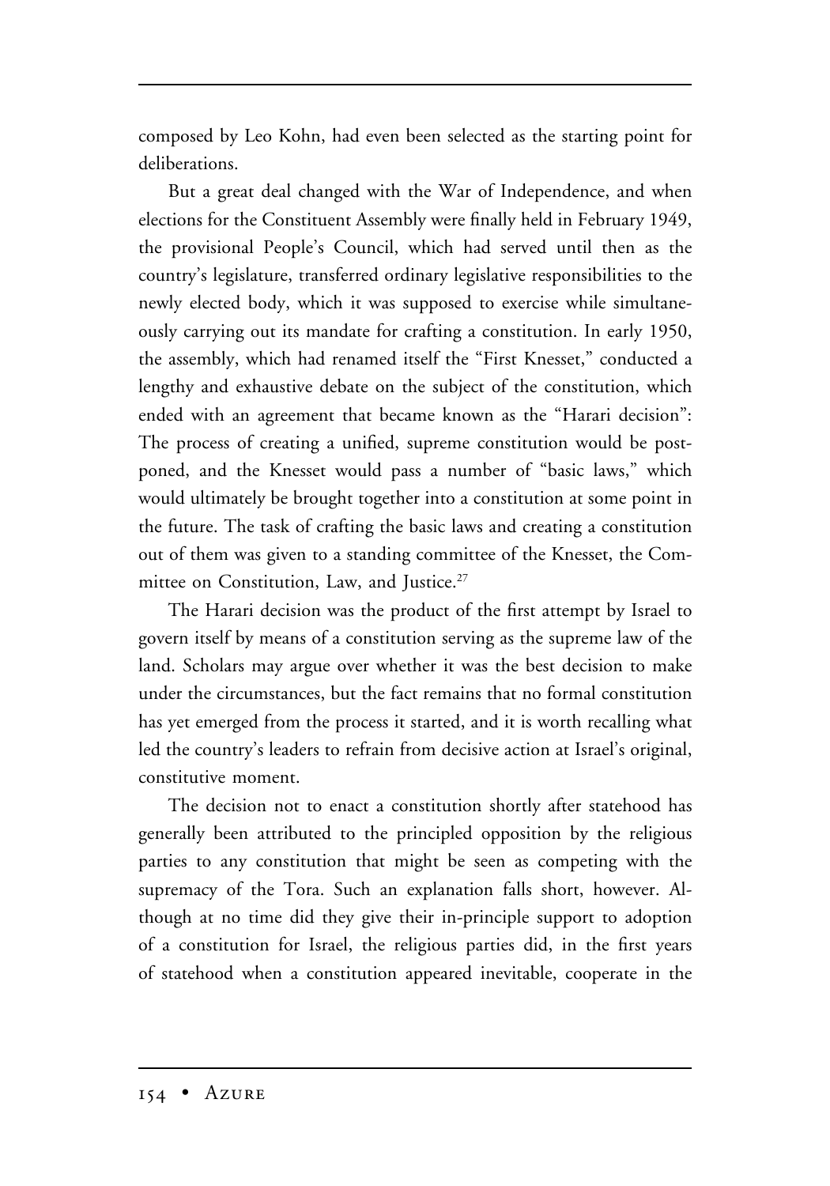composed by Leo Kohn, had even been selected as the starting point for deliberations.

But a great deal changed with the War of Independence, and when elections for the Constituent Assembly were finally held in February 1949, the provisional People's Council, which had served until then as the country's legislature, transferred ordinary legislative responsibilities to the newly elected body, which it was supposed to exercise while simultaneously carrying out its mandate for crafting a constitution. In early 1950, the assembly, which had renamed itself the "First Knesset," conducted a lengthy and exhaustive debate on the subject of the constitution, which ended with an agreement that became known as the "Harari decision": The process of creating a unified, supreme constitution would be postponed, and the Knesset would pass a number of "basic laws," which would ultimately be brought together into a constitution at some point in the future. The task of crafting the basic laws and creating a constitution out of them was given to a standing committee of the Knesset, the Committee on Constitution, Law, and Justice.[27]

The Harari decision was the product of the first attempt by Israel to govern itself by means of a constitution serving as the supreme law of the land. Scholars may argue over whether it was the best decision to make under the circumstances, but the fact remains that no formal constitution has yet emerged from the process it started, and it is worth recalling what led the country's leaders to refrain from decisive action at Israel's original, constitutive moment.

The decision not to enact a constitution shortly after statehood has generally been attributed to the principled opposition by the religious parties to any constitution that might be seen as competing with the supremacy of the Tora. Such an explanation falls short, however. Although at no time did they give their in-principle support to adoption of a constitution for Israel, the religious parties did, in the first years of statehood when a constitution appeared inevitable, cooperate in the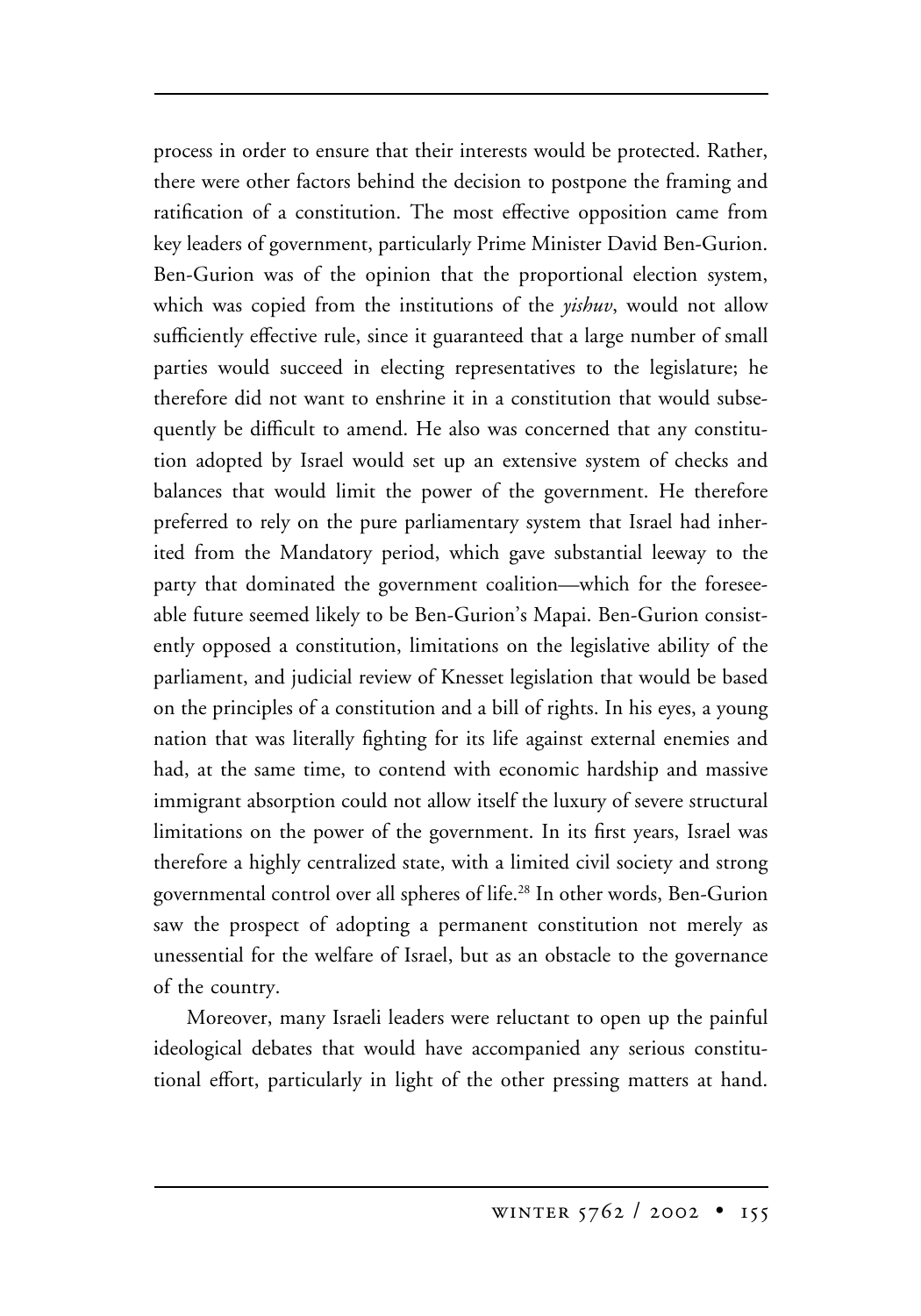process in order to ensure that their interests would be protected. Rather, there were other factors behind the decision to postpone the framing and ratification of a constitution. The most effective opposition came from key leaders of government, particularly Prime Minister David Ben-Gurion. Ben-Gurion was of the opinion that the proportional election system, which was copied from the institutions of the *yishuv*, would not allow sufficiently effective rule, since it guaranteed that a large number of small parties would succeed in electing representatives to the legislature; he therefore did not want to enshrine it in a constitution that would subsequently be difficult to amend. He also was concerned that any constitution adopted by Israel would set up an extensive system of checks and balances that would limit the power of the government. He therefore preferred to rely on the pure parliamentary system that Israel had inherited from the Mandatory period, which gave substantial leeway to the party that dominated the government coalition—which for the foreseeable future seemed likely to be Ben-Gurion's Mapai. Ben-Gurion consistently opposed a constitution, limitations on the legislative ability of the parliament, and judicial review of Knesset legislation that would be based on the principles of a constitution and a bill of rights. In his eyes, a young nation that was literally fighting for its life against external enemies and had, at the same time, to contend with economic hardship and massive immigrant absorption could not allow itself the luxury of severe structural limitations on the power of the government. In its first years, Israel was therefore a highly centralized state, with a limited civil society and strong governmental control over all spheres of life.[28] In other words, Ben-Gurion saw the prospect of adopting a permanent constitution not merely as unessential for the welfare of Israel, but as an obstacle to the governance of the country.

Moreover, many Israeli leaders were reluctant to open up the painful ideological debates that would have accompanied any serious constitutional effort, particularly in light of the other pressing matters at hand.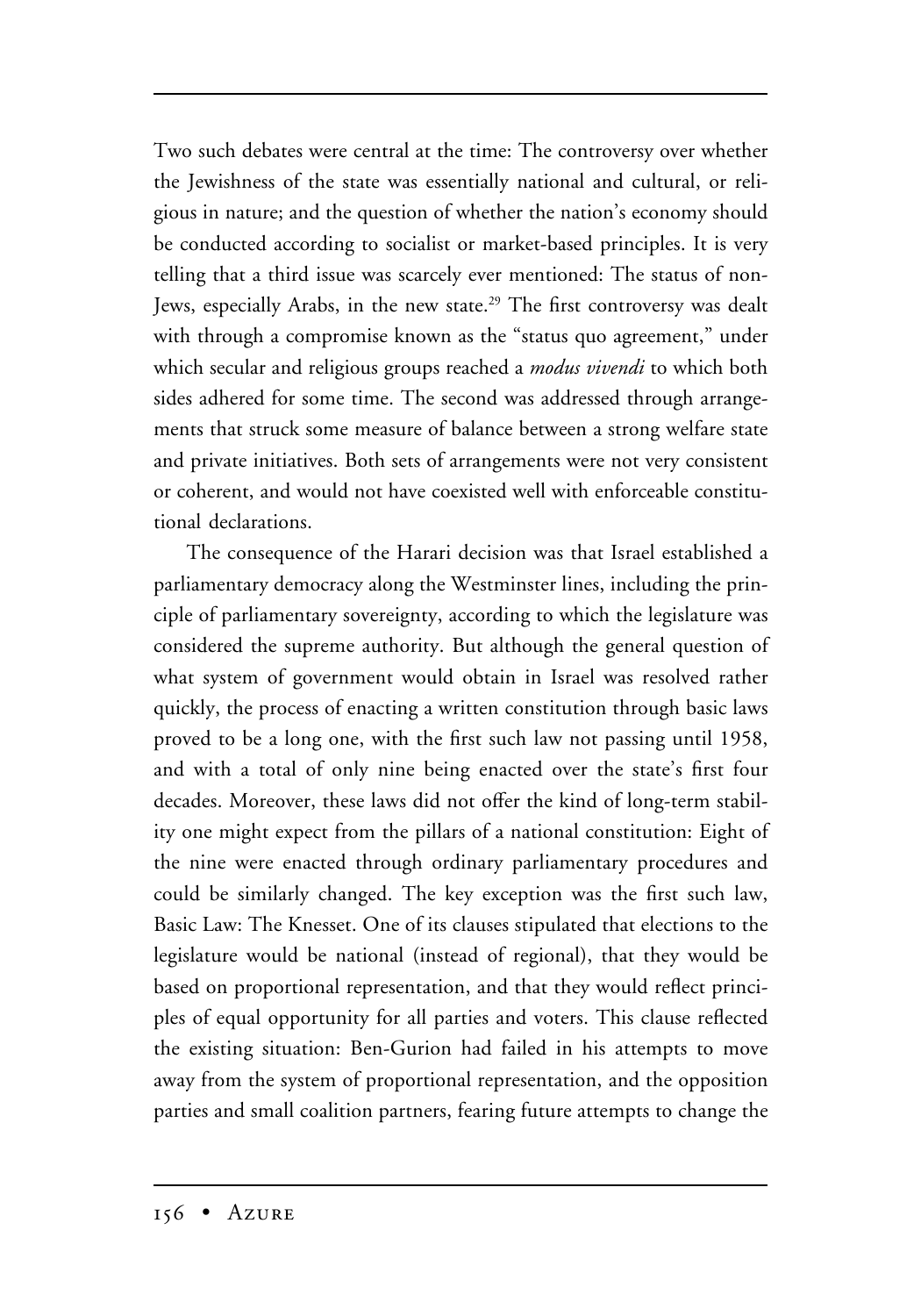Two such debates were central at the time: The controversy over whether the Jewishness of the state was essentially national and cultural, or religious in nature; and the question of whether the nation's economy should be conducted according to socialist or market-based principles. It is very telling that a third issue was scarcely ever mentioned: The status of non-Jews, especially Arabs, in the new state.[29] The first controversy was dealt with through a compromise known as the "status quo agreement," under which secular and religious groups reached a *modus vivendi* to which both sides adhered for some time. The second was addressed through arrangements that struck some measure of balance between a strong welfare state and private initiatives. Both sets of arrangements were not very consistent or coherent, and would not have coexisted well with enforceable constitutional declarations.

The consequence of the Harari decision was that Israel established a parliamentary democracy along the Westminster lines, including the principle of parliamentary sovereignty, according to which the legislature was considered the supreme authority. But although the general question of what system of government would obtain in Israel was resolved rather quickly, the process of enacting a written constitution through basic laws proved to be a long one, with the first such law not passing until 1958, and with a total of only nine being enacted over the state's first four decades. Moreover, these laws did not offer the kind of long-term stability one might expect from the pillars of a national constitution: Eight of the nine were enacted through ordinary parliamentary procedures and could be similarly changed. The key exception was the first such law, Basic Law: The Knesset. One of its clauses stipulated that elections to the legislature would be national (instead of regional), that they would be based on proportional representation, and that they would reflect principles of equal opportunity for all parties and voters. This clause reflected the existing situation: Ben-Gurion had failed in his attempts to move away from the system of proportional representation, and the opposition parties and small coalition partners, fearing future attempts to change the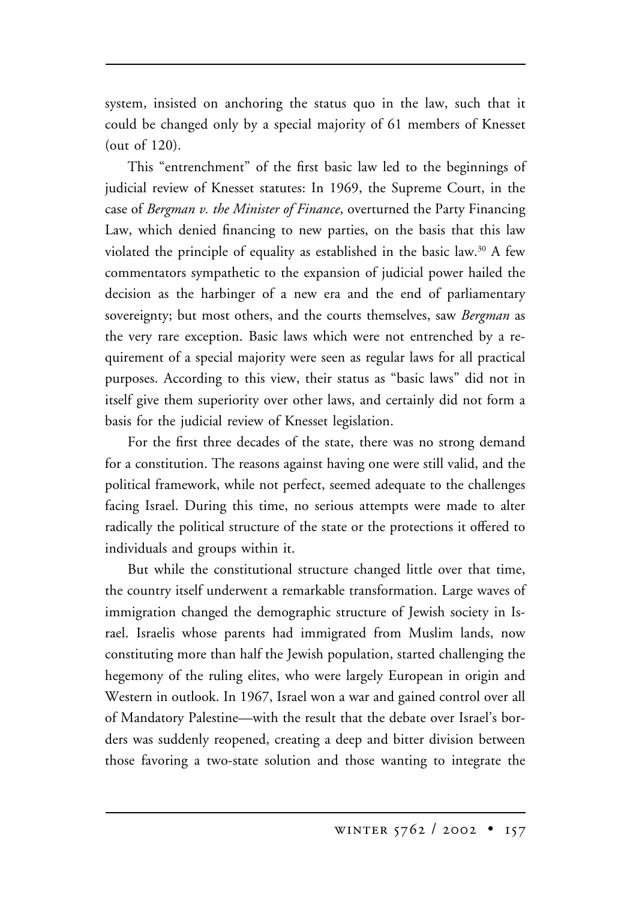system, insisted on anchoring the status quo in the law, such that it could be changed only by a special majority of 61 members of Knesset (out of 120).

This "entrenchment" of the first basic law led to the beginnings of judicial review of Knesset statutes: In 1969, the Supreme Court, in the case of *Bergman v. the Minister of Finance*, overturned the Party Financing Law, which denied financing to new parties, on the basis that this law violated the principle of equality as established in the basic law.[30] A few commentators sympathetic to the expansion of judicial power hailed the decision as the harbinger of a new era and the end of parliamentary sovereignty; but most others, and the courts themselves, saw *Bergman* as the very rare exception. Basic laws which were not entrenched by a requirement of a special majority were seen as regular laws for all practical purposes. According to this view, their status as "basic laws" did not in itself give them superiority over other laws, and certainly did not form a basis for the judicial review of Knesset legislation.

For the first three decades of the state, there was no strong demand for a constitution. The reasons against having one were still valid, and the political framework, while not perfect, seemed adequate to the challenges facing Israel. During this time, no serious attempts were made to alter radically the political structure of the state or the protections it offered to individuals and groups within it.

But while the constitutional structure changed little over that time, the country itself underwent a remarkable transformation. Large waves of immigration changed the demographic structure of Jewish society in Israel. Israelis whose parents had immigrated from Muslim lands, now constituting more than half the Jewish population, started challenging the hegemony of the ruling elites, who were largely European in origin and Western in outlook. In 1967, Israel won a war and gained control over all of Mandatory Palestine—with the result that the debate over Israel's borders was suddenly reopened, creating a deep and bitter division between those favoring a two-state solution and those wanting to integrate the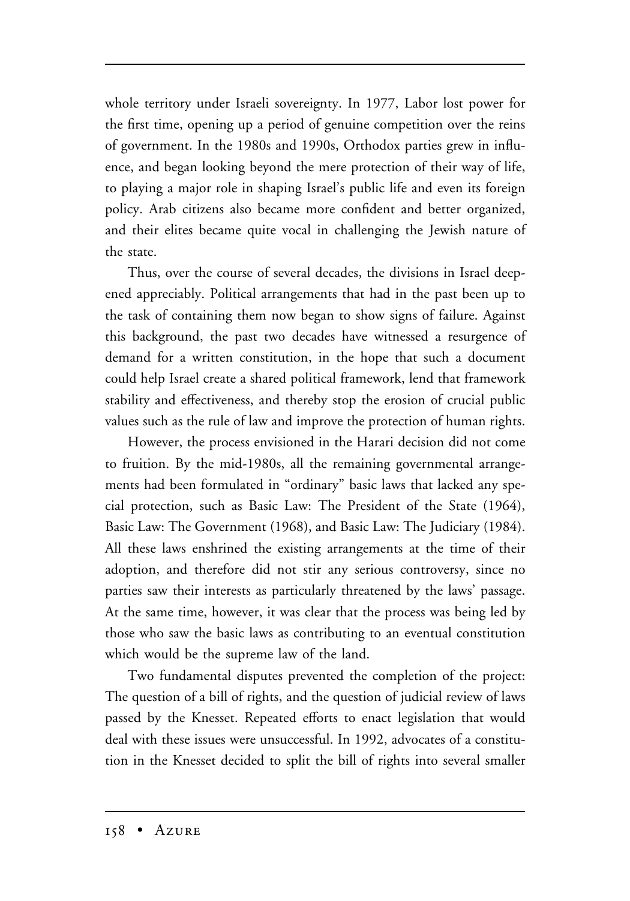whole territory under Israeli sovereignty. In 1977, Labor lost power for the first time, opening up a period of genuine competition over the reins of government. In the 1980s and 1990s, Orthodox parties grew in influence, and began looking beyond the mere protection of their way of life, to playing a major role in shaping Israel's public life and even its foreign policy. Arab citizens also became more confident and better organized, and their elites became quite vocal in challenging the Jewish nature of the state.

Thus, over the course of several decades, the divisions in Israel deepened appreciably. Political arrangements that had in the past been up to the task of containing them now began to show signs of failure. Against this background, the past two decades have witnessed a resurgence of demand for a written constitution, in the hope that such a document could help Israel create a shared political framework, lend that framework stability and effectiveness, and thereby stop the erosion of crucial public values such as the rule of law and improve the protection of human rights.

However, the process envisioned in the Harari decision did not come to fruition. By the mid-1980s, all the remaining governmental arrangements had been formulated in "ordinary" basic laws that lacked any special protection, such as Basic Law: The President of the State (1964), Basic Law: The Government (1968), and Basic Law: The Judiciary (1984). All these laws enshrined the existing arrangements at the time of their adoption, and therefore did not stir any serious controversy, since no parties saw their interests as particularly threatened by the laws' passage. At the same time, however, it was clear that the process was being led by those who saw the basic laws as contributing to an eventual constitution which would be the supreme law of the land.

Two fundamental disputes prevented the completion of the project: The question of a bill of rights, and the question of judicial review of laws passed by the Knesset. Repeated efforts to enact legislation that would deal with these issues were unsuccessful. In 1992, advocates of a constitution in the Knesset decided to split the bill of rights into several smaller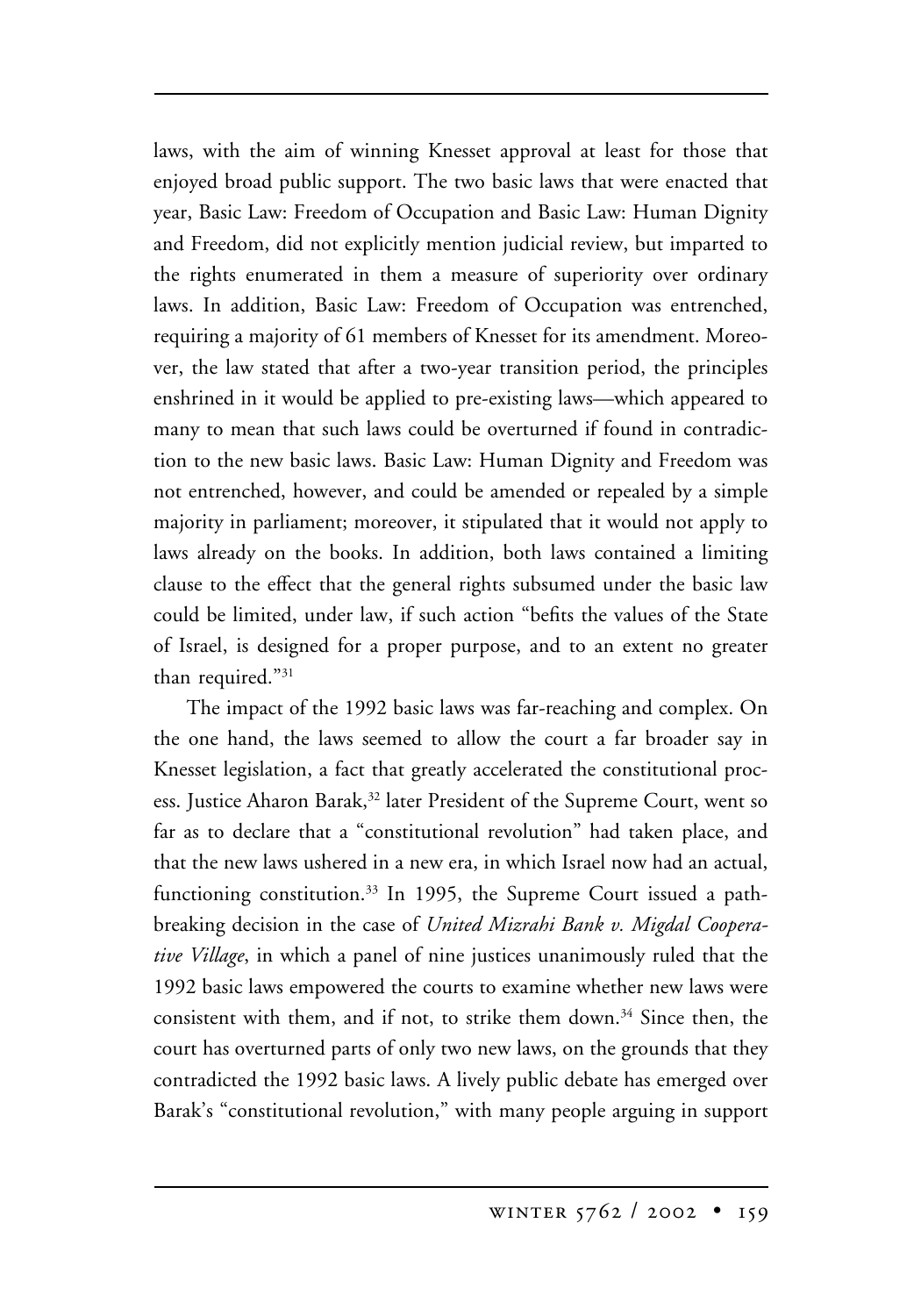laws, with the aim of winning Knesset approval at least for those that enjoyed broad public support. The two basic laws that were enacted that year, Basic Law: Freedom of Occupation and Basic Law: Human Dignity and Freedom, did not explicitly mention judicial review, but imparted to the rights enumerated in them a measure of superiority over ordinary laws. In addition, Basic Law: Freedom of Occupation was entrenched, requiring a majority of 61 members of Knesset for its amendment. Moreover, the law stated that after a two-year transition period, the principles enshrined in it would be applied to pre-existing laws—which appeared to many to mean that such laws could be overturned if found in contradiction to the new basic laws. Basic Law: Human Dignity and Freedom was not entrenched, however, and could be amended or repealed by a simple majority in parliament; moreover, it stipulated that it would not apply to laws already on the books. In addition, both laws contained a limiting clause to the effect that the general rights subsumed under the basic law could be limited, under law, if such action "befits the values of the State of Israel, is designed for a proper purpose, and to an extent no greater than required."[31]

The impact of the 1992 basic laws was far-reaching and complex. On the one hand, the laws seemed to allow the court a far broader say in Knesset legislation, a fact that greatly accelerated the constitutional process. Justice Aharon Barak,[32] later President of the Supreme Court, went so far as to declare that a "constitutional revolution" had taken place, and that the new laws ushered in a new era, in which Israel now had an actual, functioning constitution.[33] In 1995, the Supreme Court issued a path-breaking decision in the case of *United Mizrahi Bank v. Migdal Cooperative Village*, in which a panel of nine justices unanimously ruled that the 1992 basic laws empowered the courts to examine whether new laws were consistent with them, and if not, to strike them down.[34] Since then, the court has overturned parts of only two new laws, on the grounds that they contradicted the 1992 basic laws. A lively public debate has emerged over Barak's "constitutional revolution," with many people arguing in support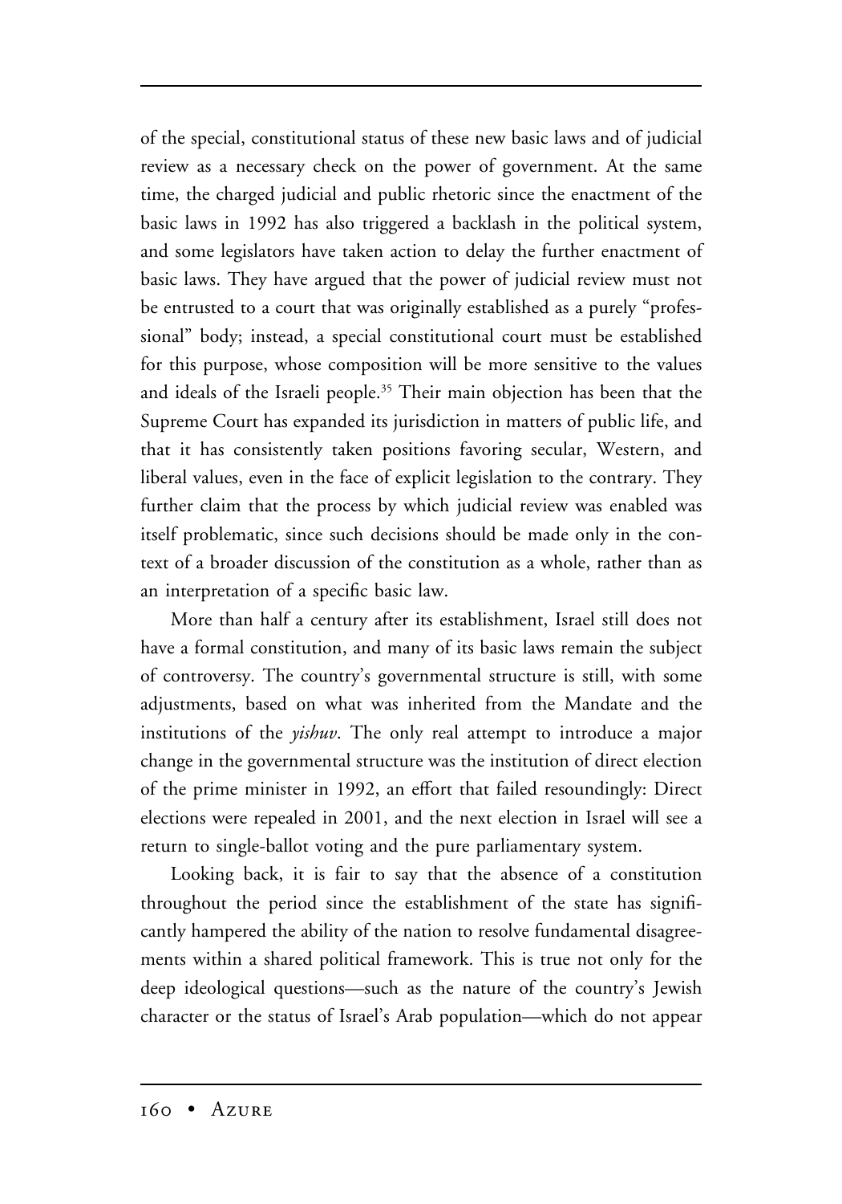of the special, constitutional status of these new basic laws and of judicial review as a necessary check on the power of government. At the same time, the charged judicial and public rhetoric since the enactment of the basic laws in 1992 has also triggered a backlash in the political system, and some legislators have taken action to delay the further enactment of basic laws. They have argued that the power of judicial review must not be entrusted to a court that was originally established as a purely "professional" body; instead, a special constitutional court must be established for this purpose, whose composition will be more sensitive to the values and ideals of the Israeli people.[35] Their main objection has been that the Supreme Court has expanded its jurisdiction in matters of public life, and that it has consistently taken positions favoring secular, Western, and liberal values, even in the face of explicit legislation to the contrary. They further claim that the process by which judicial review was enabled was itself problematic, since such decisions should be made only in the context of a broader discussion of the constitution as a whole, rather than as an interpretation of a specific basic law.

More than half a century after its establishment, Israel still does not have a formal constitution, and many of its basic laws remain the subject of controversy. The country's governmental structure is still, with some adjustments, based on what was inherited from the Mandate and the institutions of the *yishuv*. The only real attempt to introduce a major change in the governmental structure was the institution of direct election of the prime minister in 1992, an effort that failed resoundingly: Direct elections were repealed in 2001, and the next election in Israel will see a return to single-ballot voting and the pure parliamentary system.

Looking back, it is fair to say that the absence of a constitution throughout the period since the establishment of the state has significantly hampered the ability of the nation to resolve fundamental disagreements within a shared political framework. This is true not only for the deep ideological questions—such as the nature of the country's Jewish character or the status of Israel's Arab population—which do not appear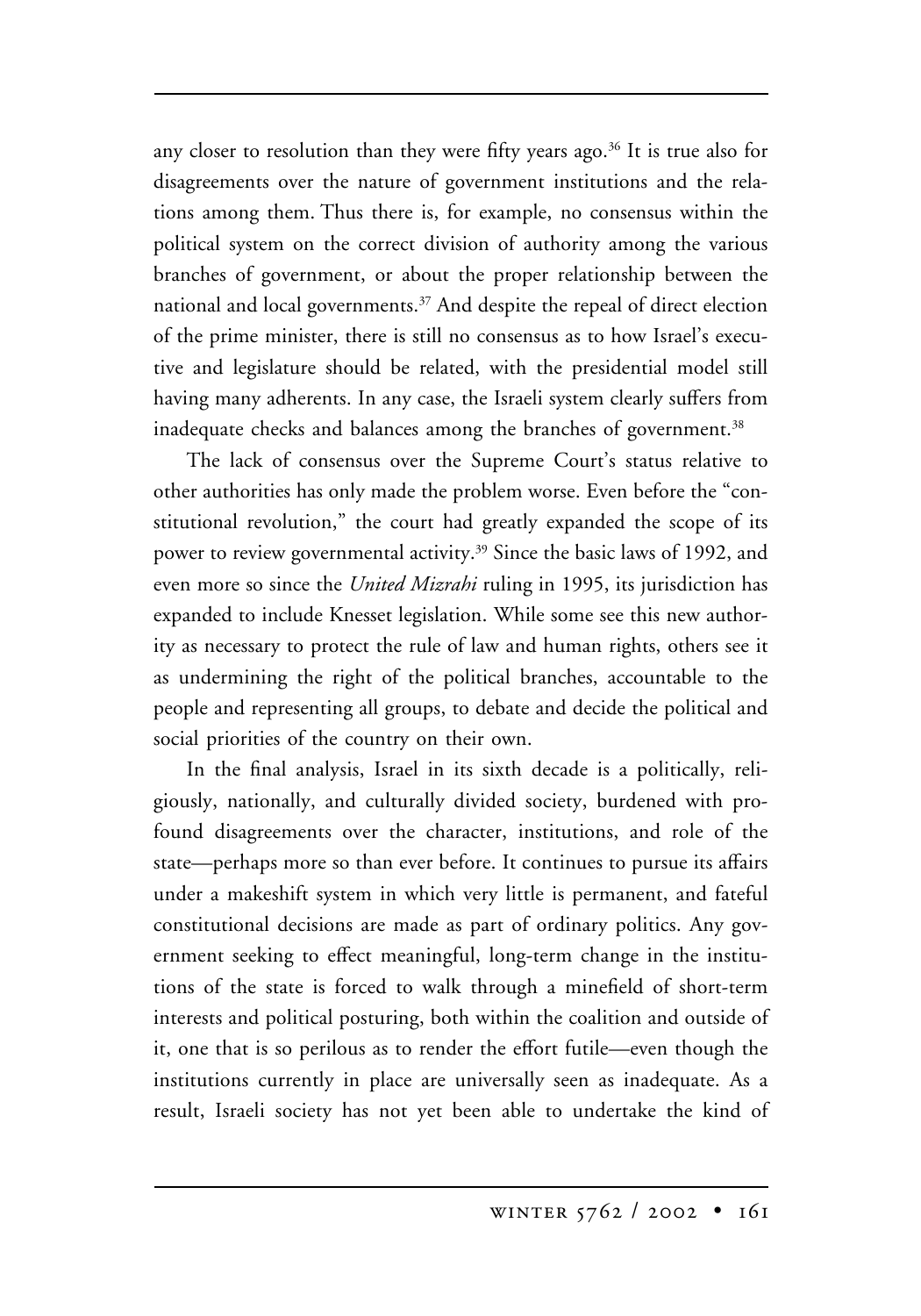any closer to resolution than they were fifty years ago.[36] It is true also for disagreements over the nature of government institutions and the relations among them. Thus there is, for example, no consensus within the political system on the correct division of authority among the various branches of government, or about the proper relationship between the national and local governments.[37] And despite the repeal of direct election of the prime minister, there is still no consensus as to how Israel's executive and legislature should be related, with the presidential model still having many adherents. In any case, the Israeli system clearly suffers from inadequate checks and balances among the branches of government.[38]

The lack of consensus over the Supreme Court's status relative to other authorities has only made the problem worse. Even before the "constitutional revolution," the court had greatly expanded the scope of its power to review governmental activity.[39] Since the basic laws of 1992, and even more so since the *United Mizrahi* ruling in 1995, its jurisdiction has expanded to include Knesset legislation. While some see this new authority as necessary to protect the rule of law and human rights, others see it as undermining the right of the political branches, accountable to the people and representing all groups, to debate and decide the political and social priorities of the country on their own.

In the final analysis, Israel in its sixth decade is a politically, religiously, nationally, and culturally divided society, burdened with profound disagreements over the character, institutions, and role of the state—perhaps more so than ever before. It continues to pursue its affairs under a makeshift system in which very little is permanent, and fateful constitutional decisions are made as part of ordinary politics. Any government seeking to effect meaningful, long-term change in the institutions of the state is forced to walk through a minefield of short-term interests and political posturing, both within the coalition and outside of it, one that is so perilous as to render the effort futile—even though the institutions currently in place are universally seen as inadequate. As a result, Israeli society has not yet been able to undertake the kind of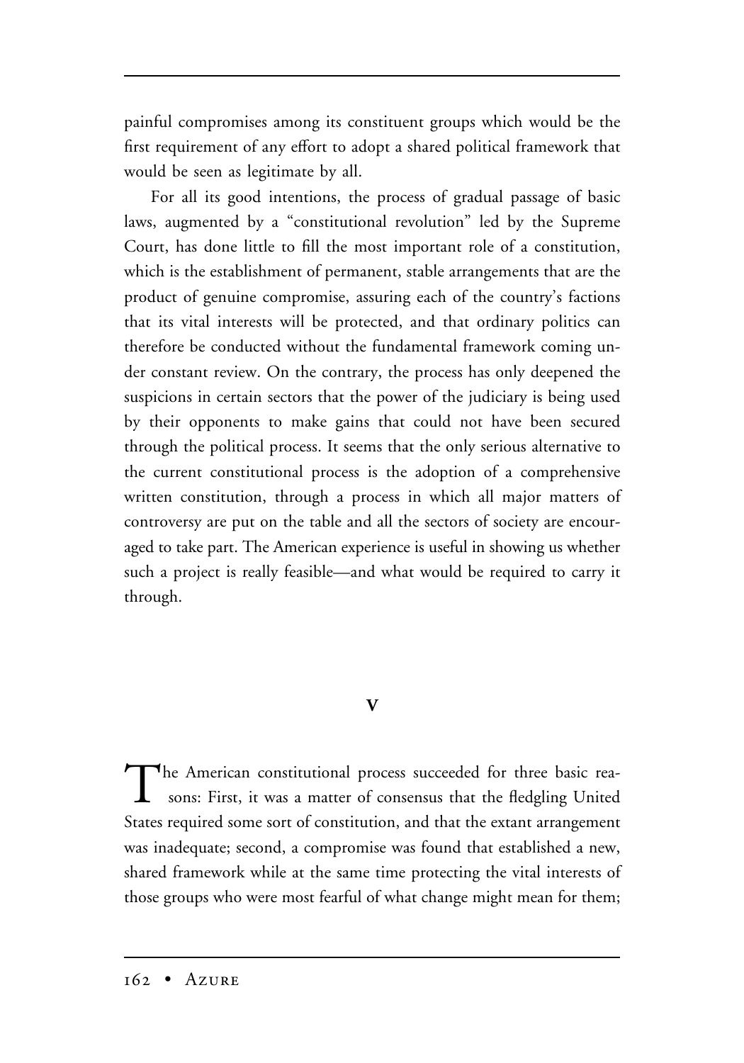painful compromises among its constituent groups which would be the first requirement of any effort to adopt a shared political framework that would be seen as legitimate by all.

For all its good intentions, the process of gradual passage of basic laws, augmented by a "constitutional revolution" led by the Supreme Court, has done little to fill the most important role of a constitution, which is the establishment of permanent, stable arrangements that are the product of genuine compromise, assuring each of the country's factions that its vital interests will be protected, and that ordinary politics can therefore be conducted without the fundamental framework coming under constant review. On the contrary, the process has only deepened the suspicions in certain sectors that the power of the judiciary is being used by their opponents to make gains that could not have been secured through the political process. It seems that the only serious alternative to the current constitutional process is the adoption of a comprehensive written constitution, through a process in which all major matters of controversy are put on the table and all the sectors of society are encouraged to take part. The American experience is useful in showing us whether such a project is really feasible—and what would be required to carry it through.

## V

The American constitutional process succeeded for three basic reasons: First, it was a matter of consensus that the fledgling United States required some sort of constitution, and that the extant arrangement was inadequate; second, a compromise was found that established a new, shared framework while at the same time protecting the vital interests of those groups who were most fearful of what change might mean for them;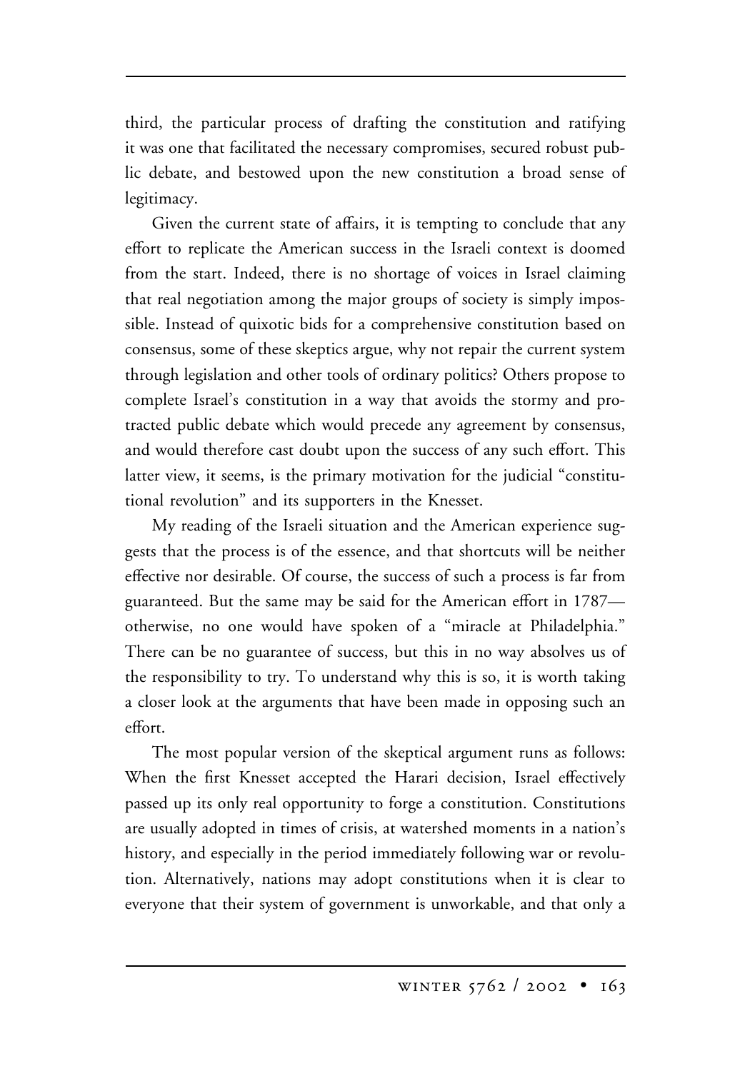third, the particular process of drafting the constitution and ratifying it was one that facilitated the necessary compromises, secured robust public debate, and bestowed upon the new constitution a broad sense of legitimacy.

Given the current state of affairs, it is tempting to conclude that any effort to replicate the American success in the Israeli context is doomed from the start. Indeed, there is no shortage of voices in Israel claiming that real negotiation among the major groups of society is simply impossible. Instead of quixotic bids for a comprehensive constitution based on consensus, some of these skeptics argue, why not repair the current system through legislation and other tools of ordinary politics? Others propose to complete Israel's constitution in a way that avoids the stormy and protracted public debate which would precede any agreement by consensus, and would therefore cast doubt upon the success of any such effort. This latter view, it seems, is the primary motivation for the judicial "constitutional revolution" and its supporters in the Knesset.

My reading of the Israeli situation and the American experience suggests that the process is of the essence, and that shortcuts will be neither effective nor desirable. Of course, the success of such a process is far from guaranteed. But the same may be said for the American effort in 1787—otherwise, no one would have spoken of a "miracle at Philadelphia." There can be no guarantee of success, but this in no way absolves us of the responsibility to try. To understand why this is so, it is worth taking a closer look at the arguments that have been made in opposing such an effort.

The most popular version of the skeptical argument runs as follows: When the first Knesset accepted the Harari decision, Israel effectively passed up its only real opportunity to forge a constitution. Constitutions are usually adopted in times of crisis, at watershed moments in a nation's history, and especially in the period immediately following war or revolution. Alternatively, nations may adopt constitutions when it is clear to everyone that their system of government is unworkable, and that only a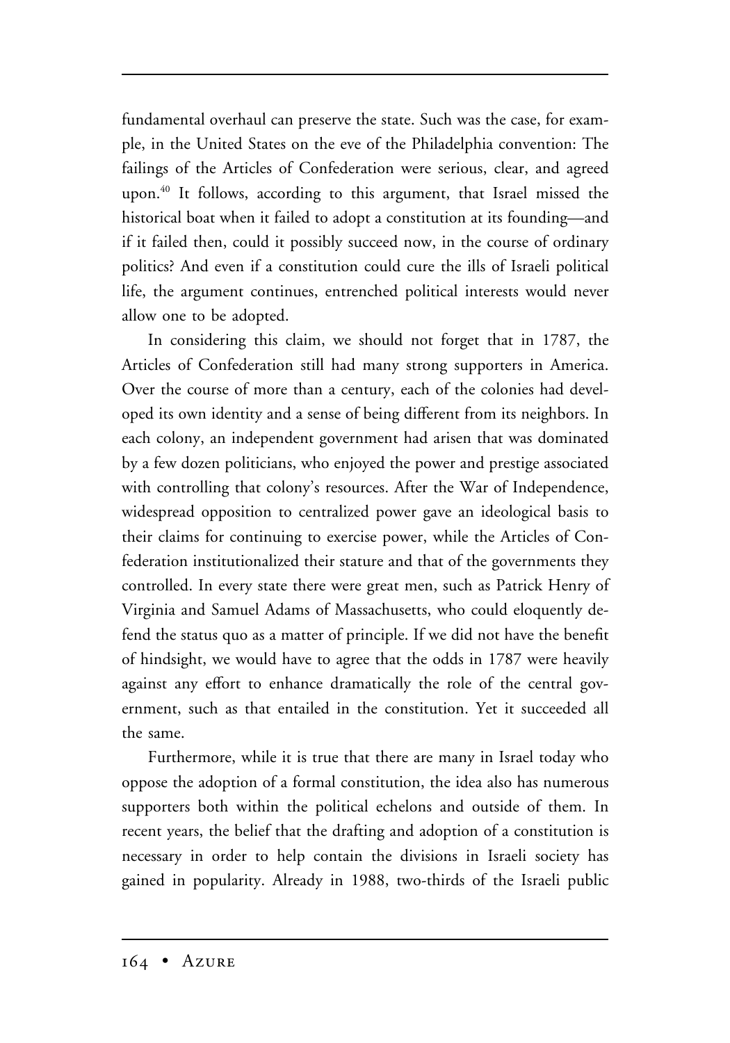fundamental overhaul can preserve the state. Such was the case, for example, in the United States on the eve of the Philadelphia convention: The failings of the Articles of Confederation were serious, clear, and agreed upon.[40] It follows, according to this argument, that Israel missed the historical boat when it failed to adopt a constitution at its founding—and if it failed then, could it possibly succeed now, in the course of ordinary politics? And even if a constitution could cure the ills of Israeli political life, the argument continues, entrenched political interests would never allow one to be adopted.

In considering this claim, we should not forget that in 1787, the Articles of Confederation still had many strong supporters in America. Over the course of more than a century, each of the colonies had developed its own identity and a sense of being different from its neighbors. In each colony, an independent government had arisen that was dominated by a few dozen politicians, who enjoyed the power and prestige associated with controlling that colony's resources. After the War of Independence, widespread opposition to centralized power gave an ideological basis to their claims for continuing to exercise power, while the Articles of Confederation institutionalized their stature and that of the governments they controlled. In every state there were great men, such as Patrick Henry of Virginia and Samuel Adams of Massachusetts, who could eloquently defend the status quo as a matter of principle. If we did not have the benefit of hindsight, we would have to agree that the odds in 1787 were heavily against any effort to enhance dramatically the role of the central government, such as that entailed in the constitution. Yet it succeeded all the same.

Furthermore, while it is true that there are many in Israel today who oppose the adoption of a formal constitution, the idea also has numerous supporters both within the political echelons and outside of them. In recent years, the belief that the drafting and adoption of a constitution is necessary in order to help contain the divisions in Israeli society has gained in popularity. Already in 1988, two-thirds of the Israeli public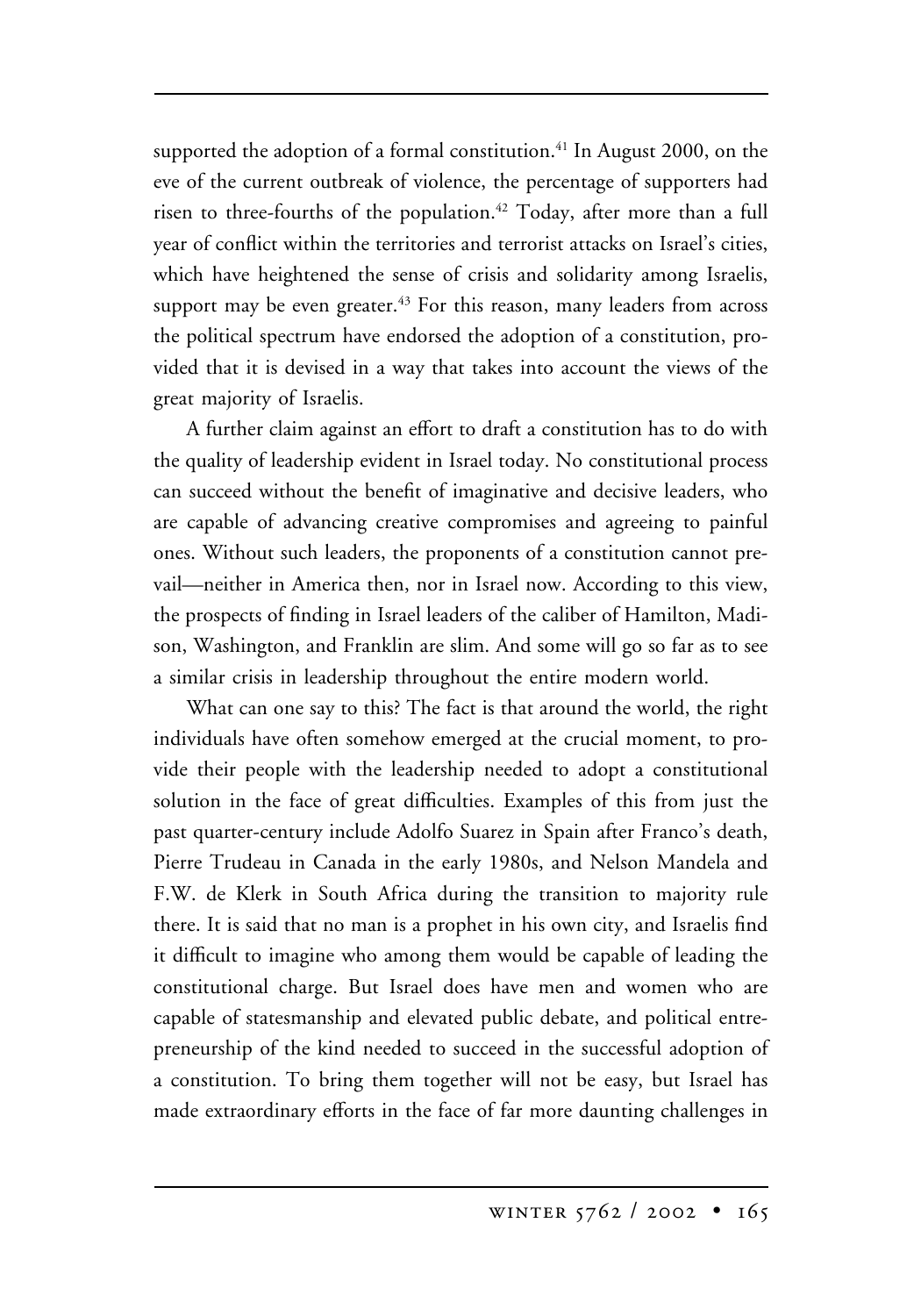supported the adoption of a formal constitution.[41] In August 2000, on the eve of the current outbreak of violence, the percentage of supporters had risen to three-fourths of the population.[42] Today, after more than a full year of conflict within the territories and terrorist attacks on Israel's cities, which have heightened the sense of crisis and solidarity among Israelis, support may be even greater.[43] For this reason, many leaders from across the political spectrum have endorsed the adoption of a constitution, provided that it is devised in a way that takes into account the views of the great majority of Israelis.

A further claim against an effort to draft a constitution has to do with the quality of leadership evident in Israel today. No constitutional process can succeed without the benefit of imaginative and decisive leaders, who are capable of advancing creative compromises and agreeing to painful ones. Without such leaders, the proponents of a constitution cannot prevail—neither in America then, nor in Israel now. According to this view, the prospects of finding in Israel leaders of the caliber of Hamilton, Madison, Washington, and Franklin are slim. And some will go so far as to see a similar crisis in leadership throughout the entire modern world.

What can one say to this? The fact is that around the world, the right individuals have often somehow emerged at the crucial moment, to provide their people with the leadership needed to adopt a constitutional solution in the face of great difficulties. Examples of this from just the past quarter-century include Adolfo Suarez in Spain after Franco's death, Pierre Trudeau in Canada in the early 1980s, and Nelson Mandela and F.W. de Klerk in South Africa during the transition to majority rule there. It is said that no man is a prophet in his own city, and Israelis find it difficult to imagine who among them would be capable of leading the constitutional charge. But Israel does have men and women who are capable of statesmanship and elevated public debate, and political entrepreneurship of the kind needed to succeed in the successful adoption of a constitution. To bring them together will not be easy, but Israel has made extraordinary efforts in the face of far more daunting challenges in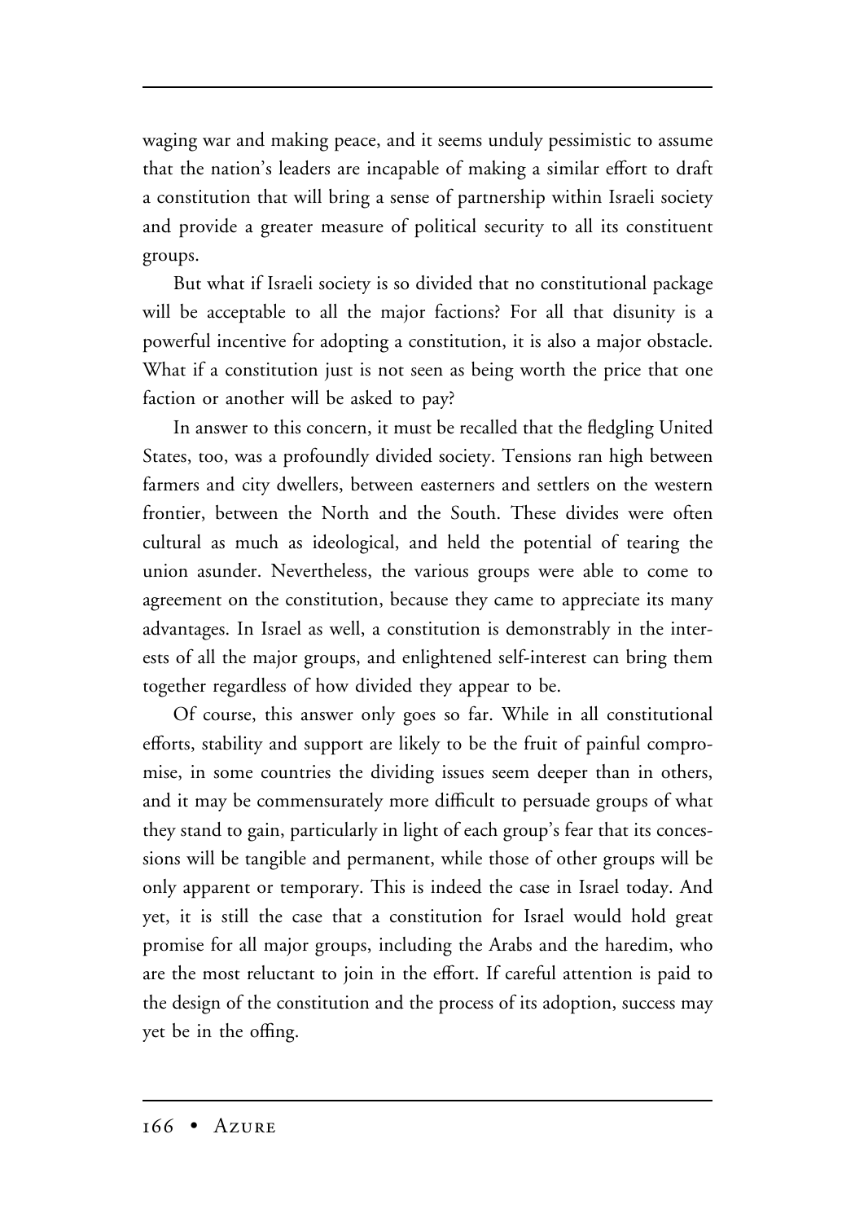waging war and making peace, and it seems unduly pessimistic to assume that the nation's leaders are incapable of making a similar effort to draft a constitution that will bring a sense of partnership within Israeli society and provide a greater measure of political security to all its constituent groups.

But what if Israeli society is so divided that no constitutional package will be acceptable to all the major factions? For all that disunity is a powerful incentive for adopting a constitution, it is also a major obstacle. What if a constitution just is not seen as being worth the price that one faction or another will be asked to pay?

In answer to this concern, it must be recalled that the fledgling United States, too, was a profoundly divided society. Tensions ran high between farmers and city dwellers, between easterners and settlers on the western frontier, between the North and the South. These divides were often cultural as much as ideological, and held the potential of tearing the union asunder. Nevertheless, the various groups were able to come to agreement on the constitution, because they came to appreciate its many advantages. In Israel as well, a constitution is demonstrably in the interests of all the major groups, and enlightened self-interest can bring them together regardless of how divided they appear to be.

Of course, this answer only goes so far. While in all constitutional efforts, stability and support are likely to be the fruit of painful compromise, in some countries the dividing issues seem deeper than in others, and it may be commensurately more difficult to persuade groups of what they stand to gain, particularly in light of each group's fear that its concessions will be tangible and permanent, while those of other groups will be only apparent or temporary. This is indeed the case in Israel today. And yet, it is still the case that a constitution for Israel would hold great promise for all major groups, including the Arabs and the haredim, who are the most reluctant to join in the effort. If careful attention is paid to the design of the constitution and the process of its adoption, success may yet be in the offing.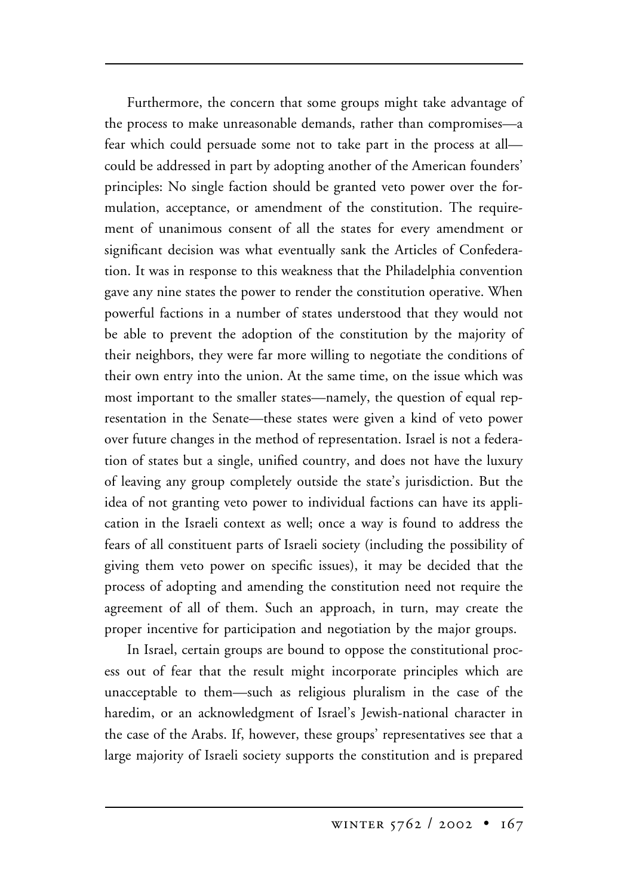Furthermore, the concern that some groups might take advantage of the process to make unreasonable demands, rather than compromises—a fear which could persuade some not to take part in the process at all—could be addressed in part by adopting another of the American founders' principles: No single faction should be granted veto power over the formulation, acceptance, or amendment of the constitution. The requirement of unanimous consent of all the states for every amendment or significant decision was what eventually sank the Articles of Confederation. It was in response to this weakness that the Philadelphia convention gave any nine states the power to render the constitution operative. When powerful factions in a number of states understood that they would not be able to prevent the adoption of the constitution by the majority of their neighbors, they were far more willing to negotiate the conditions of their own entry into the union. At the same time, on the issue which was most important to the smaller states—namely, the question of equal representation in the Senate—these states were given a kind of veto power over future changes in the method of representation. Israel is not a federation of states but a single, unified country, and does not have the luxury of leaving any group completely outside the state's jurisdiction. But the idea of not granting veto power to individual factions can have its application in the Israeli context as well; once a way is found to address the fears of all constituent parts of Israeli society (including the possibility of giving them veto power on specific issues), it may be decided that the process of adopting and amending the constitution need not require the agreement of all of them. Such an approach, in turn, may create the proper incentive for participation and negotiation by the major groups.

In Israel, certain groups are bound to oppose the constitutional process out of fear that the result might incorporate principles which are unacceptable to them—such as religious pluralism in the case of the haredim, or an acknowledgment of Israel's Jewish-national character in the case of the Arabs. If, however, these groups' representatives see that a large majority of Israeli society supports the constitution and is prepared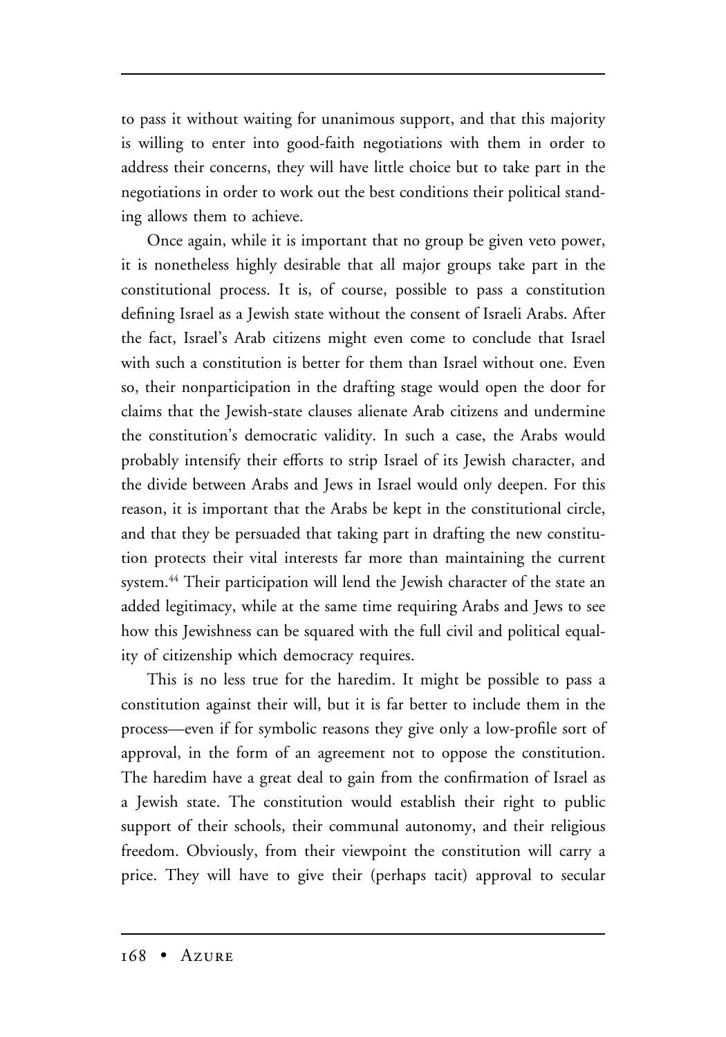to pass it without waiting for unanimous support, and that this majority is willing to enter into good-faith negotiations with them in order to address their concerns, they will have little choice but to take part in the negotiations in order to work out the best conditions their political standing allows them to achieve.

Once again, while it is important that no group be given veto power, it is nonetheless highly desirable that all major groups take part in the constitutional process. It is, of course, possible to pass a constitution defining Israel as a Jewish state without the consent of Israeli Arabs. After the fact, Israel's Arab citizens might even come to conclude that Israel with such a constitution is better for them than Israel without one. Even so, their nonparticipation in the drafting stage would open the door for claims that the Jewish-state clauses alienate Arab citizens and undermine the constitution's democratic validity. In such a case, the Arabs would probably intensify their efforts to strip Israel of its Jewish character, and the divide between Arabs and Jews in Israel would only deepen. For this reason, it is important that the Arabs be kept in the constitutional circle, and that they be persuaded that taking part in drafting the new constitution protects their vital interests far more than maintaining the current system.[44] Their participation will lend the Jewish character of the state an added legitimacy, while at the same time requiring Arabs and Jews to see how this Jewishness can be squared with the full civil and political equality of citizenship which democracy requires.

This is no less true for the haredim. It might be possible to pass a constitution against their will, but it is far better to include them in the process—even if for symbolic reasons they give only a low-profile sort of approval, in the form of an agreement not to oppose the constitution. The haredim have a great deal to gain from the confirmation of Israel as a Jewish state. The constitution would establish their right to public support of their schools, their communal autonomy, and their religious freedom. Obviously, from their viewpoint the constitution will carry a price. They will have to give their (perhaps tacit) approval to secular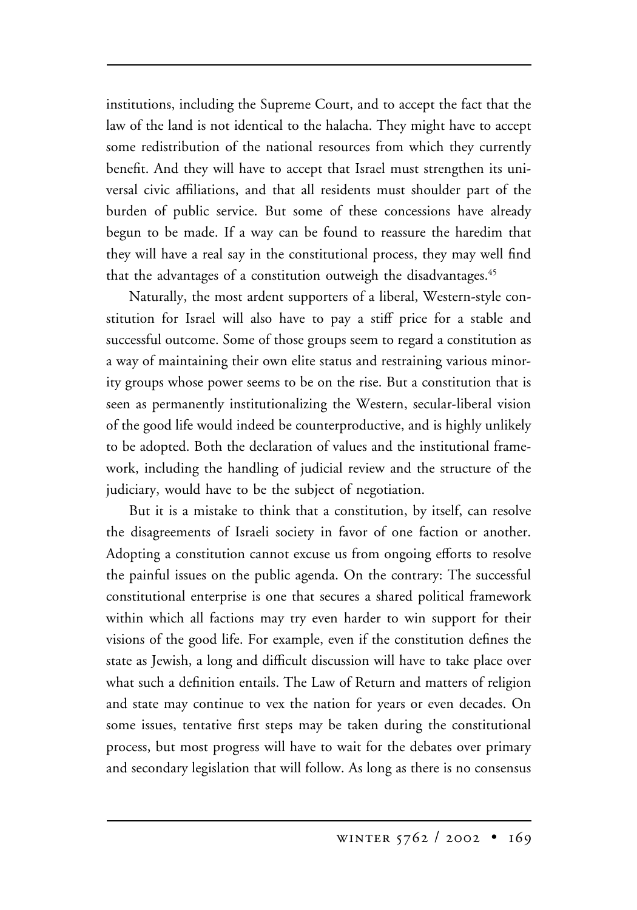institutions, including the Supreme Court, and to accept the fact that the law of the land is not identical to the halacha. They might have to accept some redistribution of the national resources from which they currently benefit. And they will have to accept that Israel must strengthen its universal civic affiliations, and that all residents must shoulder part of the burden of public service. But some of these concessions have already begun to be made. If a way can be found to reassure the haredim that they will have a real say in the constitutional process, they may well find that the advantages of a constitution outweigh the disadvantages.[45]

Naturally, the most ardent supporters of a liberal, Western-style constitution for Israel will also have to pay a stiff price for a stable and successful outcome. Some of those groups seem to regard a constitution as a way of maintaining their own elite status and restraining various minority groups whose power seems to be on the rise. But a constitution that is seen as permanently institutionalizing the Western, secular-liberal vision of the good life would indeed be counterproductive, and is highly unlikely to be adopted. Both the declaration of values and the institutional framework, including the handling of judicial review and the structure of the judiciary, would have to be the subject of negotiation.

But it is a mistake to think that a constitution, by itself, can resolve the disagreements of Israeli society in favor of one faction or another. Adopting a constitution cannot excuse us from ongoing efforts to resolve the painful issues on the public agenda. On the contrary: The successful constitutional enterprise is one that secures a shared political framework within which all factions may try even harder to win support for their visions of the good life. For example, even if the constitution defines the state as Jewish, a long and difficult discussion will have to take place over what such a definition entails. The Law of Return and matters of religion and state may continue to vex the nation for years or even decades. On some issues, tentative first steps may be taken during the constitutional process, but most progress will have to wait for the debates over primary and secondary legislation that will follow. As long as there is no consensus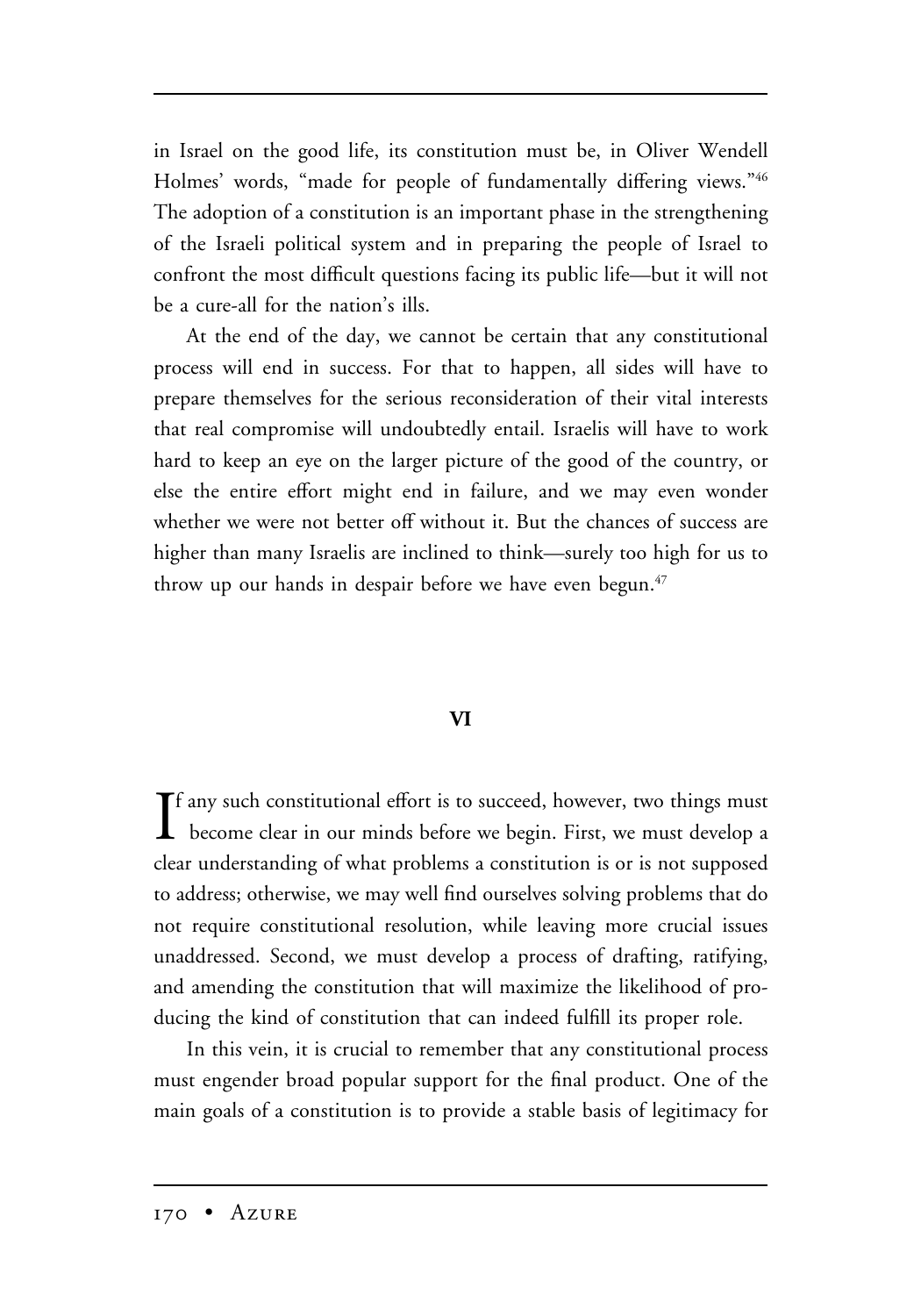in Israel on the good life, its constitution must be, in Oliver Wendell Holmes' words, "made for people of fundamentally differing views."[46] The adoption of a constitution is an important phase in the strengthening of the Israeli political system and in preparing the people of Israel to confront the most difficult questions facing its public life—but it will not be a cure-all for the nation's ills.

At the end of the day, we cannot be certain that any constitutional process will end in success. For that to happen, all sides will have to prepare themselves for the serious reconsideration of their vital interests that real compromise will undoubtedly entail. Israelis will have to work hard to keep an eye on the larger picture of the good of the country, or else the entire effort might end in failure, and we may even wonder whether we were not better off without it. But the chances of success are higher than many Israelis are inclined to think—surely too high for us to throw up our hands in despair before we have even begun.[47]

## VI

If any such constitutional effort is to succeed, however, two things must become clear in our minds before we begin. First, we must develop a clear understanding of what problems a constitution is or is not supposed to address; otherwise, we may well find ourselves solving problems that do not require constitutional resolution, while leaving more crucial issues unaddressed. Second, we must develop a process of drafting, ratifying, and amending the constitution that will maximize the likelihood of producing the kind of constitution that can indeed fulfill its proper role.

In this vein, it is crucial to remember that any constitutional process must engender broad popular support for the final product. One of the main goals of a constitution is to provide a stable basis of legitimacy for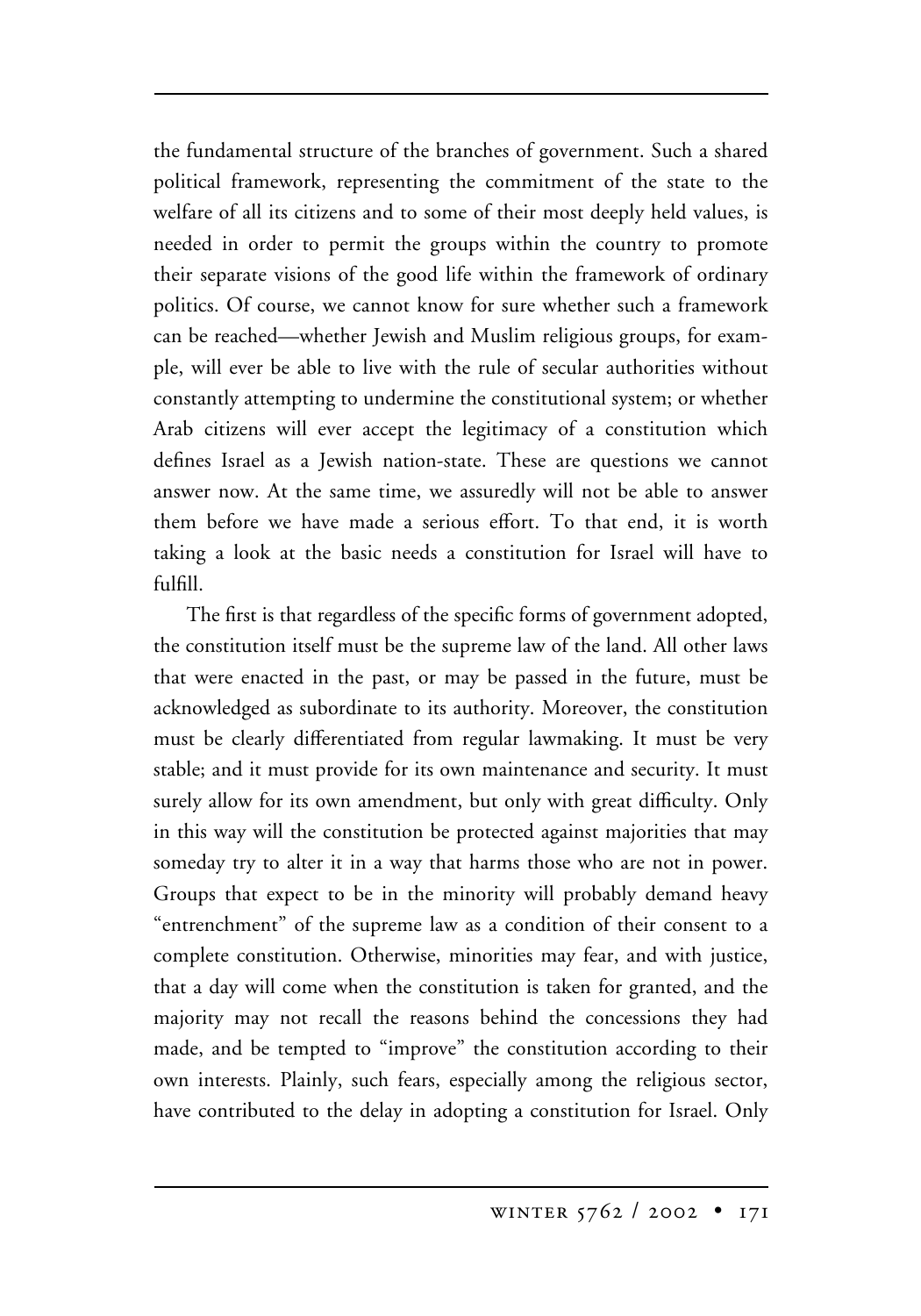the fundamental structure of the branches of government. Such a shared political framework, representing the commitment of the state to the welfare of all its citizens and to some of their most deeply held values, is needed in order to permit the groups within the country to promote their separate visions of the good life within the framework of ordinary politics. Of course, we cannot know for sure whether such a framework can be reached—whether Jewish and Muslim religious groups, for example, will ever be able to live with the rule of secular authorities without constantly attempting to undermine the constitutional system; or whether Arab citizens will ever accept the legitimacy of a constitution which defines Israel as a Jewish nation-state. These are questions we cannot answer now. At the same time, we assuredly will not be able to answer them before we have made a serious effort. To that end, it is worth taking a look at the basic needs a constitution for Israel will have to fulfill.

The first is that regardless of the specific forms of government adopted, the constitution itself must be the supreme law of the land. All other laws that were enacted in the past, or may be passed in the future, must be acknowledged as subordinate to its authority. Moreover, the constitution must be clearly differentiated from regular lawmaking. It must be very stable; and it must provide for its own maintenance and security. It must surely allow for its own amendment, but only with great difficulty. Only in this way will the constitution be protected against majorities that may someday try to alter it in a way that harms those who are not in power. Groups that expect to be in the minority will probably demand heavy "entrenchment" of the supreme law as a condition of their consent to a complete constitution. Otherwise, minorities may fear, and with justice, that a day will come when the constitution is taken for granted, and the majority may not recall the reasons behind the concessions they had made, and be tempted to "improve" the constitution according to their own interests. Plainly, such fears, especially among the religious sector, have contributed to the delay in adopting a constitution for Israel. Only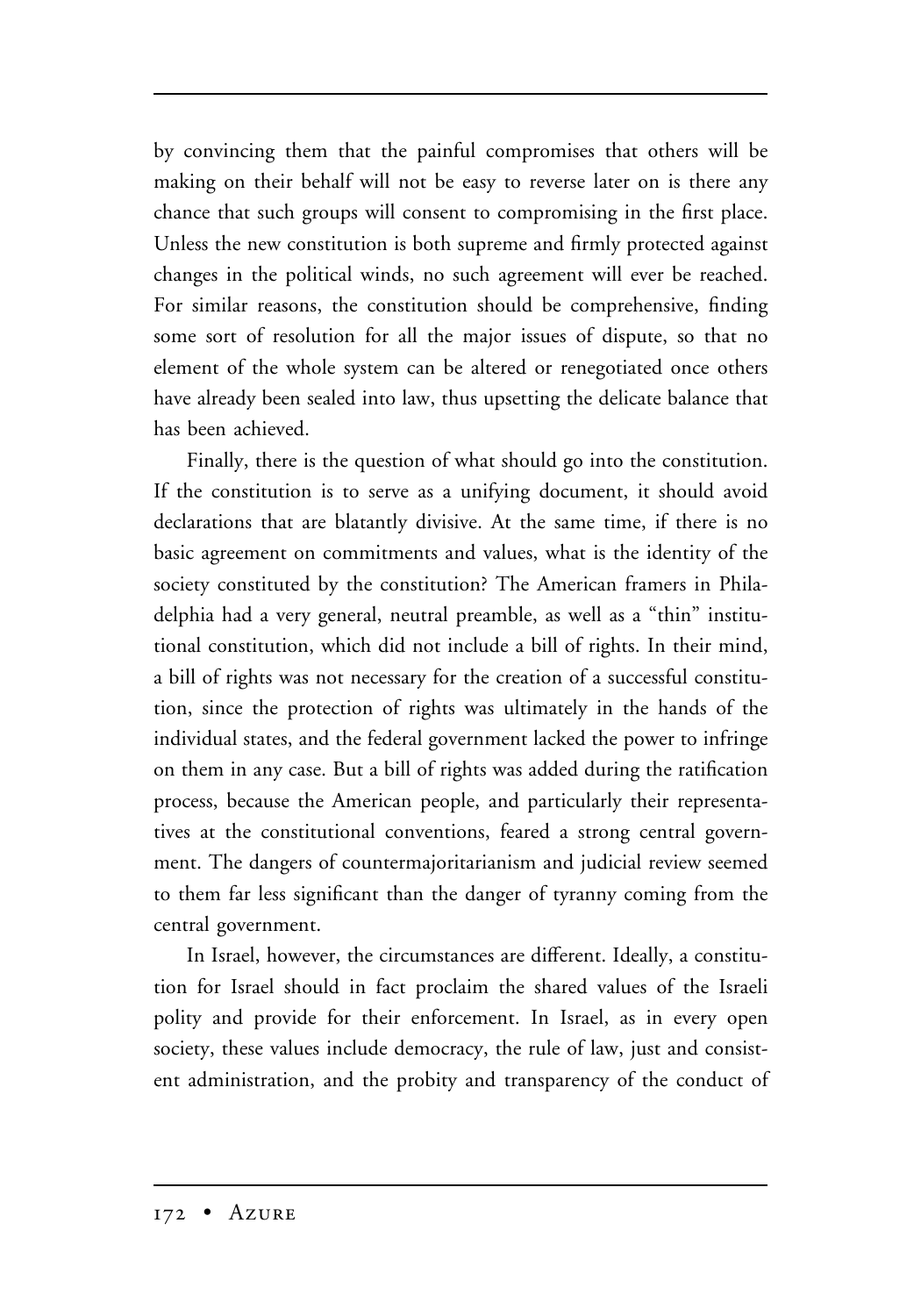by convincing them that the painful compromises that others will be making on their behalf will not be easy to reverse later on is there any chance that such groups will consent to compromising in the first place. Unless the new constitution is both supreme and firmly protected against changes in the political winds, no such agreement will ever be reached. For similar reasons, the constitution should be comprehensive, finding some sort of resolution for all the major issues of dispute, so that no element of the whole system can be altered or renegotiated once others have already been sealed into law, thus upsetting the delicate balance that has been achieved.

Finally, there is the question of what should go into the constitution. If the constitution is to serve as a unifying document, it should avoid declarations that are blatantly divisive. At the same time, if there is no basic agreement on commitments and values, what is the identity of the society constituted by the constitution? The American framers in Philadelphia had a very general, neutral preamble, as well as a "thin" institutional constitution, which did not include a bill of rights. In their mind, a bill of rights was not necessary for the creation of a successful constitution, since the protection of rights was ultimately in the hands of the individual states, and the federal government lacked the power to infringe on them in any case. But a bill of rights was added during the ratification process, because the American people, and particularly their representatives at the constitutional conventions, feared a strong central government. The dangers of countermajoritarianism and judicial review seemed to them far less significant than the danger of tyranny coming from the central government.

In Israel, however, the circumstances are different. Ideally, a constitution for Israel should in fact proclaim the shared values of the Israeli polity and provide for their enforcement. In Israel, as in every open society, these values include democracy, the rule of law, just and consistent administration, and the probity and transparency of the conduct of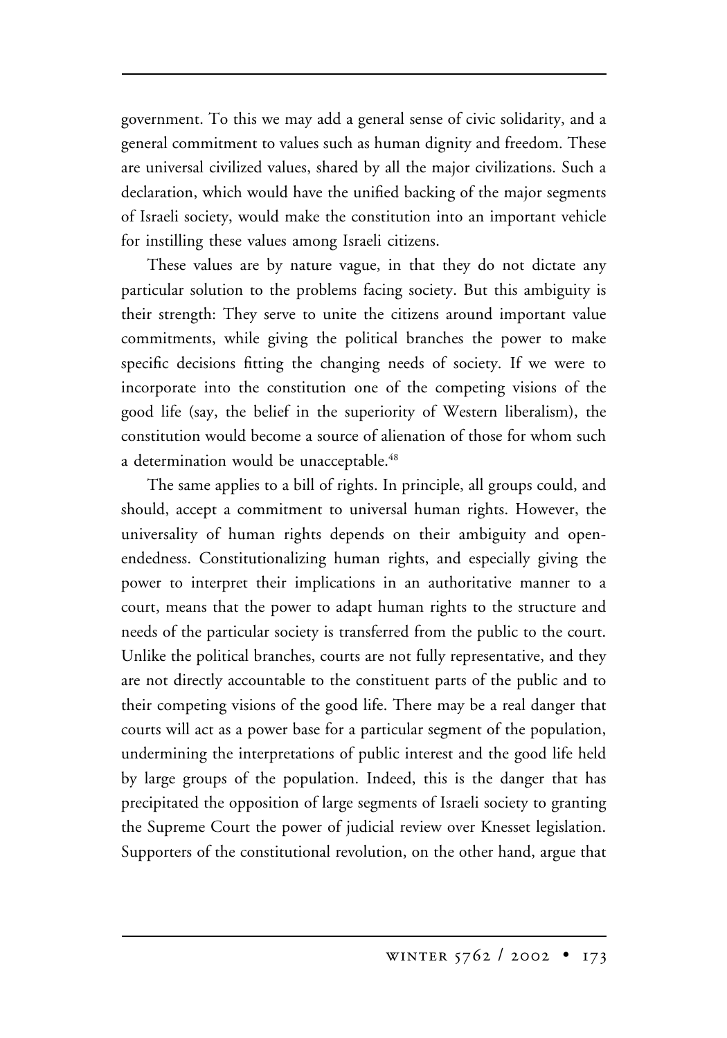government. To this we may add a general sense of civic solidarity, and a general commitment to values such as human dignity and freedom. These are universal civilized values, shared by all the major civilizations. Such a declaration, which would have the unified backing of the major segments of Israeli society, would make the constitution into an important vehicle for instilling these values among Israeli citizens.

These values are by nature vague, in that they do not dictate any particular solution to the problems facing society. But this ambiguity is their strength: They serve to unite the citizens around important value commitments, while giving the political branches the power to make specific decisions fitting the changing needs of society. If we were to incorporate into the constitution one of the competing visions of the good life (say, the belief in the superiority of Western liberalism), the constitution would become a source of alienation of those for whom such a determination would be unacceptable.[48]

The same applies to a bill of rights. In principle, all groups could, and should, accept a commitment to universal human rights. However, the universality of human rights depends on their ambiguity and open-endedness. Constitutionalizing human rights, and especially giving the power to interpret their implications in an authoritative manner to a court, means that the power to adapt human rights to the structure and needs of the particular society is transferred from the public to the court. Unlike the political branches, courts are not fully representative, and they are not directly accountable to the constituent parts of the public and to their competing visions of the good life. There may be a real danger that courts will act as a power base for a particular segment of the population, undermining the interpretations of public interest and the good life held by large groups of the population. Indeed, this is the danger that has precipitated the opposition of large segments of Israeli society to granting the Supreme Court the power of judicial review over Knesset legislation. Supporters of the constitutional revolution, on the other hand, argue that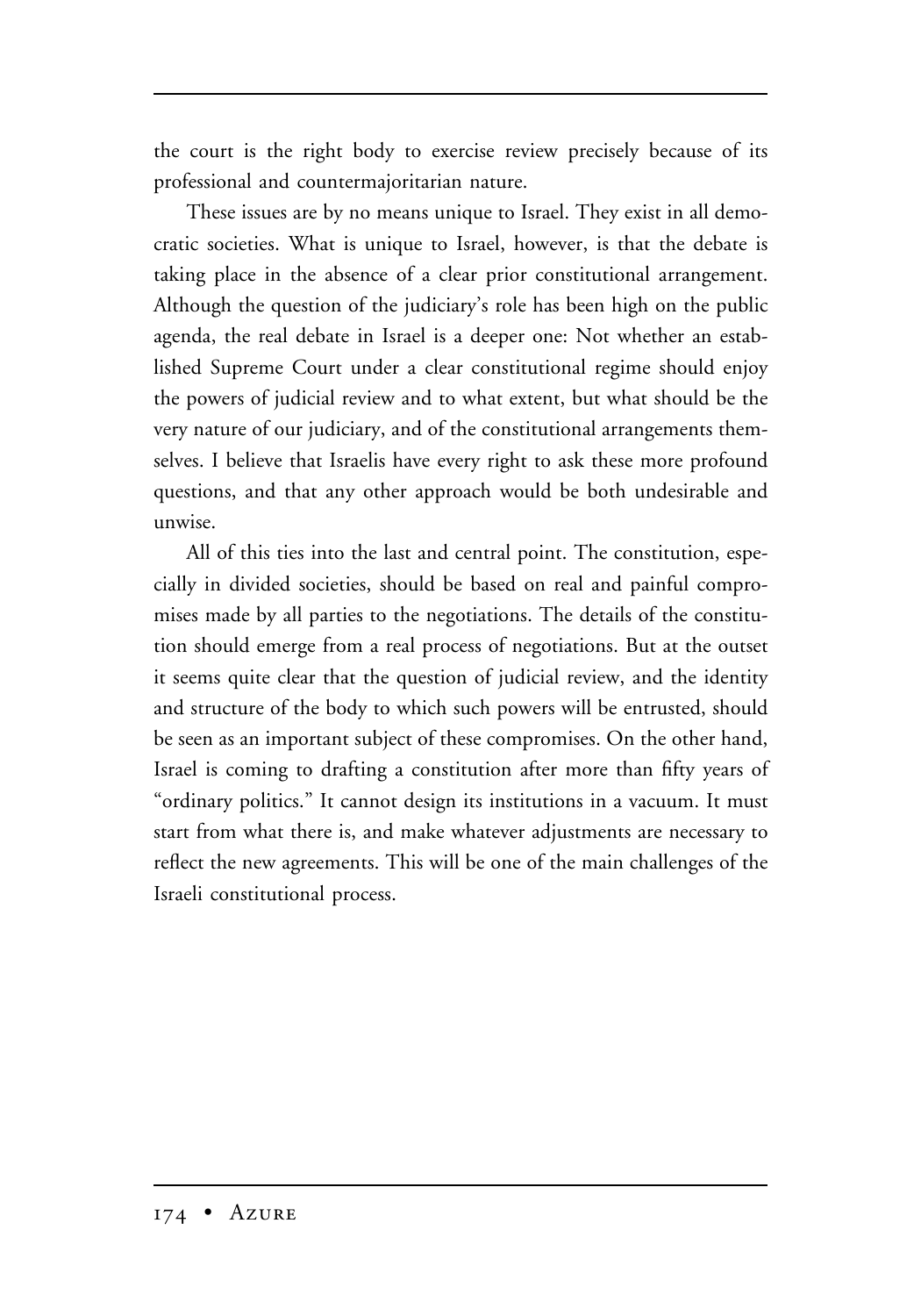the court is the right body to exercise review precisely because of its professional and countermajoritarian nature.

These issues are by no means unique to Israel. They exist in all democratic societies. What is unique to Israel, however, is that the debate is taking place in the absence of a clear prior constitutional arrangement. Although the question of the judiciary's role has been high on the public agenda, the real debate in Israel is a deeper one: Not whether an established Supreme Court under a clear constitutional regime should enjoy the powers of judicial review and to what extent, but what should be the very nature of our judiciary, and of the constitutional arrangements themselves. I believe that Israelis have every right to ask these more profound questions, and that any other approach would be both undesirable and unwise.

All of this ties into the last and central point. The constitution, especially in divided societies, should be based on real and painful compromises made by all parties to the negotiations. The details of the constitution should emerge from a real process of negotiations. But at the outset it seems quite clear that the question of judicial review, and the identity and structure of the body to which such powers will be entrusted, should be seen as an important subject of these compromises. On the other hand, Israel is coming to drafting a constitution after more than fifty years of "ordinary politics." It cannot design its institutions in a vacuum. It must start from what there is, and make whatever adjustments are necessary to reflect the new agreements. This will be one of the main challenges of the Israeli constitutional process.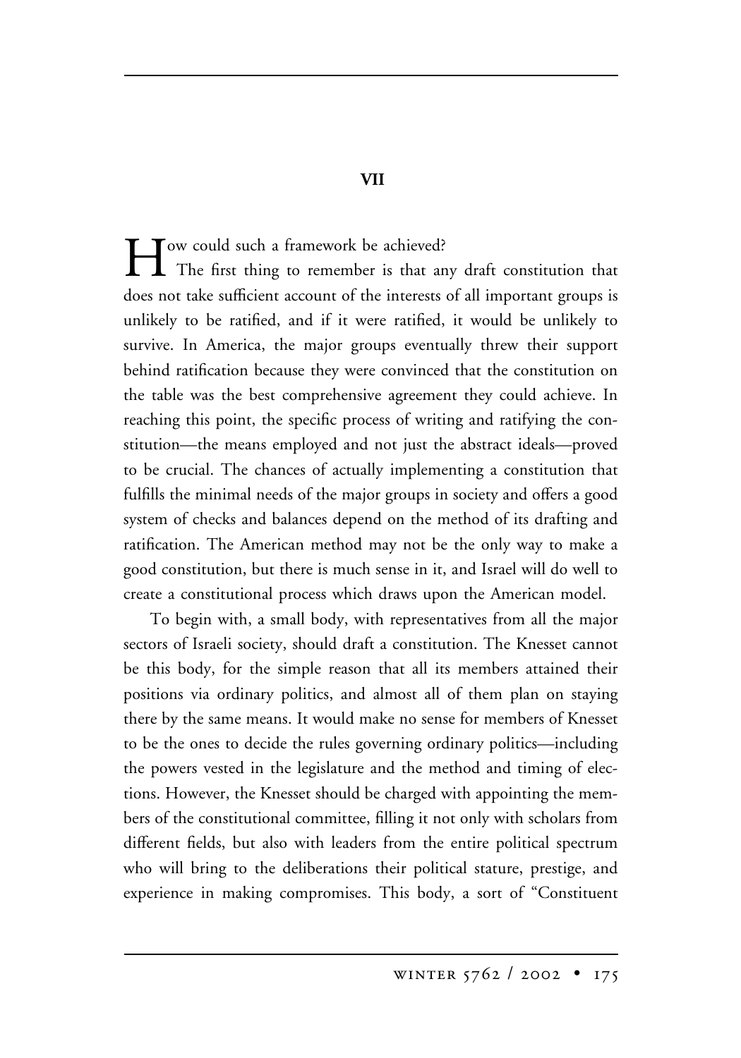## VII

How could such a framework be achieved?

The first thing to remember is that any draft constitution that does not take sufficient account of the interests of all important groups is unlikely to be ratified, and if it were ratified, it would be unlikely to survive. In America, the major groups eventually threw their support behind ratification because they were convinced that the constitution on the table was the best comprehensive agreement they could achieve. In reaching this point, the specific process of writing and ratifying the constitution—the means employed and not just the abstract ideals—proved to be crucial. The chances of actually implementing a constitution that fulfills the minimal needs of the major groups in society and offers a good system of checks and balances depend on the method of its drafting and ratification. The American method may not be the only way to make a good constitution, but there is much sense in it, and Israel will do well to create a constitutional process which draws upon the American model.

To begin with, a small body, with representatives from all the major sectors of Israeli society, should draft a constitution. The Knesset cannot be this body, for the simple reason that all its members attained their positions via ordinary politics, and almost all of them plan on staying there by the same means. It would make no sense for members of Knesset to be the ones to decide the rules governing ordinary politics—including the powers vested in the legislature and the method and timing of elections. However, the Knesset should be charged with appointing the members of the constitutional committee, filling it not only with scholars from different fields, but also with leaders from the entire political spectrum who will bring to the deliberations their political stature, prestige, and experience in making compromises. This body, a sort of "Constituent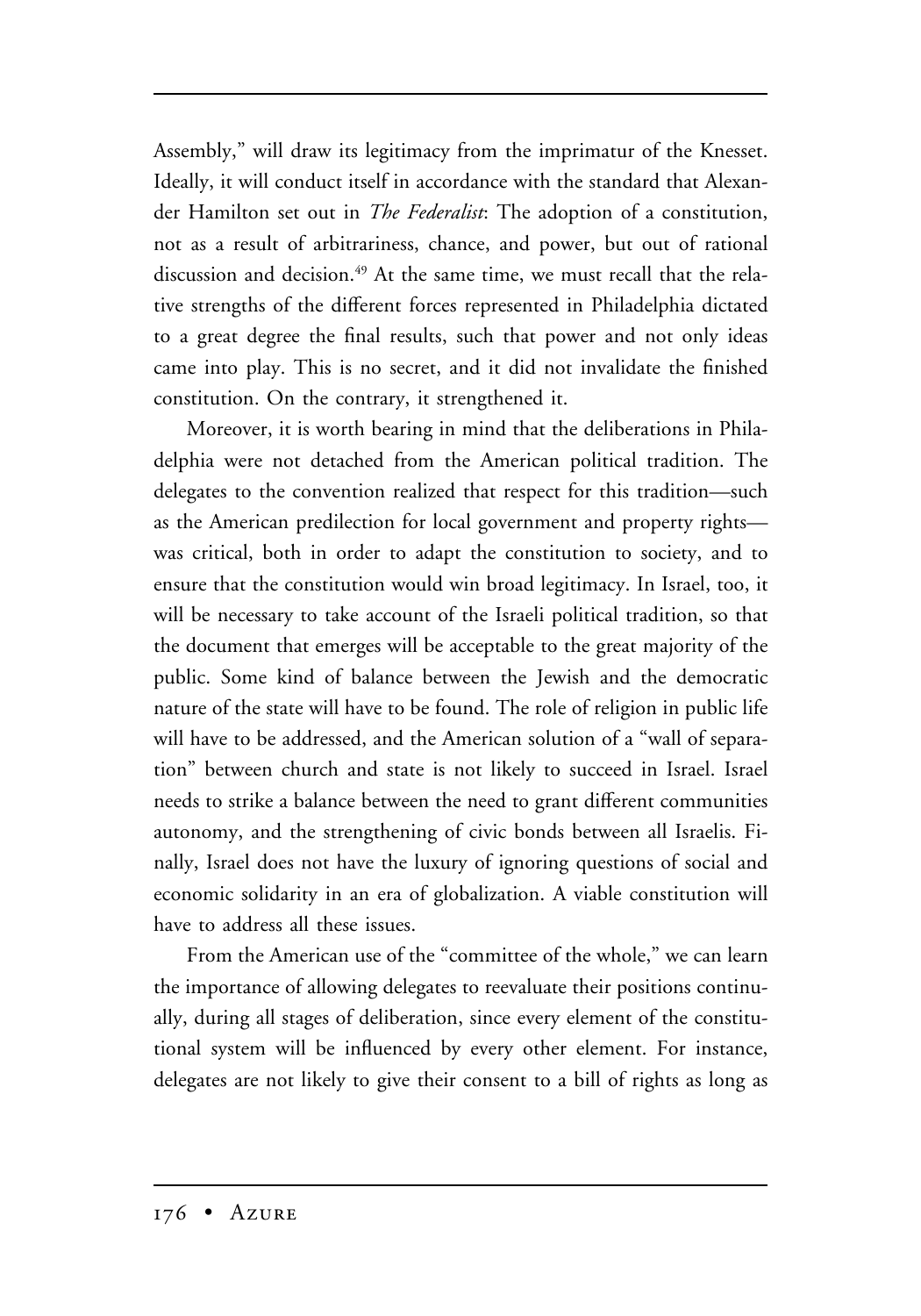Assembly," will draw its legitimacy from the imprimatur of the Knesset. Ideally, it will conduct itself in accordance with the standard that Alexander Hamilton set out in *The Federalist*: The adoption of a constitution, not as a result of arbitrariness, chance, and power, but out of rational discussion and decision.[49] At the same time, we must recall that the relative strengths of the different forces represented in Philadelphia dictated to a great degree the final results, such that power and not only ideas came into play. This is no secret, and it did not invalidate the finished constitution. On the contrary, it strengthened it.

Moreover, it is worth bearing in mind that the deliberations in Philadelphia were not detached from the American political tradition. The delegates to the convention realized that respect for this tradition—such as the American predilection for local government and property rights—was critical, both in order to adapt the constitution to society, and to ensure that the constitution would win broad legitimacy. In Israel, too, it will be necessary to take account of the Israeli political tradition, so that the document that emerges will be acceptable to the great majority of the public. Some kind of balance between the Jewish and the democratic nature of the state will have to be found. The role of religion in public life will have to be addressed, and the American solution of a "wall of separation" between church and state is not likely to succeed in Israel. Israel needs to strike a balance between the need to grant different communities autonomy, and the strengthening of civic bonds between all Israelis. Finally, Israel does not have the luxury of ignoring questions of social and economic solidarity in an era of globalization. A viable constitution will have to address all these issues.

From the American use of the "committee of the whole," we can learn the importance of allowing delegates to reevaluate their positions continually, during all stages of deliberation, since every element of the constitutional system will be influenced by every other element. For instance, delegates are not likely to give their consent to a bill of rights as long as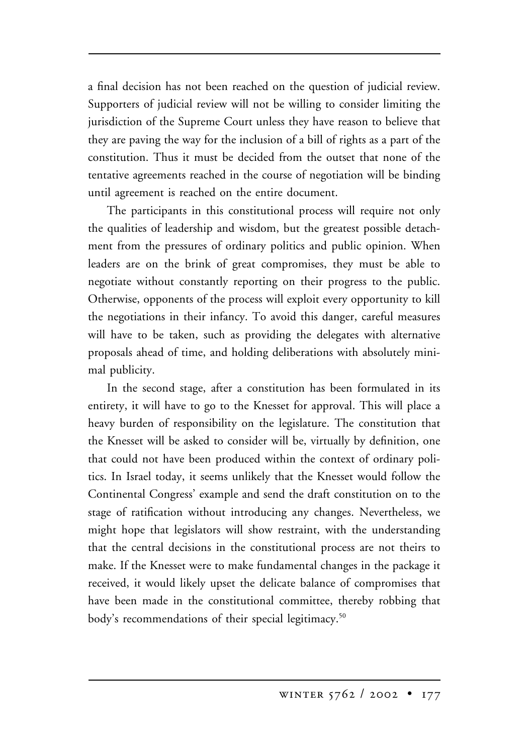a final decision has not been reached on the question of judicial review. Supporters of judicial review will not be willing to consider limiting the jurisdiction of the Supreme Court unless they have reason to believe that they are paving the way for the inclusion of a bill of rights as a part of the constitution. Thus it must be decided from the outset that none of the tentative agreements reached in the course of negotiation will be binding until agreement is reached on the entire document.

The participants in this constitutional process will require not only the qualities of leadership and wisdom, but the greatest possible detachment from the pressures of ordinary politics and public opinion. When leaders are on the brink of great compromises, they must be able to negotiate without constantly reporting on their progress to the public. Otherwise, opponents of the process will exploit every opportunity to kill the negotiations in their infancy. To avoid this danger, careful measures will have to be taken, such as providing the delegates with alternative proposals ahead of time, and holding deliberations with absolutely minimal publicity.

In the second stage, after a constitution has been formulated in its entirety, it will have to go to the Knesset for approval. This will place a heavy burden of responsibility on the legislature. The constitution that the Knesset will be asked to consider will be, virtually by definition, one that could not have been produced within the context of ordinary politics. In Israel today, it seems unlikely that the Knesset would follow the Continental Congress' example and send the draft constitution on to the stage of ratification without introducing any changes. Nevertheless, we might hope that legislators will show restraint, with the understanding that the central decisions in the constitutional process are not theirs to make. If the Knesset were to make fundamental changes in the package it received, it would likely upset the delicate balance of compromises that have been made in the constitutional committee, thereby robbing that body's recommendations of their special legitimacy.[50]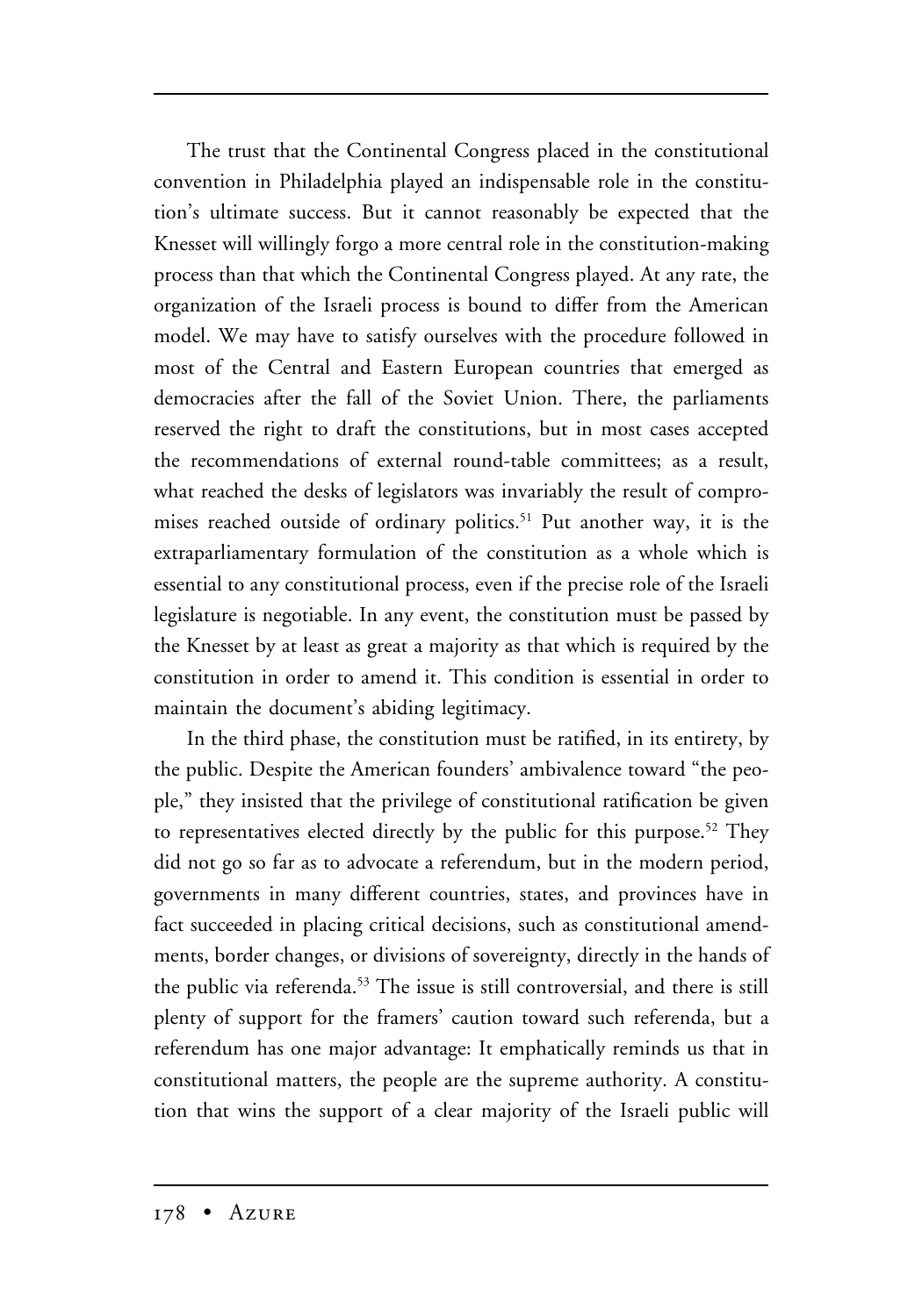The trust that the Continental Congress placed in the constitutional convention in Philadelphia played an indispensable role in the constitution's ultimate success. But it cannot reasonably be expected that the Knesset will willingly forgo a more central role in the constitution-making process than that which the Continental Congress played. At any rate, the organization of the Israeli process is bound to differ from the American model. We may have to satisfy ourselves with the procedure followed in most of the Central and Eastern European countries that emerged as democracies after the fall of the Soviet Union. There, the parliaments reserved the right to draft the constitutions, but in most cases accepted the recommendations of external round-table committees; as a result, what reached the desks of legislators was invariably the result of compromises reached outside of ordinary politics.[51] Put another way, it is the extraparliamentary formulation of the constitution as a whole which is essential to any constitutional process, even if the precise role of the Israeli legislature is negotiable. In any event, the constitution must be passed by the Knesset by at least as great a majority as that which is required by the constitution in order to amend it. This condition is essential in order to maintain the document's abiding legitimacy.

In the third phase, the constitution must be ratified, in its entirety, by the public. Despite the American founders' ambivalence toward "the people," they insisted that the privilege of constitutional ratification be given to representatives elected directly by the public for this purpose.[52] They did not go so far as to advocate a referendum, but in the modern period, governments in many different countries, states, and provinces have in fact succeeded in placing critical decisions, such as constitutional amendments, border changes, or divisions of sovereignty, directly in the hands of the public via referenda.[53] The issue is still controversial, and there is still plenty of support for the framers' caution toward such referenda, but a referendum has one major advantage: It emphatically reminds us that in constitutional matters, the people are the supreme authority. A constitution that wins the support of a clear majority of the Israeli public will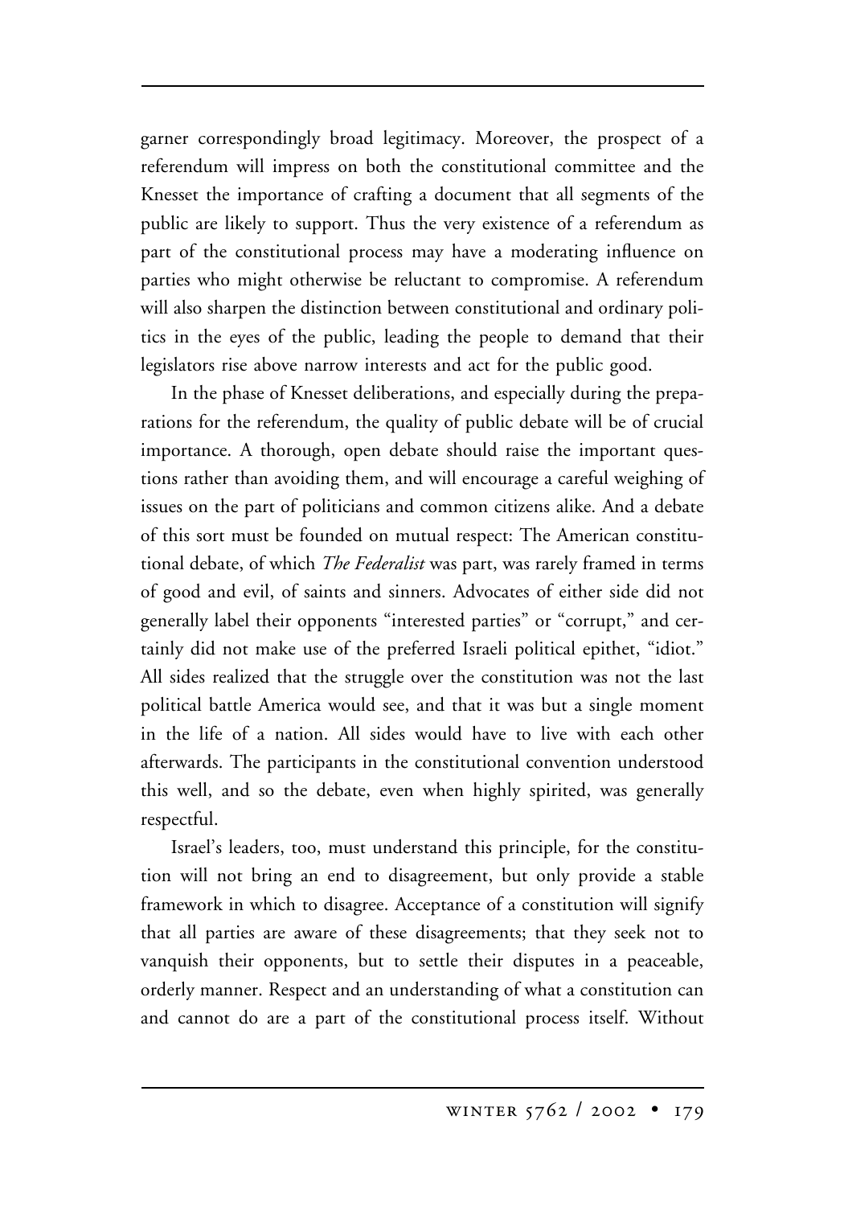garner correspondingly broad legitimacy. Moreover, the prospect of a referendum will impress on both the constitutional committee and the Knesset the importance of crafting a document that all segments of the public are likely to support. Thus the very existence of a referendum as part of the constitutional process may have a moderating influence on parties who might otherwise be reluctant to compromise. A referendum will also sharpen the distinction between constitutional and ordinary politics in the eyes of the public, leading the people to demand that their legislators rise above narrow interests and act for the public good.

In the phase of Knesset deliberations, and especially during the preparations for the referendum, the quality of public debate will be of crucial importance. A thorough, open debate should raise the important questions rather than avoiding them, and will encourage a careful weighing of issues on the part of politicians and common citizens alike. And a debate of this sort must be founded on mutual respect: The American constitutional debate, of which *The Federalist* was part, was rarely framed in terms of good and evil, of saints and sinners. Advocates of either side did not generally label their opponents "interested parties" or "corrupt," and certainly did not make use of the preferred Israeli political epithet, "idiot." All sides realized that the struggle over the constitution was not the last political battle America would see, and that it was but a single moment in the life of a nation. All sides would have to live with each other afterwards. The participants in the constitutional convention understood this well, and so the debate, even when highly spirited, was generally respectful.

Israel's leaders, too, must understand this principle, for the constitution will not bring an end to disagreement, but only provide a stable framework in which to disagree. Acceptance of a constitution will signify that all parties are aware of these disagreements; that they seek not to vanquish their opponents, but to settle their disputes in a peaceable, orderly manner. Respect and an understanding of what a constitution can and cannot do are a part of the constitutional process itself. Without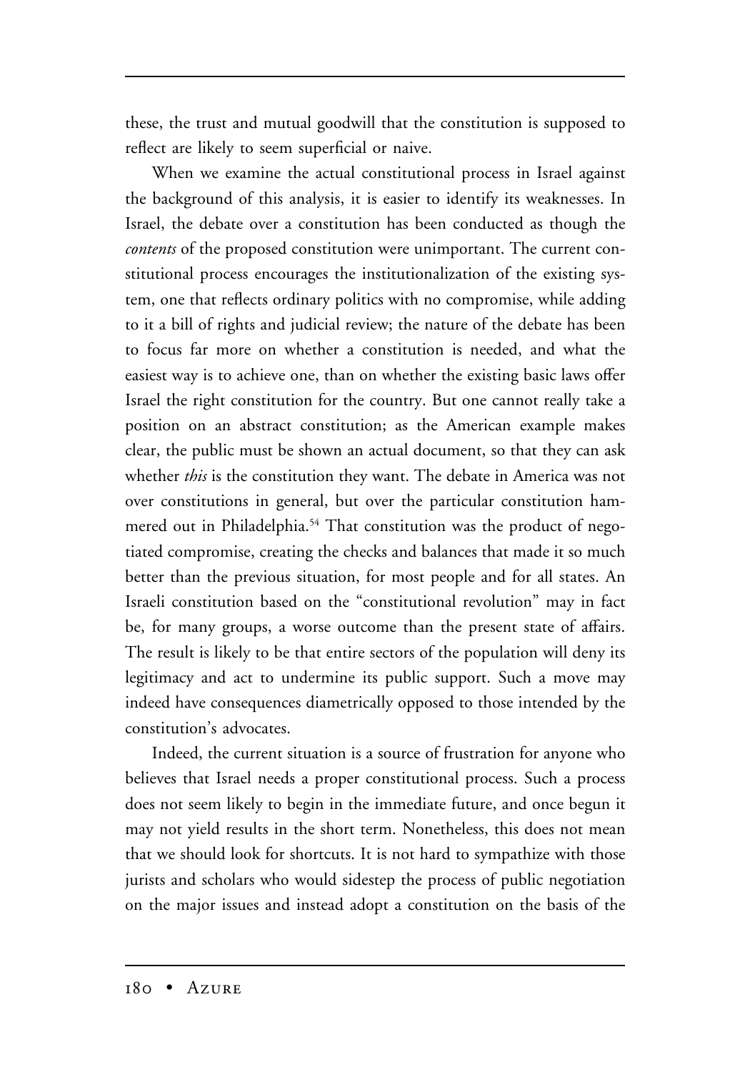these, the trust and mutual goodwill that the constitution is supposed to reflect are likely to seem superficial or naive.

When we examine the actual constitutional process in Israel against the background of this analysis, it is easier to identify its weaknesses. In Israel, the debate over a constitution has been conducted as though the *contents* of the proposed constitution were unimportant. The current constitutional process encourages the institutionalization of the existing system, one that reflects ordinary politics with no compromise, while adding to it a bill of rights and judicial review; the nature of the debate has been to focus far more on whether a constitution is needed, and what the easiest way is to achieve one, than on whether the existing basic laws offer Israel the right constitution for the country. But one cannot really take a position on an abstract constitution; as the American example makes clear, the public must be shown an actual document, so that they can ask whether *this* is the constitution they want. The debate in America was not over constitutions in general, but over the particular constitution hammered out in Philadelphia.[54] That constitution was the product of negotiated compromise, creating the checks and balances that made it so much better than the previous situation, for most people and for all states. An Israeli constitution based on the "constitutional revolution" may in fact be, for many groups, a worse outcome than the present state of affairs. The result is likely to be that entire sectors of the population will deny its legitimacy and act to undermine its public support. Such a move may indeed have consequences diametrically opposed to those intended by the constitution's advocates.

Indeed, the current situation is a source of frustration for anyone who believes that Israel needs a proper constitutional process. Such a process does not seem likely to begin in the immediate future, and once begun it may not yield results in the short term. Nonetheless, this does not mean that we should look for shortcuts. It is not hard to sympathize with those jurists and scholars who would sidestep the process of public negotiation on the major issues and instead adopt a constitution on the basis of the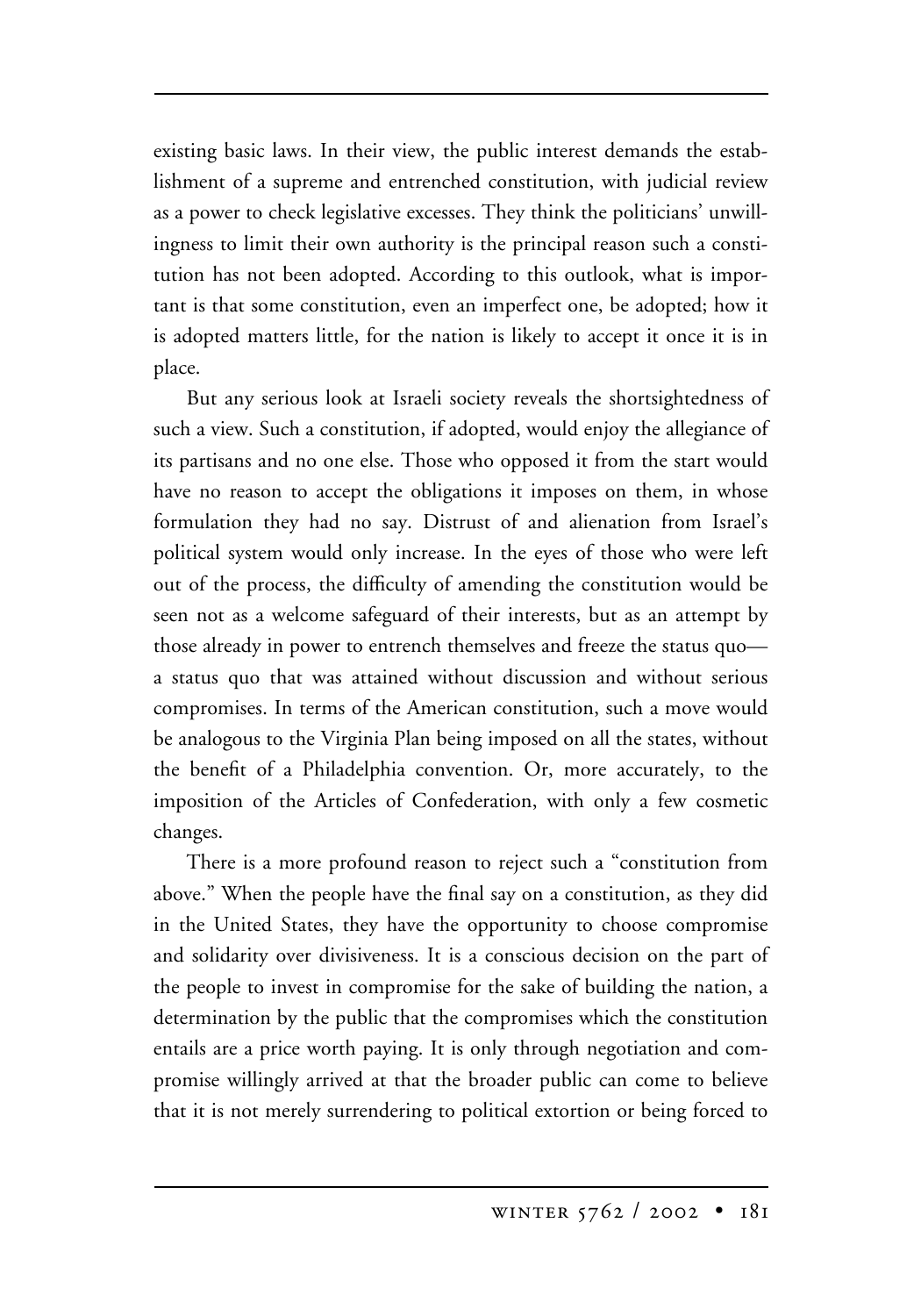existing basic laws. In their view, the public interest demands the establishment of a supreme and entrenched constitution, with judicial review as a power to check legislative excesses. They think the politicians' unwillingness to limit their own authority is the principal reason such a constitution has not been adopted. According to this outlook, what is important is that some constitution, even an imperfect one, be adopted; how it is adopted matters little, for the nation is likely to accept it once it is in place.

But any serious look at Israeli society reveals the shortsightedness of such a view. Such a constitution, if adopted, would enjoy the allegiance of its partisans and no one else. Those who opposed it from the start would have no reason to accept the obligations it imposes on them, in whose formulation they had no say. Distrust of and alienation from Israel's political system would only increase. In the eyes of those who were left out of the process, the difficulty of amending the constitution would be seen not as a welcome safeguard of their interests, but as an attempt by those already in power to entrench themselves and freeze the status quo—a status quo that was attained without discussion and without serious compromises. In terms of the American constitution, such a move would be analogous to the Virginia Plan being imposed on all the states, without the benefit of a Philadelphia convention. Or, more accurately, to the imposition of the Articles of Confederation, with only a few cosmetic changes.

There is a more profound reason to reject such a "constitution from above." When the people have the final say on a constitution, as they did in the United States, they have the opportunity to choose compromise and solidarity over divisiveness. It is a conscious decision on the part of the people to invest in compromise for the sake of building the nation, a determination by the public that the compromises which the constitution entails are a price worth paying. It is only through negotiation and compromise willingly arrived at that the broader public can come to believe that it is not merely surrendering to political extortion or being forced to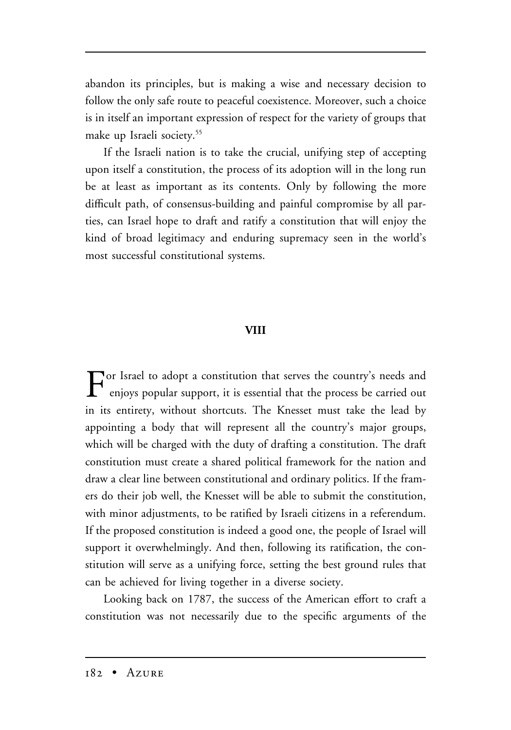abandon its principles, but is making a wise and necessary decision to follow the only safe route to peaceful coexistence. Moreover, such a choice is in itself an important expression of respect for the variety of groups that make up Israeli society.[55]

If the Israeli nation is to take the crucial, unifying step of accepting upon itself a constitution, the process of its adoption will in the long run be at least as important as its contents. Only by following the more difficult path, of consensus-building and painful compromise by all parties, can Israel hope to draft and ratify a constitution that will enjoy the kind of broad legitimacy and enduring supremacy seen in the world's most successful constitutional systems.

## VIII

For Israel to adopt a constitution that serves the country's needs and enjoys popular support, it is essential that the process be carried out in its entirety, without shortcuts. The Knesset must take the lead by appointing a body that will represent all the country's major groups, which will be charged with the duty of drafting a constitution. The draft constitution must create a shared political framework for the nation and draw a clear line between constitutional and ordinary politics. If the framers do their job well, the Knesset will be able to submit the constitution, with minor adjustments, to be ratified by Israeli citizens in a referendum. If the proposed constitution is indeed a good one, the people of Israel will support it overwhelmingly. And then, following its ratification, the constitution will serve as a unifying force, setting the best ground rules that can be achieved for living together in a diverse society.

Looking back on 1787, the success of the American effort to craft a constitution was not necessarily due to the specific arguments of the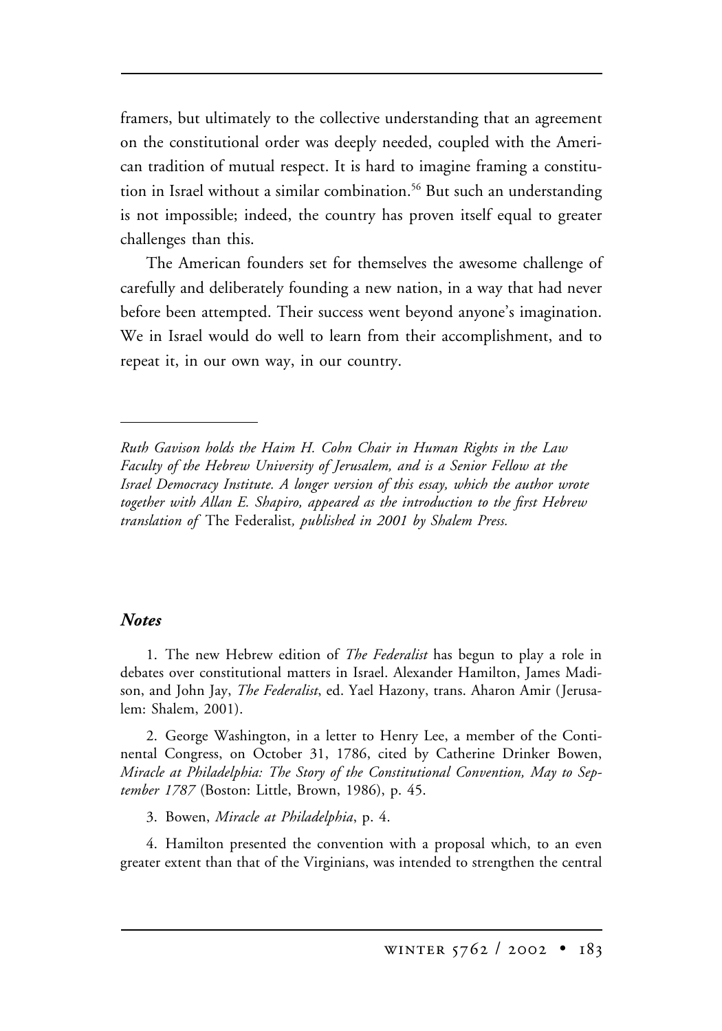framers, but ultimately to the collective understanding that an agreement on the constitutional order was deeply needed, coupled with the American tradition of mutual respect. It is hard to imagine framing a constitution in Israel without a similar combination.[56] But such an understanding is not impossible; indeed, the country has proven itself equal to greater challenges than this.

The American founders set for themselves the awesome challenge of carefully and deliberately founding a new nation, in a way that had never before been attempted. Their success went beyond anyone's imagination. We in Israel would do well to learn from their accomplishment, and to repeat it, in our own way, in our country.

---

*Ruth Gavison holds the Haim H. Cohn Chair in Human Rights in the Law Faculty of the Hebrew University of Jerusalem, and is a Senior Fellow at the Israel Democracy Institute. A longer version of this essay, which the author wrote together with Allan E. Shapiro, appeared as the introduction to the first Hebrew translation of* The Federalist*, published in 2001 by Shalem Press.*

### *Notes*

1. The new Hebrew edition of *The Federalist* has begun to play a role in debates over constitutional matters in Israel. Alexander Hamilton, James Madison, and John Jay, *The Federalist*, ed. Yael Hazony, trans. Aharon Amir (Jerusalem: Shalem, 2001).

2. George Washington, in a letter to Henry Lee, a member of the Continental Congress, on October 31, 1786, cited by Catherine Drinker Bowen, *Miracle at Philadelphia: The Story of the Constitutional Convention, May to September 1787* (Boston: Little, Brown, 1986), p. 45.

3. Bowen, *Miracle at Philadelphia*, p. 4.

4. Hamilton presented the convention with a proposal which, to an even greater extent than that of the Virginians, was intended to strengthen the central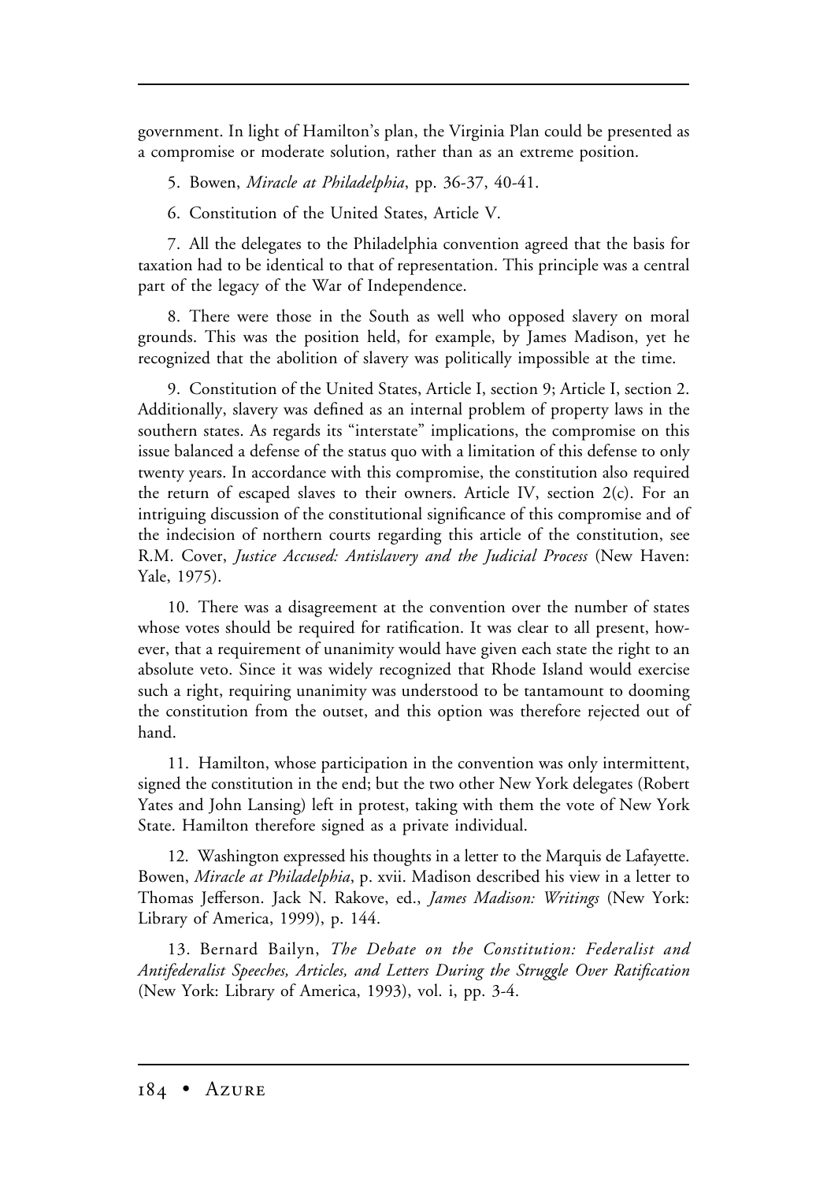government. In light of Hamilton's plan, the Virginia Plan could be presented as a compromise or moderate solution, rather than as an extreme position.

5. Bowen, *Miracle at Philadelphia*, pp. 36-37, 40-41.

6. Constitution of the United States, Article V.

7. All the delegates to the Philadelphia convention agreed that the basis for taxation had to be identical to that of representation. This principle was a central part of the legacy of the War of Independence.

8. There were those in the South as well who opposed slavery on moral grounds. This was the position held, for example, by James Madison, yet he recognized that the abolition of slavery was politically impossible at the time.

9. Constitution of the United States, Article I, section 9; Article I, section 2. Additionally, slavery was defined as an internal problem of property laws in the southern states. As regards its "interstate" implications, the compromise on this issue balanced a defense of the status quo with a limitation of this defense to only twenty years. In accordance with this compromise, the constitution also required the return of escaped slaves to their owners. Article IV, section 2(c). For an intriguing discussion of the constitutional significance of this compromise and of the indecision of northern courts regarding this article of the constitution, see R.M. Cover, *Justice Accused: Antislavery and the Judicial Process* (New Haven: Yale, 1975).

10. There was a disagreement at the convention over the number of states whose votes should be required for ratification. It was clear to all present, however, that a requirement of unanimity would have given each state the right to an absolute veto. Since it was widely recognized that Rhode Island would exercise such a right, requiring unanimity was understood to be tantamount to dooming the constitution from the outset, and this option was therefore rejected out of hand.

11. Hamilton, whose participation in the convention was only intermittent, signed the constitution in the end; but the two other New York delegates (Robert Yates and John Lansing) left in protest, taking with them the vote of New York State. Hamilton therefore signed as a private individual.

12. Washington expressed his thoughts in a letter to the Marquis de Lafayette. Bowen, *Miracle at Philadelphia*, p. xvii. Madison described his view in a letter to Thomas Jefferson. Jack N. Rakove, ed., *James Madison: Writings* (New York: Library of America, 1999), p. 144.

13. Bernard Bailyn, *The Debate on the Constitution: Federalist and Antifederalist Speeches, Articles, and Letters During the Struggle Over Ratification* (New York: Library of America, 1993), vol. i, pp. 3-4.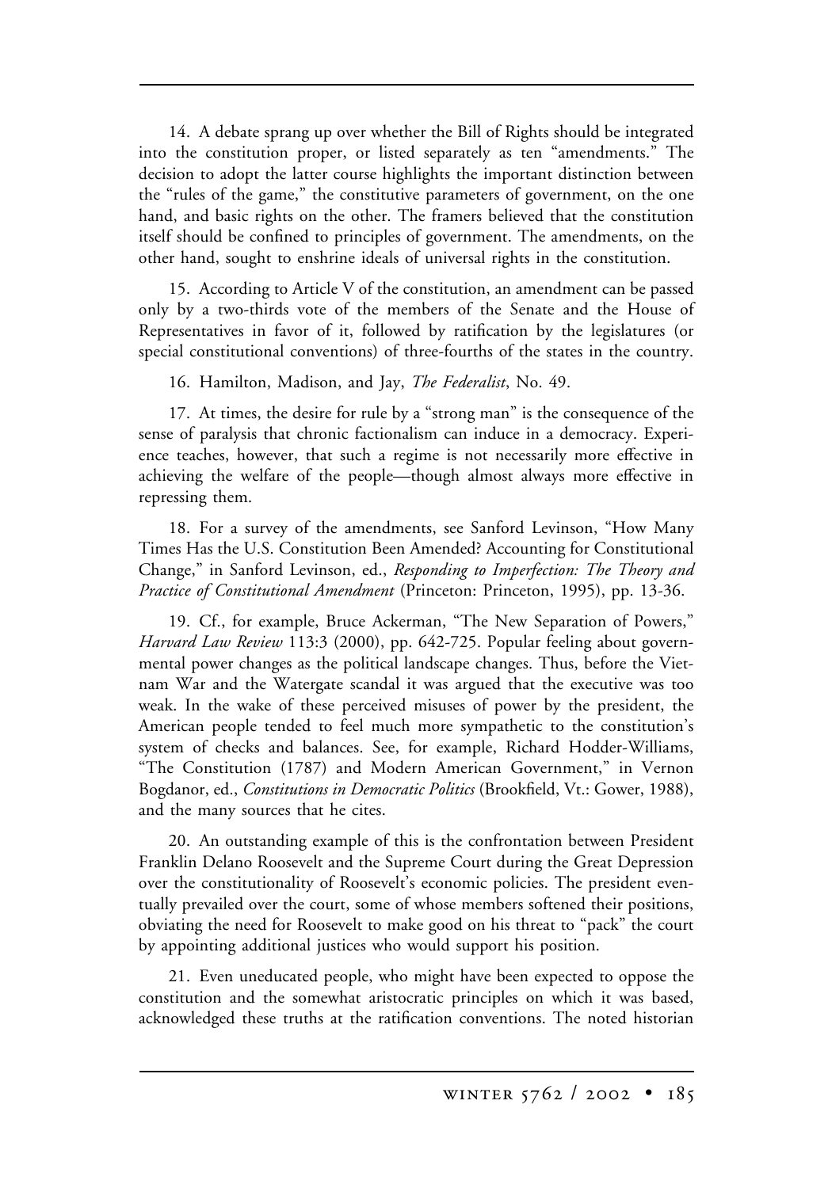14. A debate sprang up over whether the Bill of Rights should be integrated into the constitution proper, or listed separately as ten "amendments." The decision to adopt the latter course highlights the important distinction between the "rules of the game," the constitutive parameters of government, on the one hand, and basic rights on the other. The framers believed that the constitution itself should be confined to principles of government. The amendments, on the other hand, sought to enshrine ideals of universal rights in the constitution.

15. According to Article V of the constitution, an amendment can be passed only by a two-thirds vote of the members of the Senate and the House of Representatives in favor of it, followed by ratification by the legislatures (or special constitutional conventions) of three-fourths of the states in the country.

16. Hamilton, Madison, and Jay, *The Federalist*, No. 49.

17. At times, the desire for rule by a "strong man" is the consequence of the sense of paralysis that chronic factionalism can induce in a democracy. Experience teaches, however, that such a regime is not necessarily more effective in achieving the welfare of the people—though almost always more effective in repressing them.

18. For a survey of the amendments, see Sanford Levinson, "How Many Times Has the U.S. Constitution Been Amended? Accounting for Constitutional Change," in Sanford Levinson, ed., *Responding to Imperfection: The Theory and Practice of Constitutional Amendment* (Princeton: Princeton, 1995), pp. 13-36.

19. Cf., for example, Bruce Ackerman, "The New Separation of Powers," *Harvard Law Review* 113:3 (2000), pp. 642-725. Popular feeling about governmental power changes as the political landscape changes. Thus, before the Vietnam War and the Watergate scandal it was argued that the executive was too weak. In the wake of these perceived misuses of power by the president, the American people tended to feel much more sympathetic to the constitution's system of checks and balances. See, for example, Richard Hodder-Williams, "The Constitution (1787) and Modern American Government," in Vernon Bogdanor, ed., *Constitutions in Democratic Politics* (Brookfield, Vt.: Gower, 1988), and the many sources that he cites.

20. An outstanding example of this is the confrontation between President Franklin Delano Roosevelt and the Supreme Court during the Great Depression over the constitutionality of Roosevelt's economic policies. The president eventually prevailed over the court, some of whose members softened their positions, obviating the need for Roosevelt to make good on his threat to "pack" the court by appointing additional justices who would support his position.

21. Even uneducated people, who might have been expected to oppose the constitution and the somewhat aristocratic principles on which it was based, acknowledged these truths at the ratification conventions. The noted historian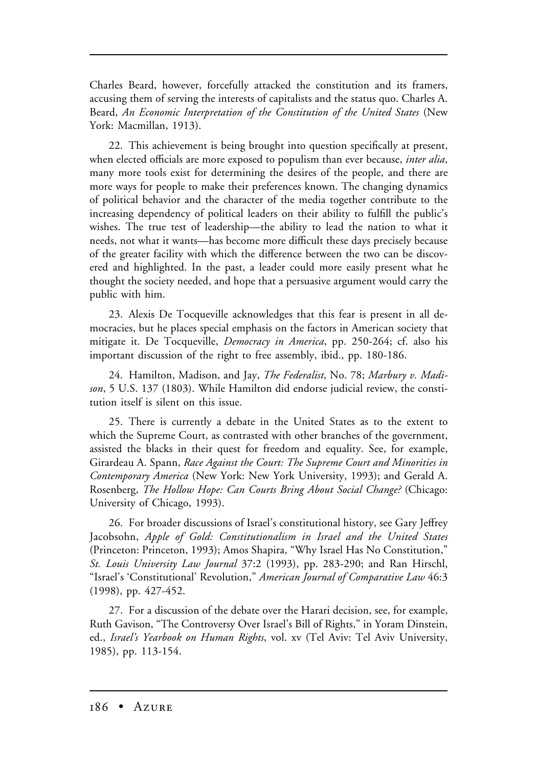Charles Beard, however, forcefully attacked the constitution and its framers, accusing them of serving the interests of capitalists and the status quo. Charles A. Beard, *An Economic Interpretation of the Constitution of the United States* (New York: Macmillan, 1913).

22. This achievement is being brought into question specifically at present, when elected officials are more exposed to populism than ever because, *inter alia*, many more tools exist for determining the desires of the people, and there are more ways for people to make their preferences known. The changing dynamics of political behavior and the character of the media together contribute to the increasing dependency of political leaders on their ability to fulfill the public's wishes. The true test of leadership—the ability to lead the nation to what it needs, not what it wants—has become more difficult these days precisely because of the greater facility with which the difference between the two can be discovered and highlighted. In the past, a leader could more easily present what he thought the society needed, and hope that a persuasive argument would carry the public with him.

23. Alexis De Tocqueville acknowledges that this fear is present in all democracies, but he places special emphasis on the factors in American society that mitigate it. De Tocqueville, *Democracy in America*, pp. 250-264; cf. also his important discussion of the right to free assembly, ibid., pp. 180-186.

24. Hamilton, Madison, and Jay, *The Federalist*, No. 78; *Marbury v. Madison*, 5 U.S. 137 (1803). While Hamilton did endorse judicial review, the constitution itself is silent on this issue.

25. There is currently a debate in the United States as to the extent to which the Supreme Court, as contrasted with other branches of the government, assisted the blacks in their quest for freedom and equality. See, for example, Girardeau A. Spann, *Race Against the Court: The Supreme Court and Minorities in Contemporary America* (New York: New York University, 1993); and Gerald A. Rosenberg, *The Hollow Hope: Can Courts Bring About Social Change?* (Chicago: University of Chicago, 1993).

26. For broader discussions of Israel's constitutional history, see Gary Jeffrey Jacobsohn, *Apple of Gold: Constitutionalism in Israel and the United States* (Princeton: Princeton, 1993); Amos Shapira, "Why Israel Has No Constitution," *St. Louis University Law Journal* 37:2 (1993), pp. 283-290; and Ran Hirschl, "Israel's 'Constitutional' Revolution," *American Journal of Comparative Law* 46:3 (1998), pp. 427-452.

27. For a discussion of the debate over the Harari decision, see, for example, Ruth Gavison, "The Controversy Over Israel's Bill of Rights," in Yoram Dinstein, ed., *Israel's Yearbook on Human Rights*, vol. xv (Tel Aviv: Tel Aviv University, 1985), pp. 113-154.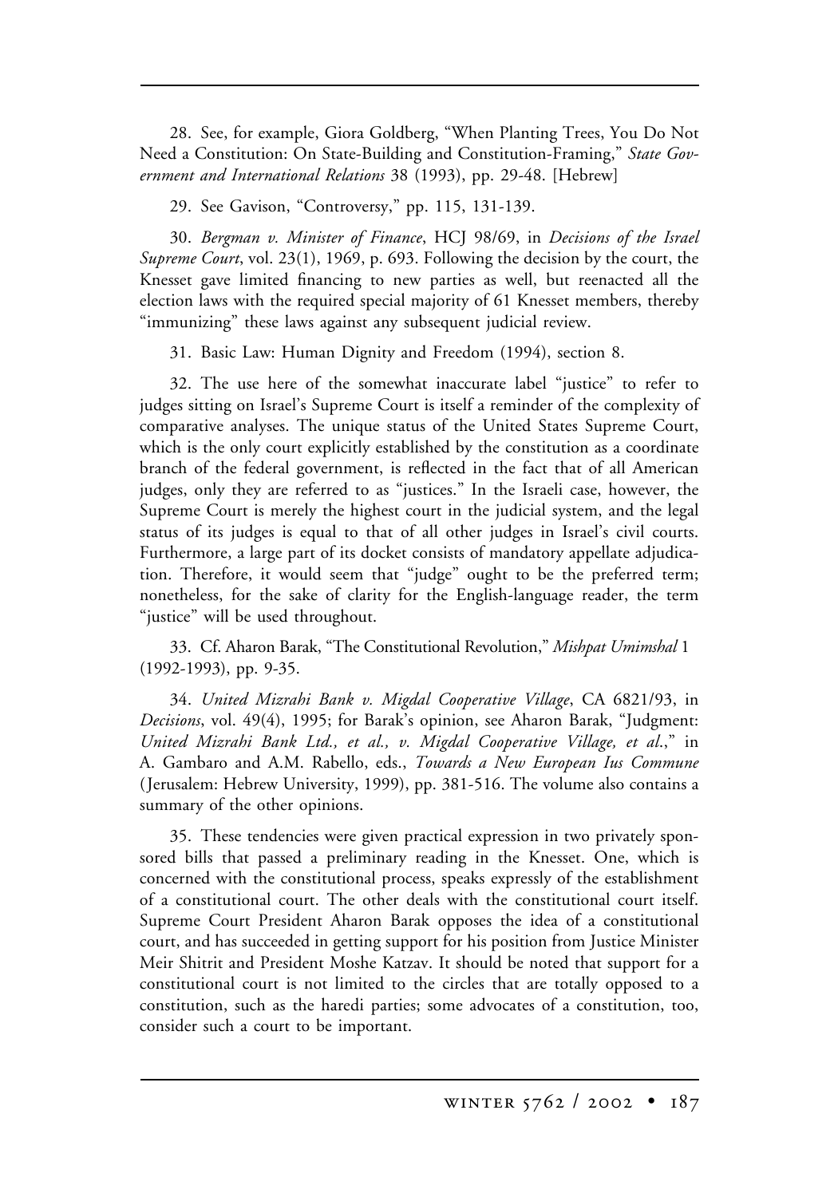28. See, for example, Giora Goldberg, "When Planting Trees, You Do Not Need a Constitution: On State-Building and Constitution-Framing," *State Government and International Relations* 38 (1993), pp. 29-48. [Hebrew]

29. See Gavison, "Controversy," pp. 115, 131-139.

30. *Bergman v. Minister of Finance*, HCJ 98/69, in *Decisions of the Israel Supreme Court*, vol. 23(1), 1969, p. 693. Following the decision by the court, the Knesset gave limited financing to new parties as well, but reenacted all the election laws with the required special majority of 61 Knesset members, thereby "immunizing" these laws against any subsequent judicial review.

31. Basic Law: Human Dignity and Freedom (1994), section 8.

32. The use here of the somewhat inaccurate label "justice" to refer to judges sitting on Israel's Supreme Court is itself a reminder of the complexity of comparative analyses. The unique status of the United States Supreme Court, which is the only court explicitly established by the constitution as a coordinate branch of the federal government, is reflected in the fact that of all American judges, only they are referred to as "justices." In the Israeli case, however, the Supreme Court is merely the highest court in the judicial system, and the legal status of its judges is equal to that of all other judges in Israel's civil courts. Furthermore, a large part of its docket consists of mandatory appellate adjudication. Therefore, it would seem that "judge" ought to be the preferred term; nonetheless, for the sake of clarity for the English-language reader, the term "justice" will be used throughout.

33. Cf. Aharon Barak, "The Constitutional Revolution," *Mishpat Umimshal* 1 (1992-1993), pp. 9-35.

34. *United Mizrahi Bank v. Migdal Cooperative Village*, CA 6821/93, in *Decisions*, vol. 49(4), 1995; for Barak's opinion, see Aharon Barak, "Judgment: *United Mizrahi Bank Ltd., et al., v. Migdal Cooperative Village, et al.*," in A. Gambaro and A.M. Rabello, eds., *Towards a New European Ius Commune* (Jerusalem: Hebrew University, 1999), pp. 381-516. The volume also contains a summary of the other opinions.

35. These tendencies were given practical expression in two privately sponsored bills that passed a preliminary reading in the Knesset. One, which is concerned with the constitutional process, speaks expressly of the establishment of a constitutional court. The other deals with the constitutional court itself. Supreme Court President Aharon Barak opposes the idea of a constitutional court, and has succeeded in getting support for his position from Justice Minister Meir Shitrit and President Moshe Katzav. It should be noted that support for a constitutional court is not limited to the circles that are totally opposed to a constitution, such as the haredi parties; some advocates of a constitution, too, consider such a court to be important.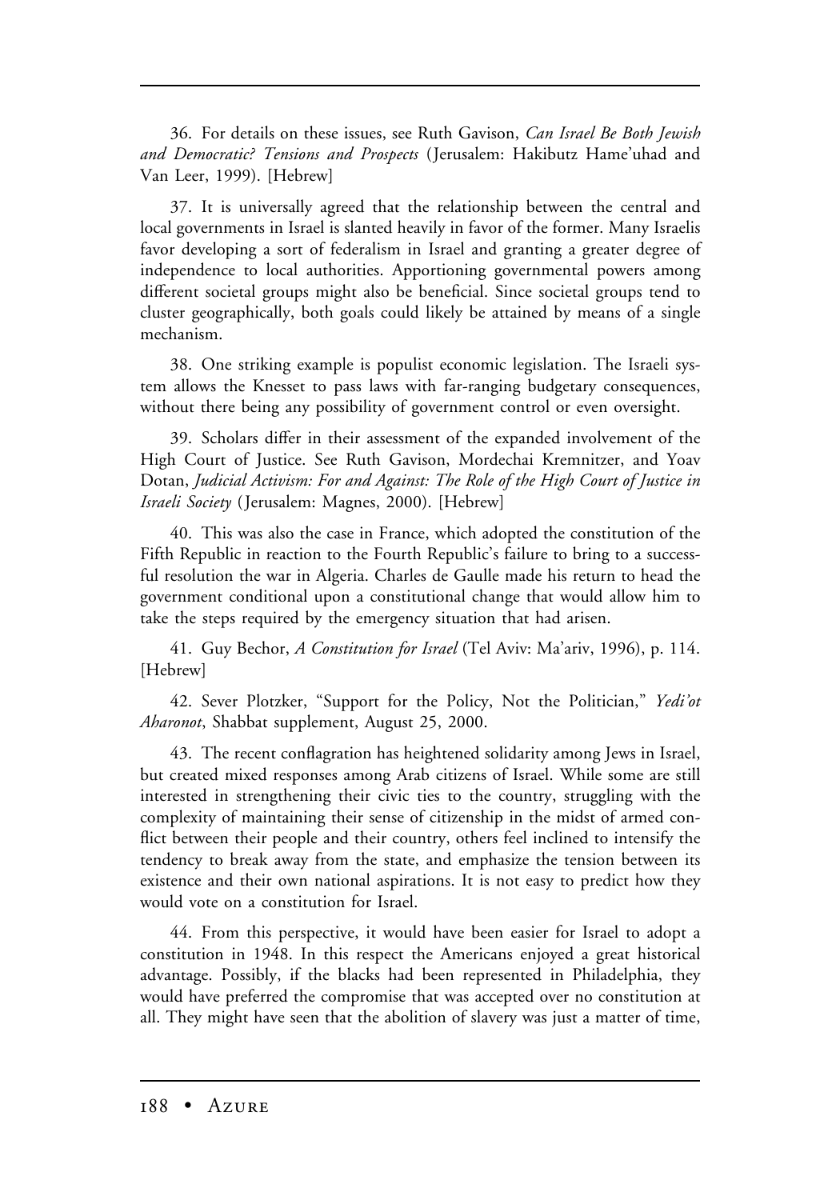36. For details on these issues, see Ruth Gavison, *Can Israel Be Both Jewish and Democratic? Tensions and Prospects* (Jerusalem: Hakibutz Hame'uhad and Van Leer, 1999). [Hebrew]

37. It is universally agreed that the relationship between the central and local governments in Israel is slanted heavily in favor of the former. Many Israelis favor developing a sort of federalism in Israel and granting a greater degree of independence to local authorities. Apportioning governmental powers among different societal groups might also be beneficial. Since societal groups tend to cluster geographically, both goals could likely be attained by means of a single mechanism.

38. One striking example is populist economic legislation. The Israeli system allows the Knesset to pass laws with far-ranging budgetary consequences, without there being any possibility of government control or even oversight.

39. Scholars differ in their assessment of the expanded involvement of the High Court of Justice. See Ruth Gavison, Mordechai Kremnitzer, and Yoav Dotan, *Judicial Activism: For and Against: The Role of the High Court of Justice in Israeli Society* (Jerusalem: Magnes, 2000). [Hebrew]

40. This was also the case in France, which adopted the constitution of the Fifth Republic in reaction to the Fourth Republic's failure to bring to a successful resolution the war in Algeria. Charles de Gaulle made his return to head the government conditional upon a constitutional change that would allow him to take the steps required by the emergency situation that had arisen.

41. Guy Bechor, *A Constitution for Israel* (Tel Aviv: Ma'ariv, 1996), p. 114. [Hebrew]

42. Sever Plotzker, "Support for the Policy, Not the Politician," *Yedi'ot Aharonot*, Shabbat supplement, August 25, 2000.

43. The recent conflagration has heightened solidarity among Jews in Israel, but created mixed responses among Arab citizens of Israel. While some are still interested in strengthening their civic ties to the country, struggling with the complexity of maintaining their sense of citizenship in the midst of armed conflict between their people and their country, others feel inclined to intensify the tendency to break away from the state, and emphasize the tension between its existence and their own national aspirations. It is not easy to predict how they would vote on a constitution for Israel.

44. From this perspective, it would have been easier for Israel to adopt a constitution in 1948. In this respect the Americans enjoyed a great historical advantage. Possibly, if the blacks had been represented in Philadelphia, they would have preferred the compromise that was accepted over no constitution at all. They might have seen that the abolition of slavery was just a matter of time,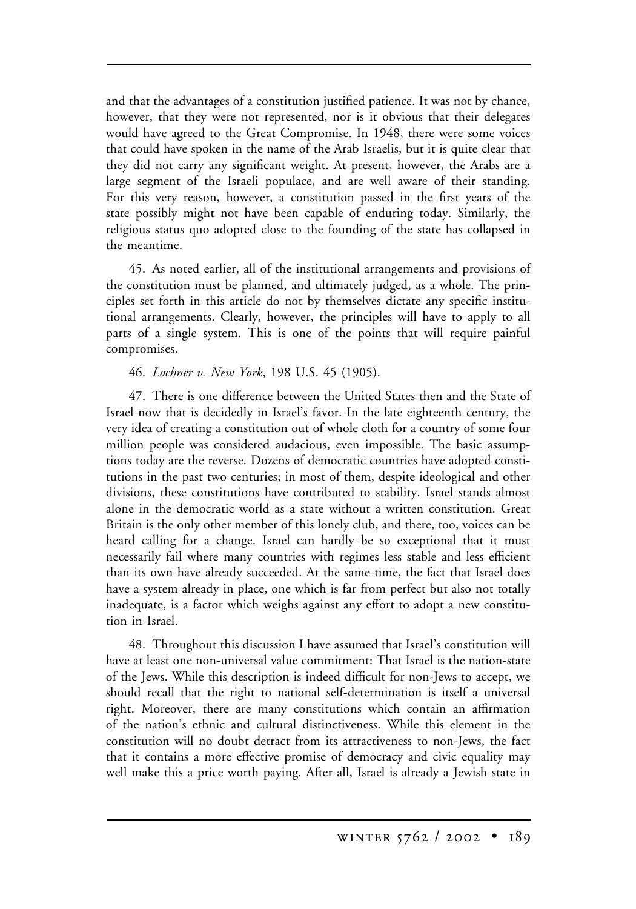and that the advantages of a constitution justified patience. It was not by chance, however, that they were not represented, nor is it obvious that their delegates would have agreed to the Great Compromise. In 1948, there were some voices that could have spoken in the name of the Arab Israelis, but it is quite clear that they did not carry any significant weight. At present, however, the Arabs are a large segment of the Israeli populace, and are well aware of their standing. For this very reason, however, a constitution passed in the first years of the state possibly might not have been capable of enduring today. Similarly, the religious status quo adopted close to the founding of the state has collapsed in the meantime.

45. As noted earlier, all of the institutional arrangements and provisions of the constitution must be planned, and ultimately judged, as a whole. The principles set forth in this article do not by themselves dictate any specific institutional arrangements. Clearly, however, the principles will have to apply to all parts of a single system. This is one of the points that will require painful compromises.

46. *Lochner v. New York*, 198 U.S. 45 (1905).

47. There is one difference between the United States then and the State of Israel now that is decidedly in Israel's favor. In the late eighteenth century, the very idea of creating a constitution out of whole cloth for a country of some four million people was considered audacious, even impossible. The basic assumptions today are the reverse. Dozens of democratic countries have adopted constitutions in the past two centuries; in most of them, despite ideological and other divisions, these constitutions have contributed to stability. Israel stands almost alone in the democratic world as a state without a written constitution. Great Britain is the only other member of this lonely club, and there, too, voices can be heard calling for a change. Israel can hardly be so exceptional that it must necessarily fail where many countries with regimes less stable and less efficient than its own have already succeeded. At the same time, the fact that Israel does have a system already in place, one which is far from perfect but also not totally inadequate, is a factor which weighs against any effort to adopt a new constitution in Israel.

48. Throughout this discussion I have assumed that Israel's constitution will have at least one non-universal value commitment: That Israel is the nation-state of the Jews. While this description is indeed difficult for non-Jews to accept, we should recall that the right to national self-determination is itself a universal right. Moreover, there are many constitutions which contain an affirmation of the nation's ethnic and cultural distinctiveness. While this element in the constitution will no doubt detract from its attractiveness to non-Jews, the fact that it contains a more effective promise of democracy and civic equality may well make this a price worth paying. After all, Israel is already a Jewish state in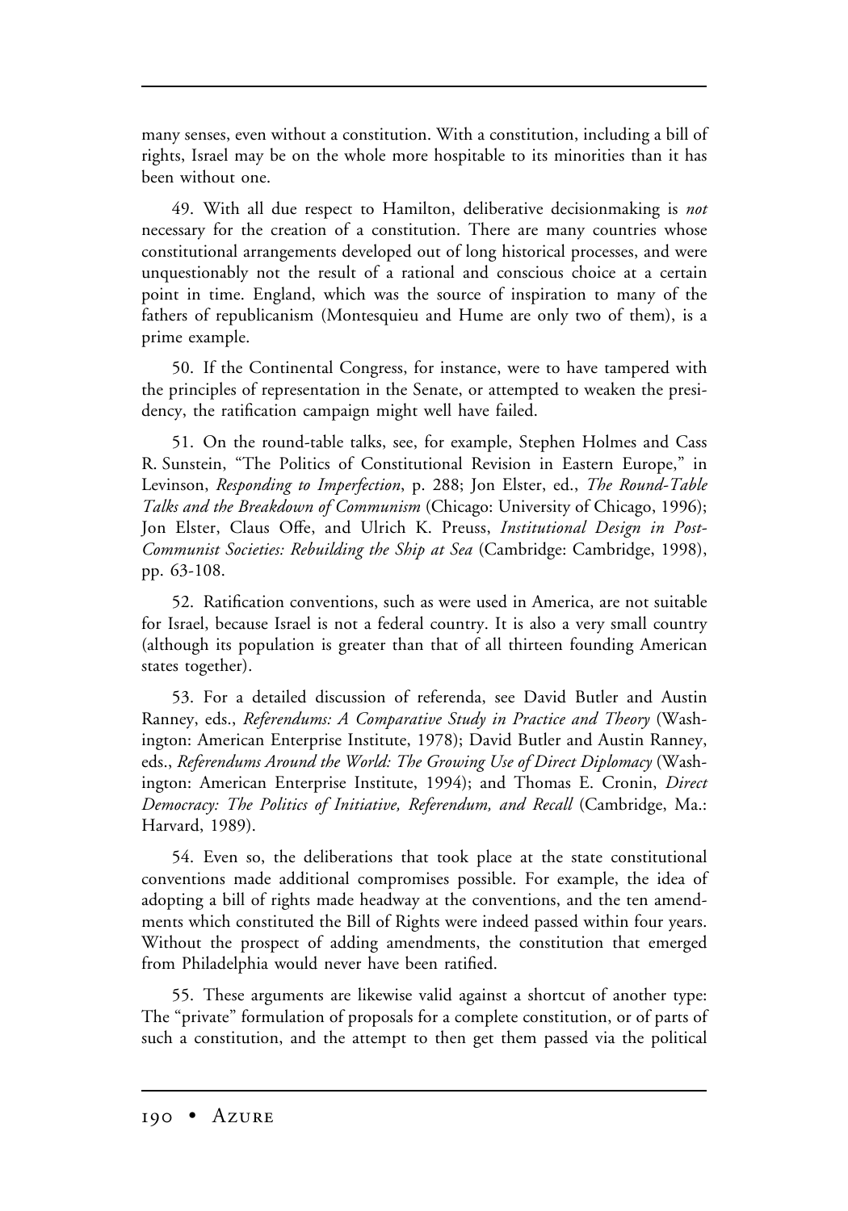many senses, even without a constitution. With a constitution, including a bill of rights, Israel may be on the whole more hospitable to its minorities than it has been without one.

49. With all due respect to Hamilton, deliberative decisionmaking is *not* necessary for the creation of a constitution. There are many countries whose constitutional arrangements developed out of long historical processes, and were unquestionably not the result of a rational and conscious choice at a certain point in time. England, which was the source of inspiration to many of the fathers of republicanism (Montesquieu and Hume are only two of them), is a prime example.

50. If the Continental Congress, for instance, were to have tampered with the principles of representation in the Senate, or attempted to weaken the presidency, the ratification campaign might well have failed.

51. On the round-table talks, see, for example, Stephen Holmes and Cass R. Sunstein, "The Politics of Constitutional Revision in Eastern Europe," in Levinson, *Responding to Imperfection*, p. 288; Jon Elster, ed., *The Round-Table Talks and the Breakdown of Communism* (Chicago: University of Chicago, 1996); Jon Elster, Claus Offe, and Ulrich K. Preuss, *Institutional Design in Post-Communist Societies: Rebuilding the Ship at Sea* (Cambridge: Cambridge, 1998), pp. 63-108.

52. Ratification conventions, such as were used in America, are not suitable for Israel, because Israel is not a federal country. It is also a very small country (although its population is greater than that of all thirteen founding American states together).

53. For a detailed discussion of referenda, see David Butler and Austin Ranney, eds., *Referendums: A Comparative Study in Practice and Theory* (Washington: American Enterprise Institute, 1978); David Butler and Austin Ranney, eds., *Referendums Around the World: The Growing Use of Direct Diplomacy* (Washington: American Enterprise Institute, 1994); and Thomas E. Cronin, *Direct Democracy: The Politics of Initiative, Referendum, and Recall* (Cambridge, Ma.: Harvard, 1989).

54. Even so, the deliberations that took place at the state constitutional conventions made additional compromises possible. For example, the idea of adopting a bill of rights made headway at the conventions, and the ten amendments which constituted the Bill of Rights were indeed passed within four years. Without the prospect of adding amendments, the constitution that emerged from Philadelphia would never have been ratified.

55. These arguments are likewise valid against a shortcut of another type: The "private" formulation of proposals for a complete constitution, or of parts of such a constitution, and the attempt to then get them passed via the political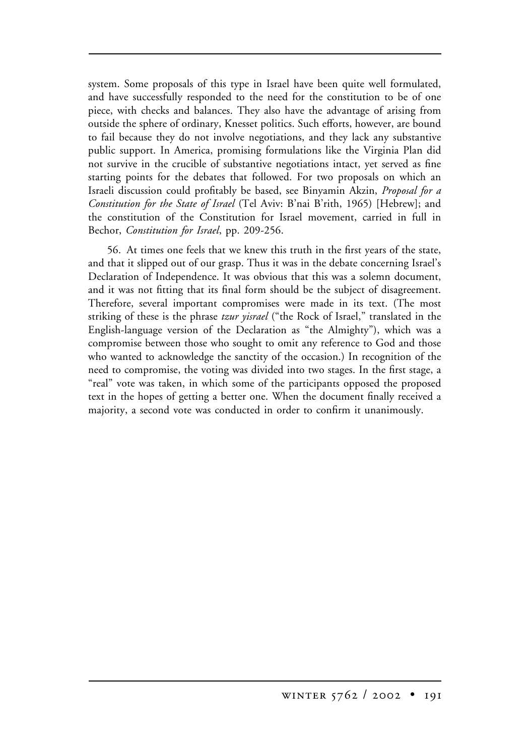system. Some proposals of this type in Israel have been quite well formulated, and have successfully responded to the need for the constitution to be of one piece, with checks and balances. They also have the advantage of arising from outside the sphere of ordinary, Knesset politics. Such efforts, however, are bound to fail because they do not involve negotiations, and they lack any substantive public support. In America, promising formulations like the Virginia Plan did not survive in the crucible of substantive negotiations intact, yet served as fine starting points for the debates that followed. For two proposals on which an Israeli discussion could profitably be based, see Binyamin Akzin, *Proposal for a Constitution for the State of Israel* (Tel Aviv: B'nai B'rith, 1965) [Hebrew]; and the constitution of the Constitution for Israel movement, carried in full in Bechor, *Constitution for Israel*, pp. 209-256.

56. At times one feels that we knew this truth in the first years of the state, and that it slipped out of our grasp. Thus it was in the debate concerning Israel's Declaration of Independence. It was obvious that this was a solemn document, and it was not fitting that its final form should be the subject of disagreement. Therefore, several important compromises were made in its text. (The most striking of these is the phrase *tzur yisrael* ("the Rock of Israel," translated in the English-language version of the Declaration as "the Almighty"), which was a compromise between those who sought to omit any reference to God and those who wanted to acknowledge the sanctity of the occasion.) In recognition of the need to compromise, the voting was divided into two stages. In the first stage, a "real" vote was taken, in which some of the participants opposed the proposed text in the hopes of getting a better one. When the document finally received a majority, a second vote was conducted in order to confirm it unanimously.